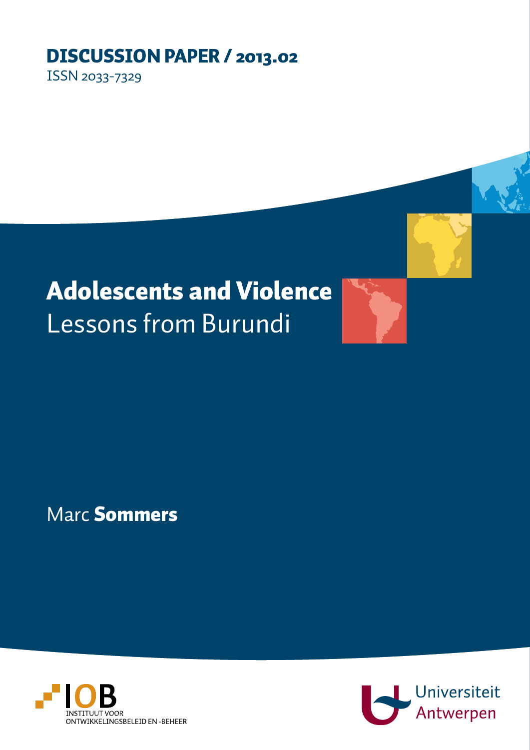**DISCUSSION PAPER / 2013.02**

ISSN 2033-7329

# Adolescents and Violence

## Lessons from Burundi

Marc **Sommers**

IOB
INSTITUUT VOOR
ONTWIKKELINGSBELEID EN -BEHEER

Universiteit Antwerpen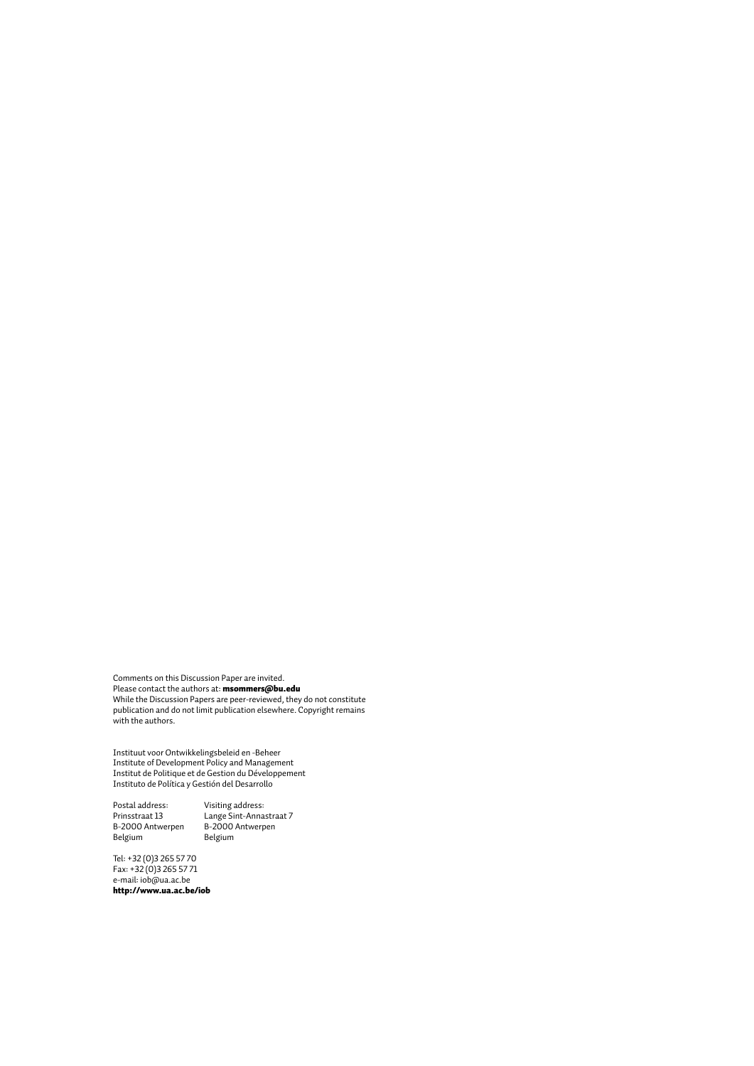Comments on this Discussion Paper are invited.
Please contact the authors at: **msommers@bu.edu**
While the Discussion Papers are peer-reviewed, they do not constitute publication and do not limit publication elsewhere. Copyright remains with the authors.

Instituut voor Ontwikkelingsbeleid en -Beheer
Institute of Development Policy and Management
Institut de Politique et de Gestion du Développement
Instituto de Política y Gestión del Desarrollo

| Postal address: | Visiting address: |
|---|---|
| Prinsstraat 13 | Lange Sint-Annastraat 7 |
| B-2000 Antwerpen | B-2000 Antwerpen |
| Belgium | Belgium |

Tel: +32 (0)3 265 57 70
Fax: +32 (0)3 265 57 71
e-mail: iob@ua.ac.be
**http://www.ua.ac.be/iob**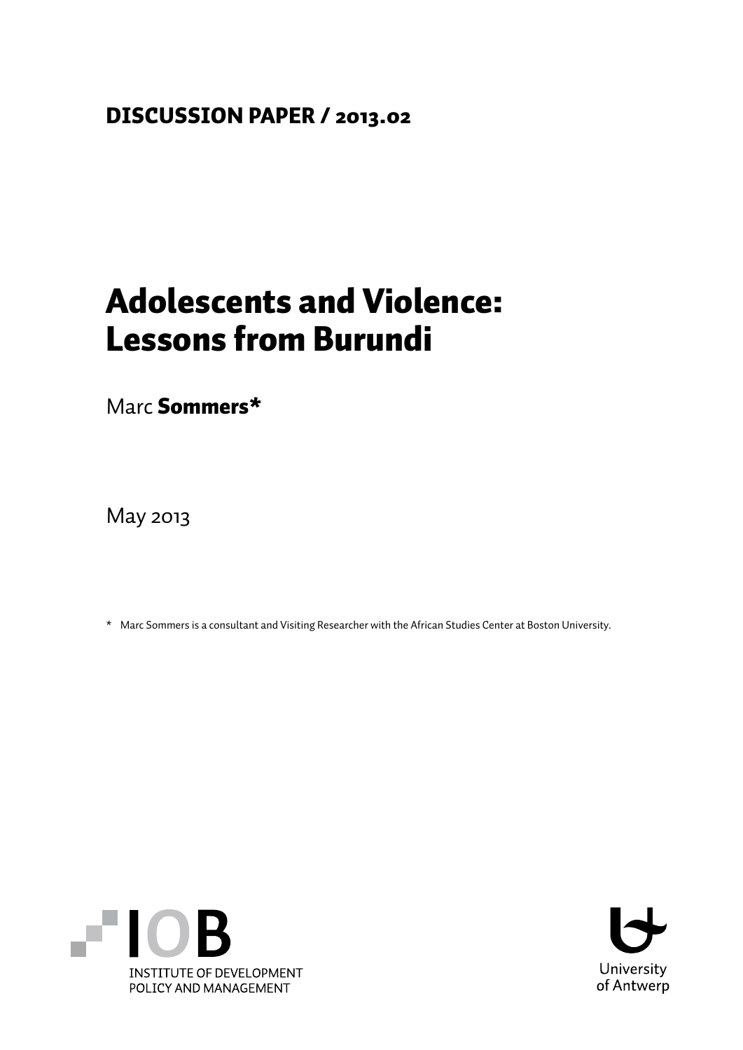**DISCUSSION PAPER / 2013.02**

# Adolescents and Violence: Lessons from Burundi

Marc **Sommers***

May 2013

\* Marc Sommers is a consultant and Visiting Researcher with the African Studies Center at Boston University.

INSTITUTE OF DEVELOPMENT POLICY AND MANAGEMENT

University of Antwerp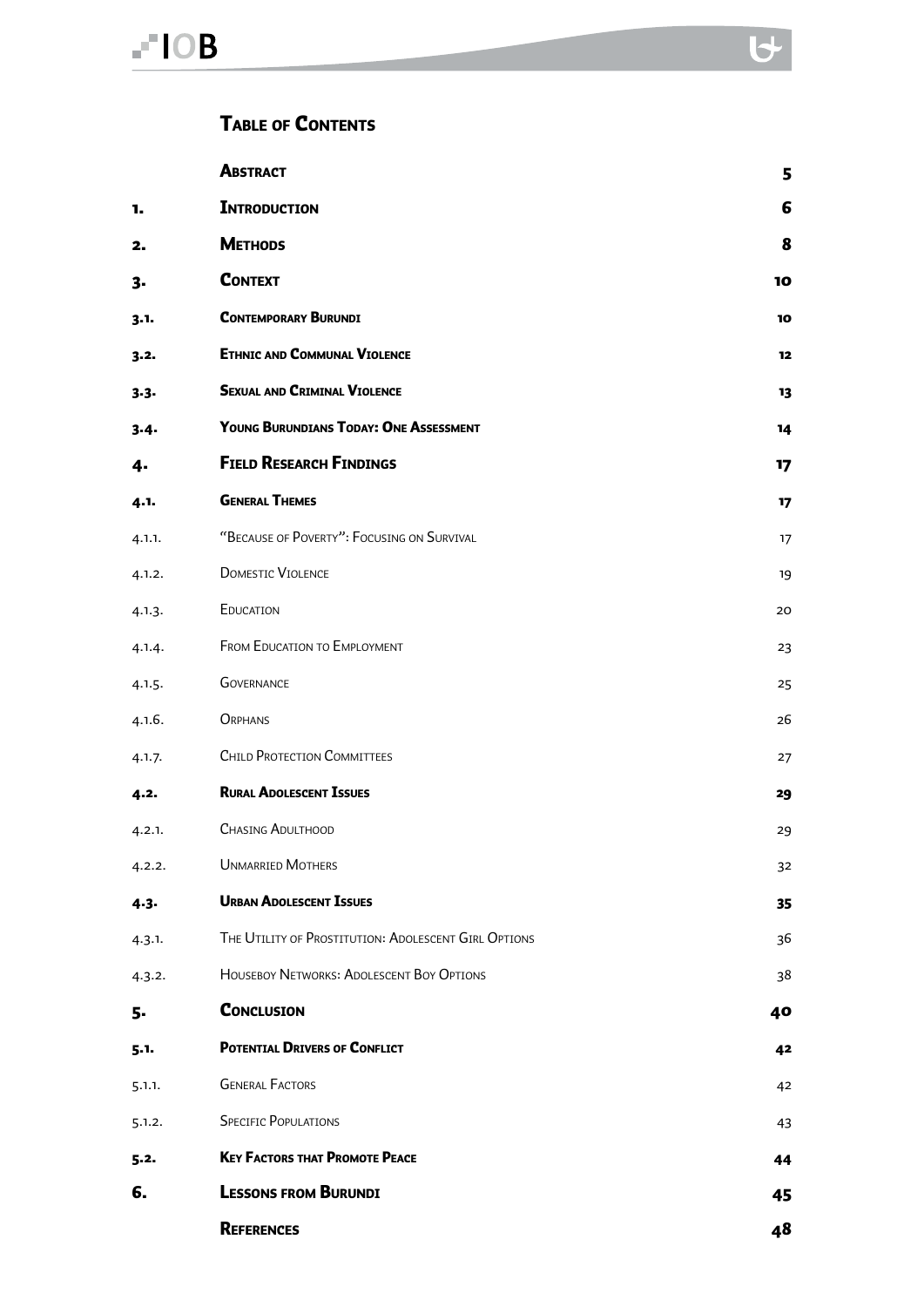## Table of Contents

| | | |
|---|---|---|
| | **Abstract** | **5** |
| **1.** | **Introduction** | **6** |
| **2.** | **Methods** | **8** |
| **3.** | **Context** | **10** |
| **3.1.** | **Contemporary Burundi** | **10** |
| **3.2.** | **Ethnic and Communal Violence** | **12** |
| **3.3.** | **Sexual and Criminal Violence** | **13** |
| **3.4.** | **Young Burundians Today: One Assessment** | **14** |
| **4.** | **Field Research Findings** | **17** |
| **4.1.** | **General Themes** | **17** |
| 4.1.1. | "Because of Poverty": Focusing on Survival | 17 |
| 4.1.2. | Domestic Violence | 19 |
| 4.1.3. | Education | 20 |
| 4.1.4. | From Education to Employment | 23 |
| 4.1.5. | Governance | 25 |
| 4.1.6. | Orphans | 26 |
| 4.1.7. | Child Protection Committees | 27 |
| **4.2.** | **Rural Adolescent Issues** | **29** |
| 4.2.1. | Chasing Adulthood | 29 |
| 4.2.2. | Unmarried Mothers | 32 |
| **4.3.** | **Urban Adolescent Issues** | **35** |
| 4.3.1. | The Utility of Prostitution: Adolescent Girl Options | 36 |
| 4.3.2. | Houseboy Networks: Adolescent Boy Options | 38 |
| **5.** | **Conclusion** | **40** |
| **5.1.** | **Potential Drivers of Conflict** | **42** |
| 5.1.1. | General Factors | 42 |
| 5.1.2. | Specific Populations | 43 |
| **5.2.** | **Key Factors that Promote Peace** | **44** |
| **6.** | **Lessons from Burundi** | **45** |
| | **References** | **48** |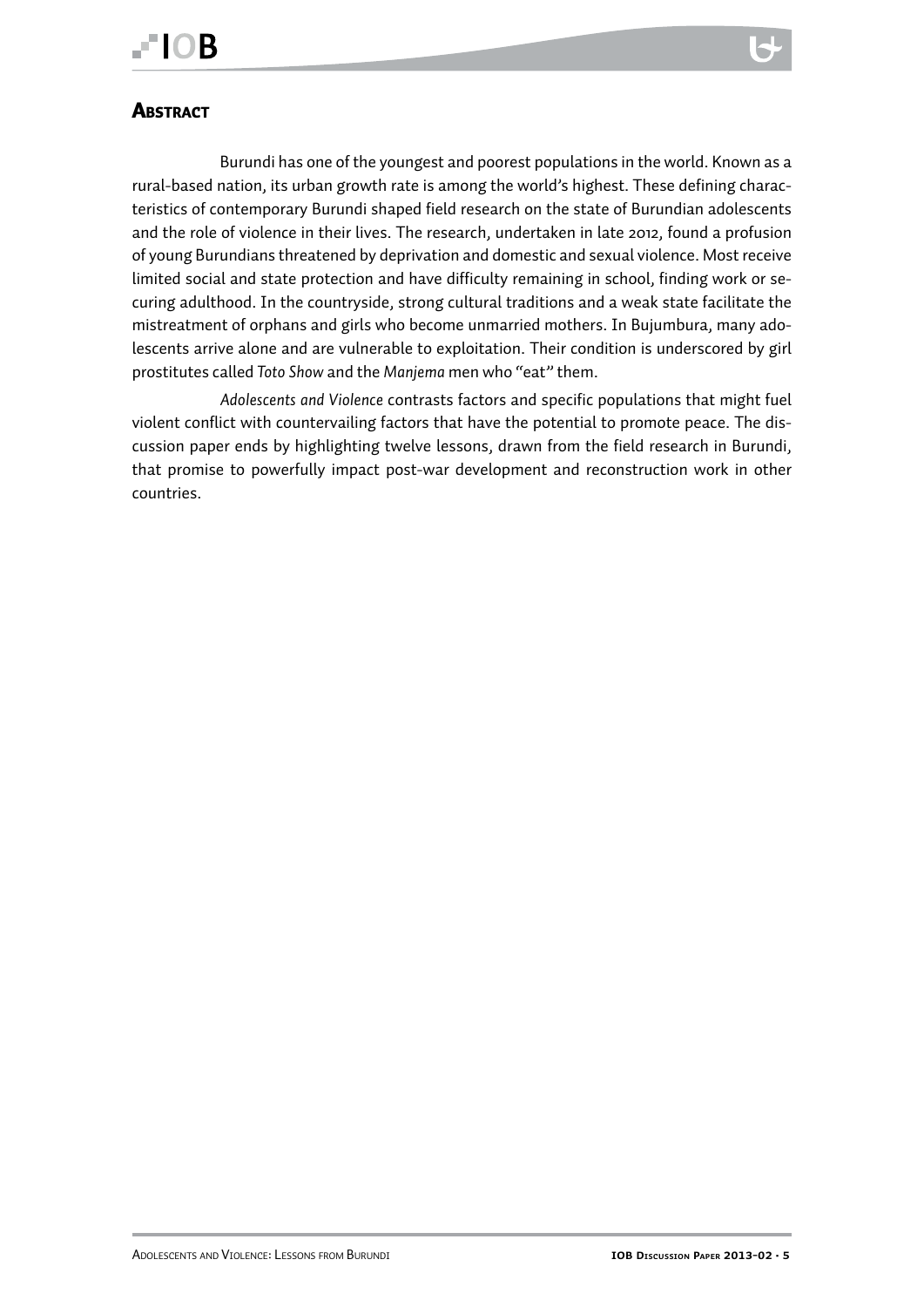## Abstract

Burundi has one of the youngest and poorest populations in the world. Known as a rural-based nation, its urban growth rate is among the world's highest. These defining characteristics of contemporary Burundi shaped field research on the state of Burundian adolescents and the role of violence in their lives. The research, undertaken in late 2012, found a profusion of young Burundians threatened by deprivation and domestic and sexual violence. Most receive limited social and state protection and have difficulty remaining in school, finding work or securing adulthood. In the countryside, strong cultural traditions and a weak state facilitate the mistreatment of orphans and girls who become unmarried mothers. In Bujumbura, many adolescents arrive alone and are vulnerable to exploitation. Their condition is underscored by girl prostitutes called *Toto Show* and the *Manjema* men who "eat" them.

*Adolescents and Violence* contrasts factors and specific populations that might fuel violent conflict with countervailing factors that have the potential to promote peace. The discussion paper ends by highlighting twelve lessons, drawn from the field research in Burundi, that promise to powerfully impact post-war development and reconstruction work in other countries.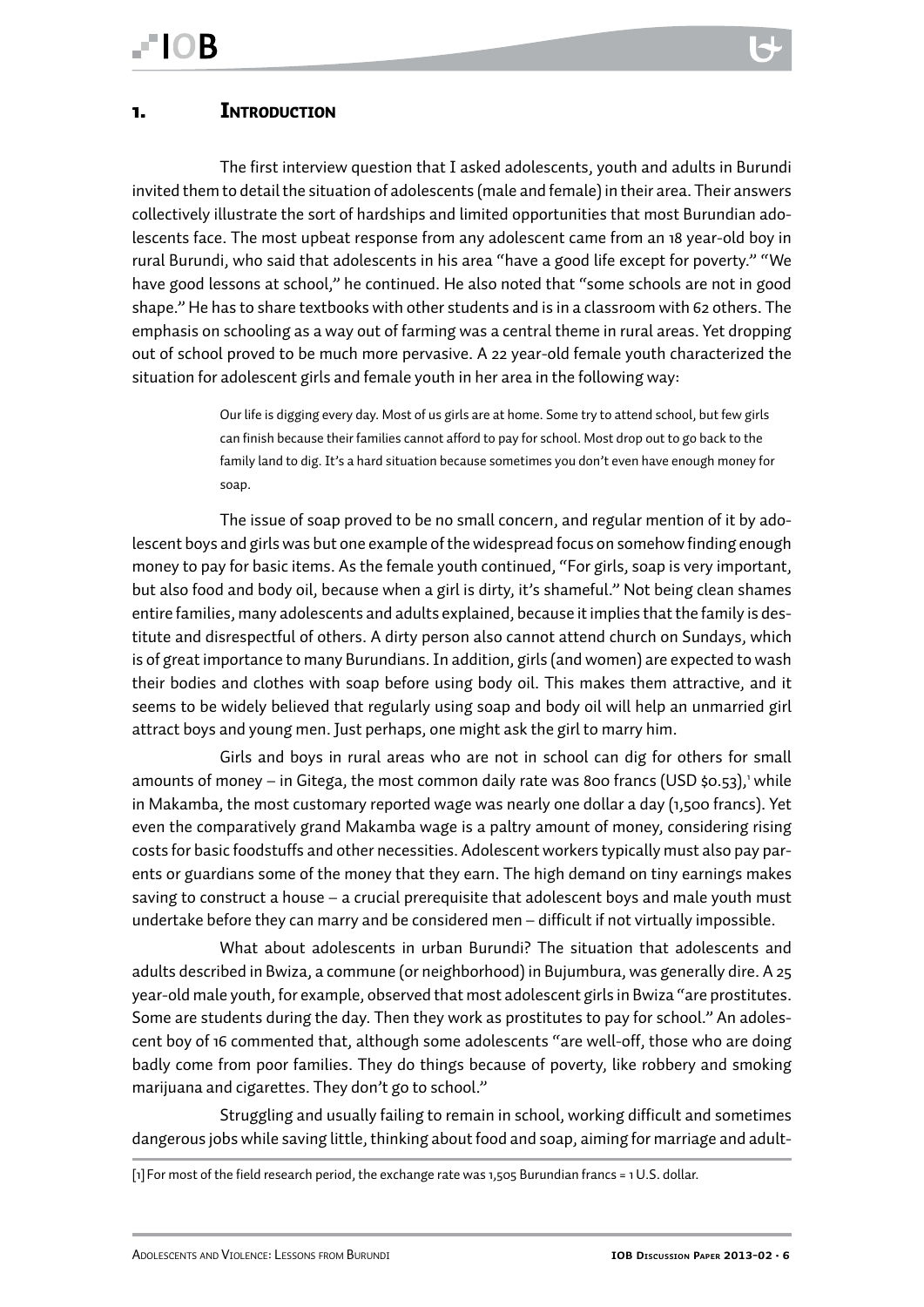# 1. Introduction

The first interview question that I asked adolescents, youth and adults in Burundi invited them to detail the situation of adolescents (male and female) in their area. Their answers collectively illustrate the sort of hardships and limited opportunities that most Burundian adolescents face. The most upbeat response from any adolescent came from an 18 year-old boy in rural Burundi, who said that adolescents in his area "have a good life except for poverty." "We have good lessons at school," he continued. He also noted that "some schools are not in good shape." He has to share textbooks with other students and is in a classroom with 62 others. The emphasis on schooling as a way out of farming was a central theme in rural areas. Yet dropping out of school proved to be much more pervasive. A 22 year-old female youth characterized the situation for adolescent girls and female youth in her area in the following way:

> Our life is digging every day. Most of us girls are at home. Some try to attend school, but few girls can finish because their families cannot afford to pay for school. Most drop out to go back to the family land to dig. It's a hard situation because sometimes you don't even have enough money for soap.

The issue of soap proved to be no small concern, and regular mention of it by adolescent boys and girls was but one example of the widespread focus on somehow finding enough money to pay for basic items. As the female youth continued, "For girls, soap is very important, but also food and body oil, because when a girl is dirty, it's shameful." Not being clean shames entire families, many adolescents and adults explained, because it implies that the family is destitute and disrespectful of others. A dirty person also cannot attend church on Sundays, which is of great importance to many Burundians. In addition, girls (and women) are expected to wash their bodies and clothes with soap before using body oil. This makes them attractive, and it seems to be widely believed that regularly using soap and body oil will help an unmarried girl attract boys and young men. Just perhaps, one might ask the girl to marry him.

Girls and boys in rural areas who are not in school can dig for others for small amounts of money – in Gitega, the most common daily rate was 800 francs (USD $0.53),[1] while in Makamba, the most customary reported wage was nearly one dollar a day (1,500 francs). Yet even the comparatively grand Makamba wage is a paltry amount of money, considering rising costs for basic foodstuffs and other necessities. Adolescent workers typically must also pay parents or guardians some of the money that they earn. The high demand on tiny earnings makes saving to construct a house – a crucial prerequisite that adolescent boys and male youth must undertake before they can marry and be considered men – difficult if not virtually impossible.

What about adolescents in urban Burundi? The situation that adolescents and adults described in Bwiza, a commune (or neighborhood) in Bujumbura, was generally dire. A 25 year-old male youth, for example, observed that most adolescent girls in Bwiza "are prostitutes. Some are students during the day. Then they work as prostitutes to pay for school." An adolescent boy of 16 commented that, although some adolescents "are well-off, those who are doing badly come from poor families. They do things because of poverty, like robbery and smoking marijuana and cigarettes. They don't go to school."

Struggling and usually failing to remain in school, working difficult and sometimes dangerous jobs while saving little, thinking about food and soap, aiming for marriage and adult-

[1] For most of the field research period, the exchange rate was 1,505 Burundian francs = 1 U.S. dollar.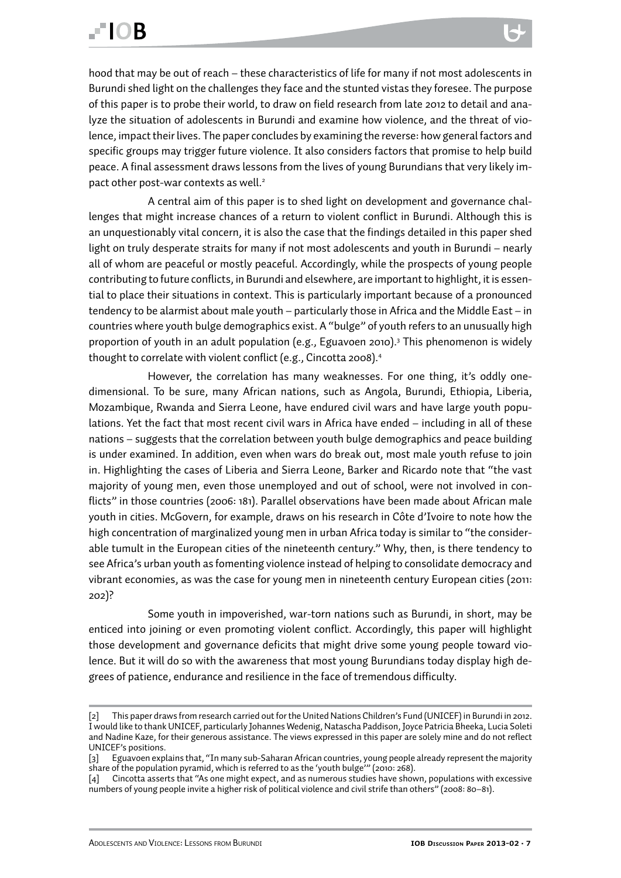hood that may be out of reach – these characteristics of life for many if not most adolescents in Burundi shed light on the challenges they face and the stunted vistas they foresee. The purpose of this paper is to probe their world, to draw on field research from late 2012 to detail and analyze the situation of adolescents in Burundi and examine how violence, and the threat of violence, impact their lives. The paper concludes by examining the reverse: how general factors and specific groups may trigger future violence. It also considers factors that promise to help build peace. A final assessment draws lessons from the lives of young Burundians that very likely impact other post-war contexts as well.[2]

A central aim of this paper is to shed light on development and governance challenges that might increase chances of a return to violent conflict in Burundi. Although this is an unquestionably vital concern, it is also the case that the findings detailed in this paper shed light on truly desperate straits for many if not most adolescents and youth in Burundi – nearly all of whom are peaceful or mostly peaceful. Accordingly, while the prospects of young people contributing to future conflicts, in Burundi and elsewhere, are important to highlight, it is essential to place their situations in context. This is particularly important because of a pronounced tendency to be alarmist about male youth – particularly those in Africa and the Middle East – in countries where youth bulge demographics exist. A "bulge" of youth refers to an unusually high proportion of youth in an adult population (e.g., Eguavoen 2010).[3] This phenomenon is widely thought to correlate with violent conflict (e.g., Cincotta 2008).[4]

However, the correlation has many weaknesses. For one thing, it's oddly one-dimensional. To be sure, many African nations, such as Angola, Burundi, Ethiopia, Liberia, Mozambique, Rwanda and Sierra Leone, have endured civil wars and have large youth populations. Yet the fact that most recent civil wars in Africa have ended – including in all of these nations – suggests that the correlation between youth bulge demographics and peace building is under examined. In addition, even when wars do break out, most male youth refuse to join in. Highlighting the cases of Liberia and Sierra Leone, Barker and Ricardo note that "the vast majority of young men, even those unemployed and out of school, were not involved in conflicts" in those countries (2006: 181). Parallel observations have been made about African male youth in cities. McGovern, for example, draws on his research in Côte d'Ivoire to note how the high concentration of marginalized young men in urban Africa today is similar to "the considerable tumult in the European cities of the nineteenth century." Why, then, is there tendency to see Africa's urban youth as fomenting violence instead of helping to consolidate democracy and vibrant economies, as was the case for young men in nineteenth century European cities (2011: 202)?

Some youth in impoverished, war-torn nations such as Burundi, in short, may be enticed into joining or even promoting violent conflict. Accordingly, this paper will highlight those development and governance deficits that might drive some young people toward violence. But it will do so with the awareness that most young Burundians today display high degrees of patience, endurance and resilience in the face of tremendous difficulty.

---

[2] This paper draws from research carried out for the United Nations Children's Fund (UNICEF) in Burundi in 2012. I would like to thank UNICEF, particularly Johannes Wedenig, Natascha Paddison, Joyce Patricia Bheeka, Lucia Soleti and Nadine Kaze, for their generous assistance. The views expressed in this paper are solely mine and do not reflect UNICEF's positions.

[3] Eguavoen explains that, "In many sub-Saharan African countries, young people already represent the majority share of the population pyramid, which is referred to as the 'youth bulge'" (2010: 268).

[4] Cincotta asserts that "As one might expect, and as numerous studies have shown, populations with excessive numbers of young people invite a higher risk of political violence and civil strife than others" (2008: 80–81).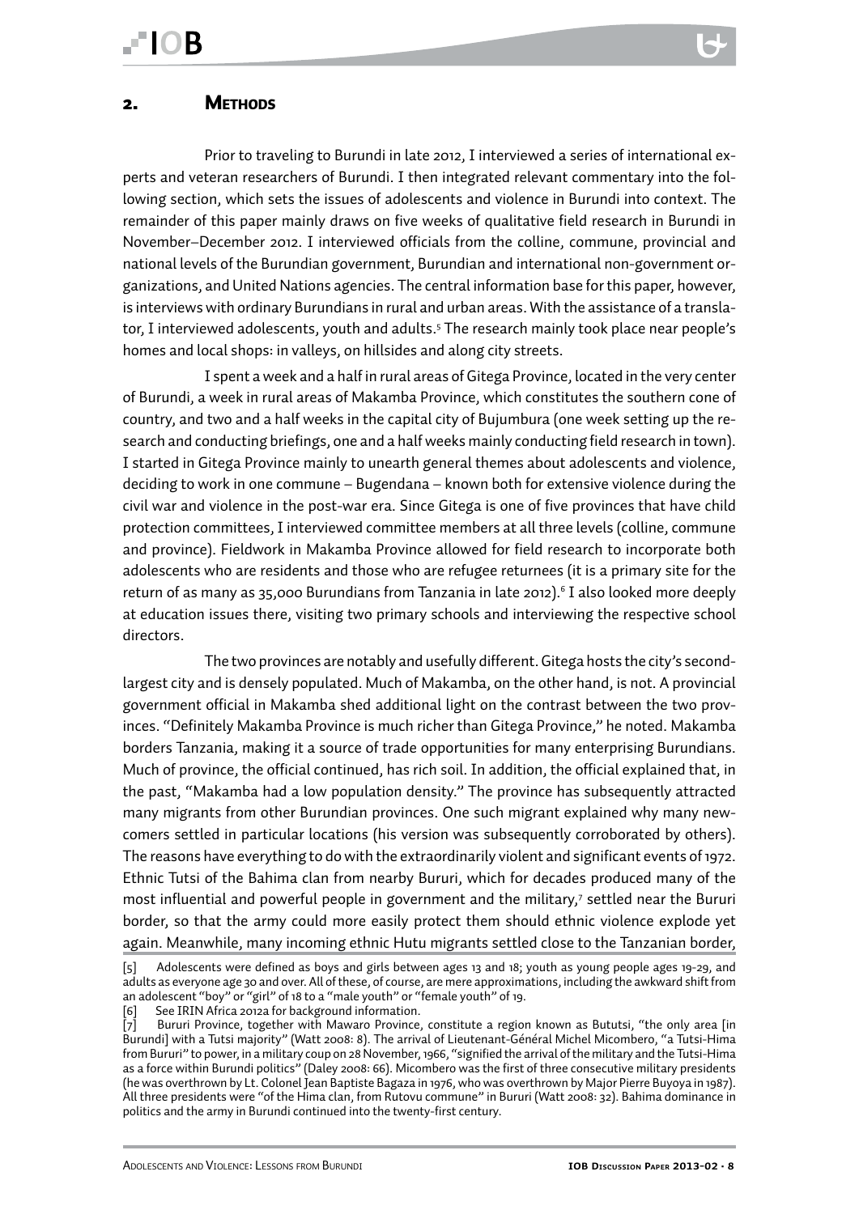## 2. Methods

Prior to traveling to Burundi in late 2012, I interviewed a series of international experts and veteran researchers of Burundi. I then integrated relevant commentary into the following section, which sets the issues of adolescents and violence in Burundi into context. The remainder of this paper mainly draws on five weeks of qualitative field research in Burundi in November–December 2012. I interviewed officials from the colline, commune, provincial and national levels of the Burundian government, Burundian and international non-government organizations, and United Nations agencies. The central information base for this paper, however, is interviews with ordinary Burundians in rural and urban areas. With the assistance of a translator, I interviewed adolescents, youth and adults.[5] The research mainly took place near people's homes and local shops: in valleys, on hillsides and along city streets.

I spent a week and a half in rural areas of Gitega Province, located in the very center of Burundi, a week in rural areas of Makamba Province, which constitutes the southern cone of country, and two and a half weeks in the capital city of Bujumbura (one week setting up the research and conducting briefings, one and a half weeks mainly conducting field research in town). I started in Gitega Province mainly to unearth general themes about adolescents and violence, deciding to work in one commune – Bugendana – known both for extensive violence during the civil war and violence in the post-war era. Since Gitega is one of five provinces that have child protection committees, I interviewed committee members at all three levels (colline, commune and province). Fieldwork in Makamba Province allowed for field research to incorporate both adolescents who are residents and those who are refugee returnees (it is a primary site for the return of as many as 35,000 Burundians from Tanzania in late 2012).[6] I also looked more deeply at education issues there, visiting two primary schools and interviewing the respective school directors.

The two provinces are notably and usefully different. Gitega hosts the city's second-largest city and is densely populated. Much of Makamba, on the other hand, is not. A provincial government official in Makamba shed additional light on the contrast between the two provinces. "Definitely Makamba Province is much richer than Gitega Province," he noted. Makamba borders Tanzania, making it a source of trade opportunities for many enterprising Burundians. Much of province, the official continued, has rich soil. In addition, the official explained that, in the past, "Makamba had a low population density." The province has subsequently attracted many migrants from other Burundian provinces. One such migrant explained why many newcomers settled in particular locations (his version was subsequently corroborated by others). The reasons have everything to do with the extraordinarily violent and significant events of 1972. Ethnic Tutsi of the Bahima clan from nearby Bururi, which for decades produced many of the most influential and powerful people in government and the military,[7] settled near the Bururi border, so that the army could more easily protect them should ethnic violence explode yet again. Meanwhile, many incoming ethnic Hutu migrants settled close to the Tanzanian border,

[5] Adolescents were defined as boys and girls between ages 13 and 18; youth as young people ages 19-29, and adults as everyone age 30 and over. All of these, of course, are mere approximations, including the awkward shift from an adolescent "boy" or "girl" of 18 to a "male youth" or "female youth" of 19.

[6] See IRIN Africa 2012a for background information.

[7] Bururi Province, together with Mawaro Province, constitute a region known as Bututsi, "the only area [in Burundi] with a Tutsi majority" (Watt 2008: 8). The arrival of Lieutenant-Général Michel Micombero, "a Tutsi-Hima from Bururi" to power, in a military coup on 28 November, 1966, "signified the arrival of the military and the Tutsi-Hima as a force within Burundi politics" (Daley 2008: 66). Micombero was the first of three consecutive military presidents (he was overthrown by Lt. Colonel Jean Baptiste Bagaza in 1976, who was overthrown by Major Pierre Buyoya in 1987). All three presidents were "of the Hima clan, from Rutovu commune" in Bururi (Watt 2008: 32). Bahima dominance in politics and the army in Burundi continued into the twenty-first century.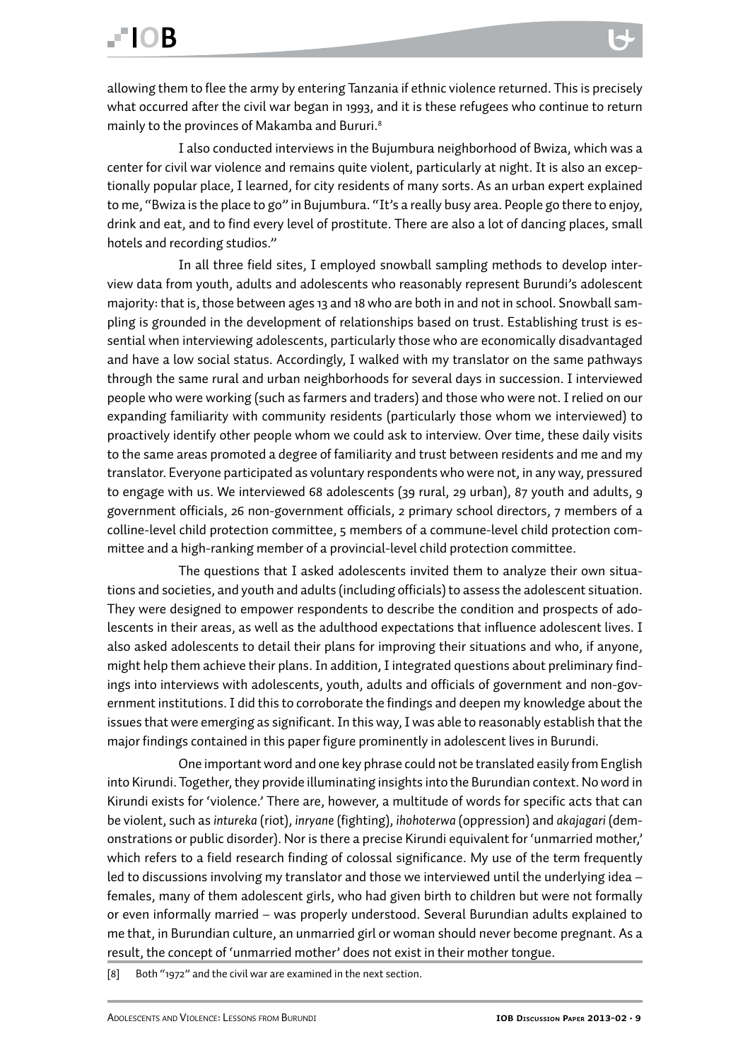allowing them to flee the army by entering Tanzania if ethnic violence returned. This is precisely what occurred after the civil war began in 1993, and it is these refugees who continue to return mainly to the provinces of Makamba and Bururi.[8]

I also conducted interviews in the Bujumbura neighborhood of Bwiza, which was a center for civil war violence and remains quite violent, particularly at night. It is also an exceptionally popular place, I learned, for city residents of many sorts. As an urban expert explained to me, "Bwiza is the place to go" in Bujumbura. "It's a really busy area. People go there to enjoy, drink and eat, and to find every level of prostitute. There are also a lot of dancing places, small hotels and recording studios."

In all three field sites, I employed snowball sampling methods to develop interview data from youth, adults and adolescents who reasonably represent Burundi's adolescent majority: that is, those between ages 13 and 18 who are both in and not in school. Snowball sampling is grounded in the development of relationships based on trust. Establishing trust is essential when interviewing adolescents, particularly those who are economically disadvantaged and have a low social status. Accordingly, I walked with my translator on the same pathways through the same rural and urban neighborhoods for several days in succession. I interviewed people who were working (such as farmers and traders) and those who were not. I relied on our expanding familiarity with community residents (particularly those whom we interviewed) to proactively identify other people whom we could ask to interview. Over time, these daily visits to the same areas promoted a degree of familiarity and trust between residents and me and my translator. Everyone participated as voluntary respondents who were not, in any way, pressured to engage with us. We interviewed 68 adolescents (39 rural, 29 urban), 87 youth and adults, 9 government officials, 26 non-government officials, 2 primary school directors, 7 members of a colline-level child protection committee, 5 members of a commune-level child protection committee and a high-ranking member of a provincial-level child protection committee.

The questions that I asked adolescents invited them to analyze their own situations and societies, and youth and adults (including officials) to assess the adolescent situation. They were designed to empower respondents to describe the condition and prospects of adolescents in their areas, as well as the adulthood expectations that influence adolescent lives. I also asked adolescents to detail their plans for improving their situations and who, if anyone, might help them achieve their plans. In addition, I integrated questions about preliminary findings into interviews with adolescents, youth, adults and officials of government and non-government institutions. I did this to corroborate the findings and deepen my knowledge about the issues that were emerging as significant. In this way, I was able to reasonably establish that the major findings contained in this paper figure prominently in adolescent lives in Burundi.

One important word and one key phrase could not be translated easily from English into Kirundi. Together, they provide illuminating insights into the Burundian context. No word in Kirundi exists for 'violence.' There are, however, a multitude of words for specific acts that can be violent, such as *intureka* (riot), *inryane* (fighting), *ihohoterwa* (oppression) and *akajagari* (demonstrations or public disorder). Nor is there a precise Kirundi equivalent for 'unmarried mother,' which refers to a field research finding of colossal significance. My use of the term frequently led to discussions involving my translator and those we interviewed until the underlying idea – females, many of them adolescent girls, who had given birth to children but were not formally or even informally married – was properly understood. Several Burundian adults explained to me that, in Burundian culture, an unmarried girl or woman should never become pregnant. As a result, the concept of 'unmarried mother' does not exist in their mother tongue.

[8] Both "1972" and the civil war are examined in the next section.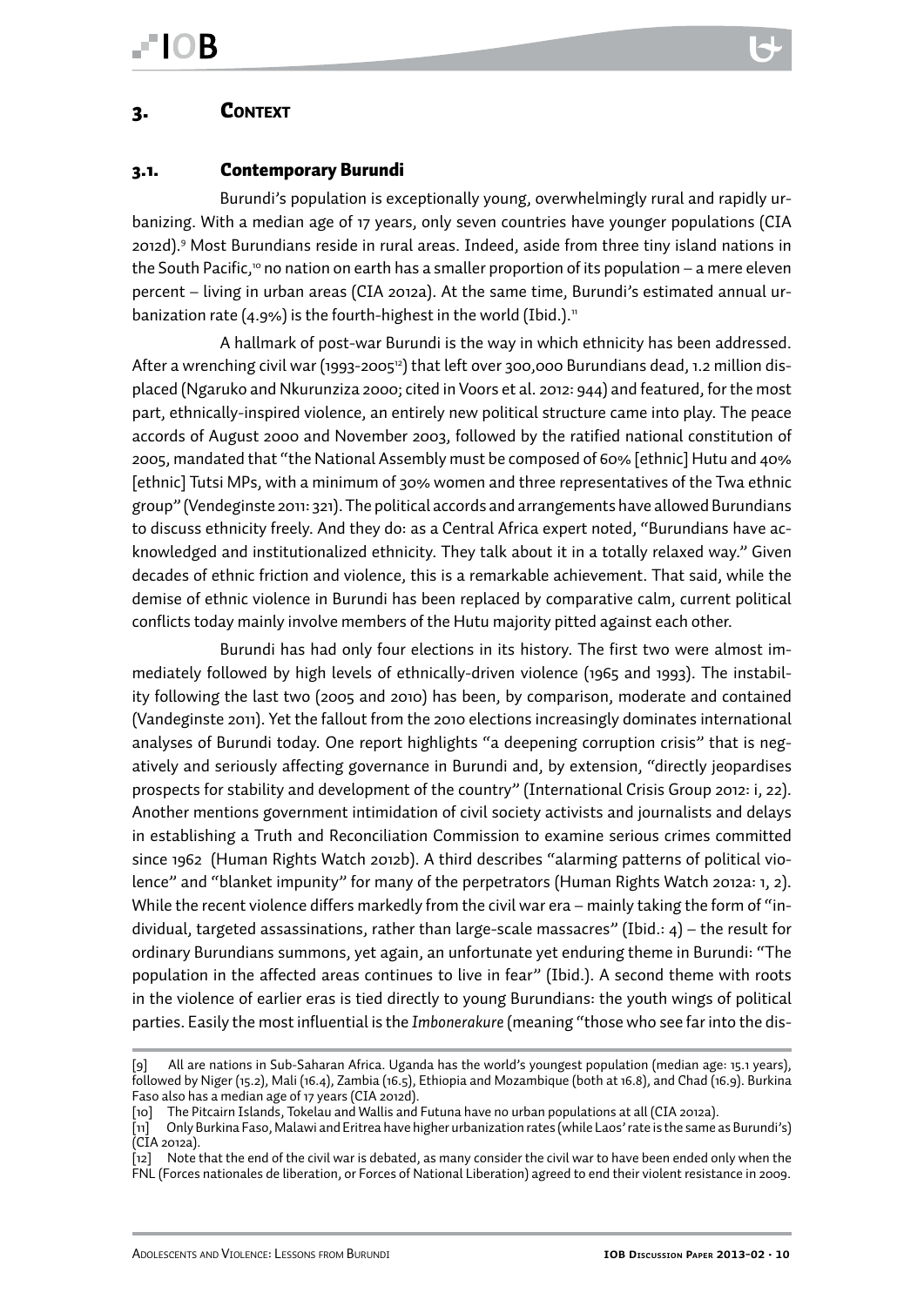# 3. Context

## 3.1. Contemporary Burundi

Burundi's population is exceptionally young, overwhelmingly rural and rapidly urbanizing. With a median age of 17 years, only seven countries have younger populations (CIA 2012d).[9] Most Burundians reside in rural areas. Indeed, aside from three tiny island nations in the South Pacific,[10] no nation on earth has a smaller proportion of its population – a mere eleven percent – living in urban areas (CIA 2012a). At the same time, Burundi's estimated annual urbanization rate (4.9%) is the fourth-highest in the world (Ibid.).[11]

A hallmark of post-war Burundi is the way in which ethnicity has been addressed. After a wrenching civil war (1993-2005[12]) that left over 300,000 Burundians dead, 1.2 million displaced (Ngaruko and Nkurunziza 2000; cited in Voors et al. 2012: 944) and featured, for the most part, ethnically-inspired violence, an entirely new political structure came into play. The peace accords of August 2000 and November 2003, followed by the ratified national constitution of 2005, mandated that "the National Assembly must be composed of 60% [ethnic] Hutu and 40% [ethnic] Tutsi MPs, with a minimum of 30% women and three representatives of the Twa ethnic group" (Vendeginste 2011: 321). The political accords and arrangements have allowed Burundians to discuss ethnicity freely. And they do: as a Central Africa expert noted, "Burundians have acknowledged and institutionalized ethnicity. They talk about it in a totally relaxed way." Given decades of ethnic friction and violence, this is a remarkable achievement. That said, while the demise of ethnic violence in Burundi has been replaced by comparative calm, current political conflicts today mainly involve members of the Hutu majority pitted against each other.

Burundi has had only four elections in its history. The first two were almost immediately followed by high levels of ethnically-driven violence (1965 and 1993). The instability following the last two (2005 and 2010) has been, by comparison, moderate and contained (Vandeginste 2011). Yet the fallout from the 2010 elections increasingly dominates international analyses of Burundi today. One report highlights "a deepening corruption crisis" that is negatively and seriously affecting governance in Burundi and, by extension, "directly jeopardises prospects for stability and development of the country" (International Crisis Group 2012: i, 22). Another mentions government intimidation of civil society activists and journalists and delays in establishing a Truth and Reconciliation Commission to examine serious crimes committed since 1962 (Human Rights Watch 2012b). A third describes "alarming patterns of political violence" and "blanket impunity" for many of the perpetrators (Human Rights Watch 2012a: 1, 2). While the recent violence differs markedly from the civil war era – mainly taking the form of "individual, targeted assassinations, rather than large-scale massacres" (Ibid.: 4) – the result for ordinary Burundians summons, yet again, an unfortunate yet enduring theme in Burundi: "The population in the affected areas continues to live in fear" (Ibid.). A second theme with roots in the violence of earlier eras is tied directly to young Burundians: the youth wings of political parties. Easily the most influential is the *Imbonerakure* (meaning "those who see far into the dis-

---

[9] All are nations in Sub-Saharan Africa. Uganda has the world's youngest population (median age: 15.1 years), followed by Niger (15.2), Mali (16.4), Zambia (16.5), Ethiopia and Mozambique (both at 16.8), and Chad (16.9). Burkina Faso also has a median age of 17 years (CIA 2012d).

[10] The Pitcairn Islands, Tokelau and Wallis and Futuna have no urban populations at all (CIA 2012a).

[11] Only Burkina Faso, Malawi and Eritrea have higher urbanization rates (while Laos' rate is the same as Burundi's) (CIA 2012a).

[12] Note that the end of the civil war is debated, as many consider the civil war to have been ended only when the FNL (Forces nationales de liberation, or Forces of National Liberation) agreed to end their violent resistance in 2009.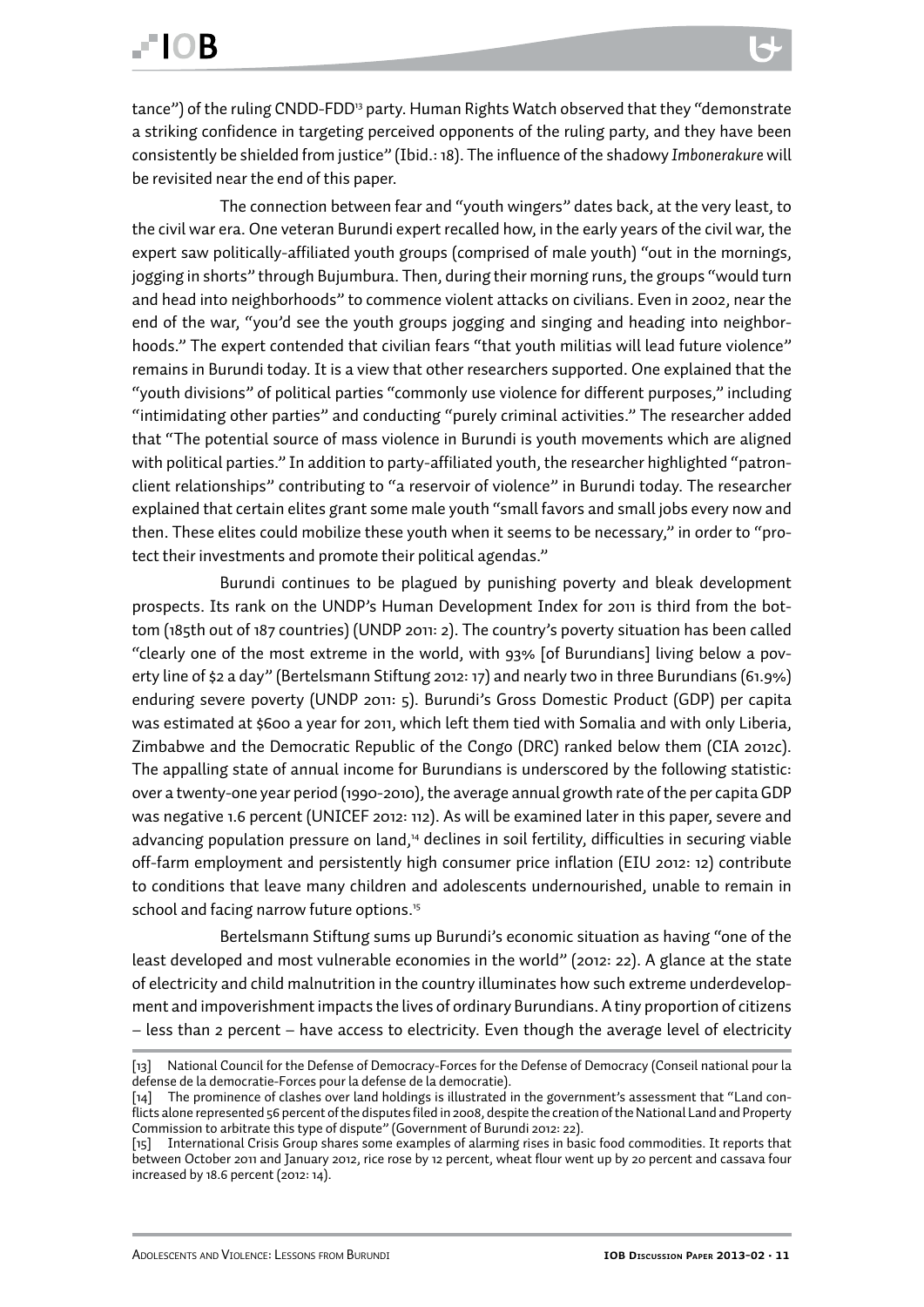tance") of the ruling CNDD-FDD[13] party. Human Rights Watch observed that they "demonstrate a striking confidence in targeting perceived opponents of the ruling party, and they have been consistently be shielded from justice" (Ibid.: 18). The influence of the shadowy *Imbonerakure* will be revisited near the end of this paper.

The connection between fear and "youth wingers" dates back, at the very least, to the civil war era. One veteran Burundi expert recalled how, in the early years of the civil war, the expert saw politically-affiliated youth groups (comprised of male youth) "out in the mornings, jogging in shorts" through Bujumbura. Then, during their morning runs, the groups "would turn and head into neighborhoods" to commence violent attacks on civilians. Even in 2002, near the end of the war, "you'd see the youth groups jogging and singing and heading into neighborhoods." The expert contended that civilian fears "that youth militias will lead future violence" remains in Burundi today. It is a view that other researchers supported. One explained that the "youth divisions" of political parties "commonly use violence for different purposes," including "intimidating other parties" and conducting "purely criminal activities." The researcher added that "The potential source of mass violence in Burundi is youth movements which are aligned with political parties." In addition to party-affiliated youth, the researcher highlighted "patron-client relationships" contributing to "a reservoir of violence" in Burundi today. The researcher explained that certain elites grant some male youth "small favors and small jobs every now and then. These elites could mobilize these youth when it seems to be necessary," in order to "protect their investments and promote their political agendas."

Burundi continues to be plagued by punishing poverty and bleak development prospects. Its rank on the UNDP's Human Development Index for 2011 is third from the bottom (185th out of 187 countries) (UNDP 2011: 2). The country's poverty situation has been called "clearly one of the most extreme in the world, with 93% [of Burundians] living below a poverty line of $2 a day" (Bertelsmann Stiftung 2012: 17) and nearly two in three Burundians (61.9%) enduring severe poverty (UNDP 2011: 5). Burundi's Gross Domestic Product (GDP) per capita was estimated at $600 a year for 2011, which left them tied with Somalia and with only Liberia, Zimbabwe and the Democratic Republic of the Congo (DRC) ranked below them (CIA 2012c). The appalling state of annual income for Burundians is underscored by the following statistic: over a twenty-one year period (1990-2010), the average annual growth rate of the per capita GDP was negative 1.6 percent (UNICEF 2012: 112). As will be examined later in this paper, severe and advancing population pressure on land,[14] declines in soil fertility, difficulties in securing viable off-farm employment and persistently high consumer price inflation (EIU 2012: 12) contribute to conditions that leave many children and adolescents undernourished, unable to remain in school and facing narrow future options.[15]

Bertelsmann Stiftung sums up Burundi's economic situation as having "one of the least developed and most vulnerable economies in the world" (2012: 22). A glance at the state of electricity and child malnutrition in the country illuminates how such extreme underdevelopment and impoverishment impacts the lives of ordinary Burundians. A tiny proportion of citizens – less than 2 percent – have access to electricity. Even though the average level of electricity

[13] National Council for the Defense of Democracy-Forces for the Defense of Democracy (Conseil national pour la defense de la democratie-Forces pour la defense de la democratie).

[14] The prominence of clashes over land holdings is illustrated in the government's assessment that "Land conflicts alone represented 56 percent of the disputes filed in 2008, despite the creation of the National Land and Property Commission to arbitrate this type of dispute" (Government of Burundi 2012: 22).

[15] International Crisis Group shares some examples of alarming rises in basic food commodities. It reports that between October 2011 and January 2012, rice rose by 12 percent, wheat flour went up by 20 percent and cassava four increased by 18.6 percent (2012: 14).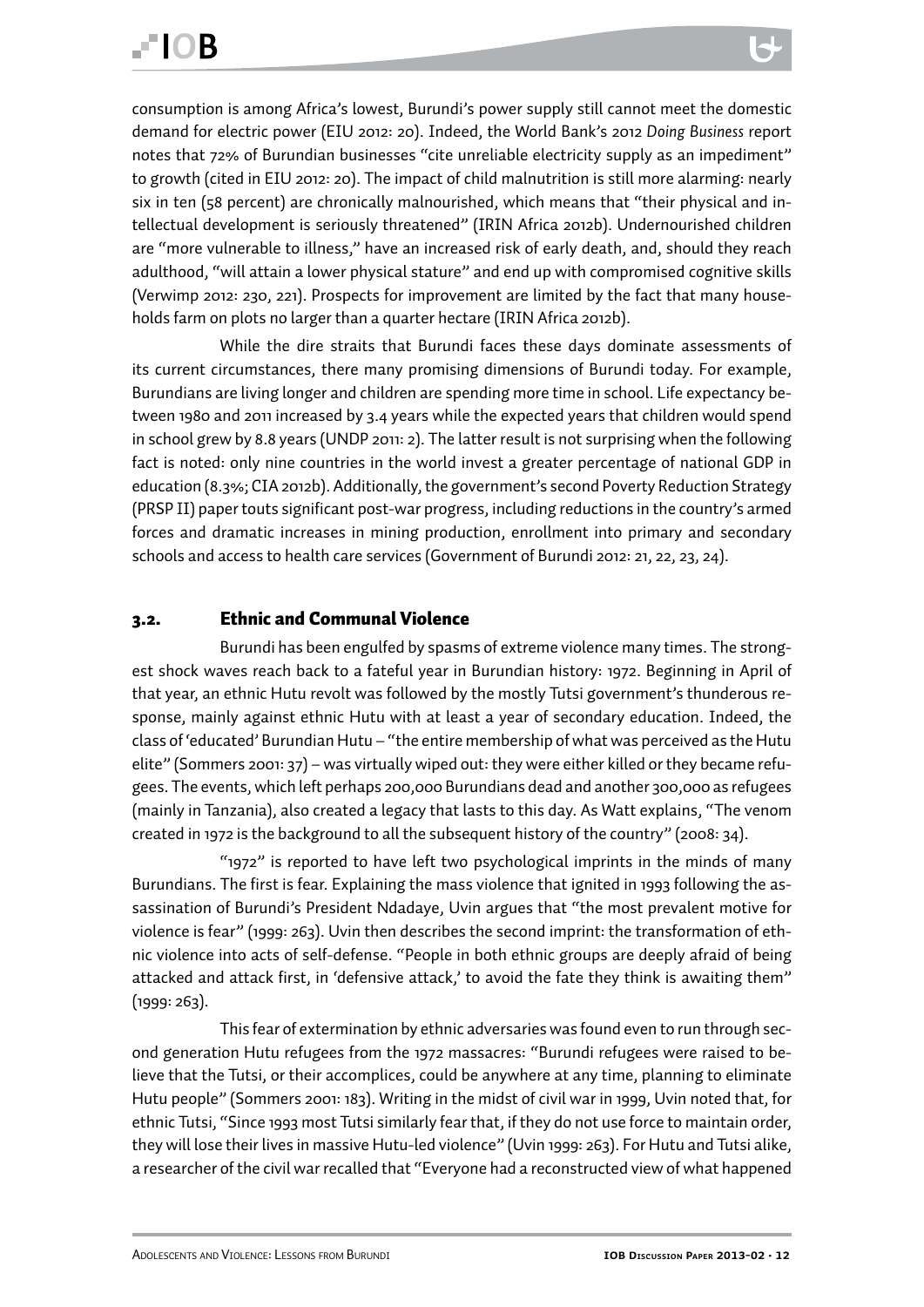consumption is among Africa's lowest, Burundi's power supply still cannot meet the domestic demand for electric power (EIU 2012: 20). Indeed, the World Bank's 2012 *Doing Business* report notes that 72% of Burundian businesses "cite unreliable electricity supply as an impediment" to growth (cited in EIU 2012: 20). The impact of child malnutrition is still more alarming: nearly six in ten (58 percent) are chronically malnourished, which means that "their physical and intellectual development is seriously threatened" (IRIN Africa 2012b). Undernourished children are "more vulnerable to illness," have an increased risk of early death, and, should they reach adulthood, "will attain a lower physical stature" and end up with compromised cognitive skills (Verwimp 2012: 230, 221). Prospects for improvement are limited by the fact that many households farm on plots no larger than a quarter hectare (IRIN Africa 2012b).

While the dire straits that Burundi faces these days dominate assessments of its current circumstances, there many promising dimensions of Burundi today. For example, Burundians are living longer and children are spending more time in school. Life expectancy between 1980 and 2011 increased by 3.4 years while the expected years that children would spend in school grew by 8.8 years (UNDP 2011: 2). The latter result is not surprising when the following fact is noted: only nine countries in the world invest a greater percentage of national GDP in education (8.3%; CIA 2012b). Additionally, the government's second Poverty Reduction Strategy (PRSP II) paper touts significant post-war progress, including reductions in the country's armed forces and dramatic increases in mining production, enrollment into primary and secondary schools and access to health care services (Government of Burundi 2012: 21, 22, 23, 24).

## 3.2. Ethnic and Communal Violence

Burundi has been engulfed by spasms of extreme violence many times. The strongest shock waves reach back to a fateful year in Burundian history: 1972. Beginning in April of that year, an ethnic Hutu revolt was followed by the mostly Tutsi government's thunderous response, mainly against ethnic Hutu with at least a year of secondary education. Indeed, the class of 'educated' Burundian Hutu – "the entire membership of what was perceived as the Hutu elite" (Sommers 2001: 37) – was virtually wiped out: they were either killed or they became refugees. The events, which left perhaps 200,000 Burundians dead and another 300,000 as refugees (mainly in Tanzania), also created a legacy that lasts to this day. As Watt explains, "The venom created in 1972 is the background to all the subsequent history of the country" (2008: 34).

"1972" is reported to have left two psychological imprints in the minds of many Burundians. The first is fear. Explaining the mass violence that ignited in 1993 following the assassination of Burundi's President Ndadaye, Uvin argues that "the most prevalent motive for violence is fear" (1999: 263). Uvin then describes the second imprint: the transformation of ethnic violence into acts of self-defense. "People in both ethnic groups are deeply afraid of being attacked and attack first, in 'defensive attack,' to avoid the fate they think is awaiting them" (1999: 263).

This fear of extermination by ethnic adversaries was found even to run through second generation Hutu refugees from the 1972 massacres: "Burundi refugees were raised to believe that the Tutsi, or their accomplices, could be anywhere at any time, planning to eliminate Hutu people" (Sommers 2001: 183). Writing in the midst of civil war in 1999, Uvin noted that, for ethnic Tutsi, "Since 1993 most Tutsi similarly fear that, if they do not use force to maintain order, they will lose their lives in massive Hutu-led violence" (Uvin 1999: 263). For Hutu and Tutsi alike, a researcher of the civil war recalled that "Everyone had a reconstructed view of what happened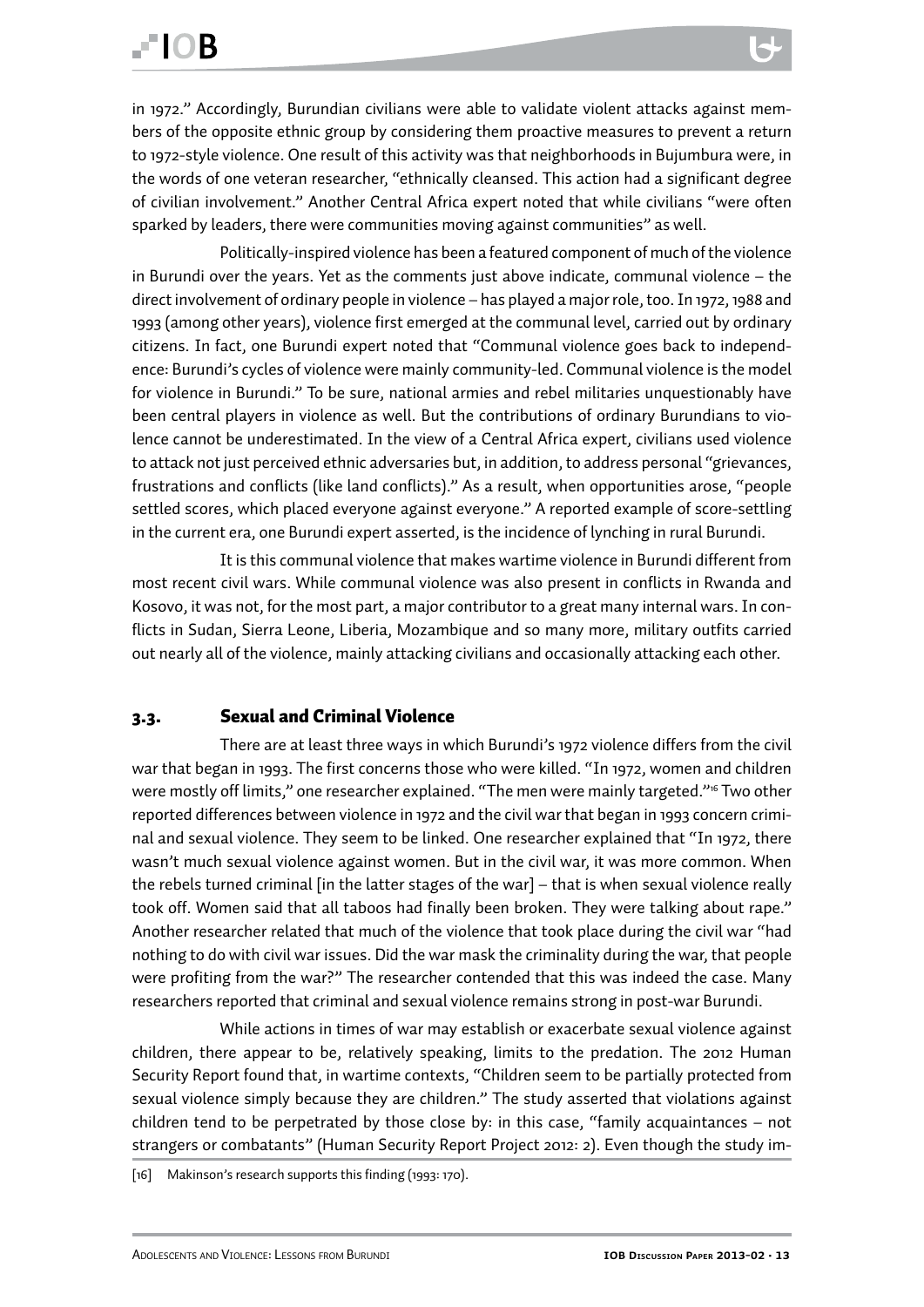in 1972." Accordingly, Burundian civilians were able to validate violent attacks against members of the opposite ethnic group by considering them proactive measures to prevent a return to 1972-style violence. One result of this activity was that neighborhoods in Bujumbura were, in the words of one veteran researcher, "ethnically cleansed. This action had a significant degree of civilian involvement." Another Central Africa expert noted that while civilians "were often sparked by leaders, there were communities moving against communities" as well.

Politically-inspired violence has been a featured component of much of the violence in Burundi over the years. Yet as the comments just above indicate, communal violence – the direct involvement of ordinary people in violence – has played a major role, too. In 1972, 1988 and 1993 (among other years), violence first emerged at the communal level, carried out by ordinary citizens. In fact, one Burundi expert noted that "Communal violence goes back to independence: Burundi's cycles of violence were mainly community-led. Communal violence is the model for violence in Burundi." To be sure, national armies and rebel militaries unquestionably have been central players in violence as well. But the contributions of ordinary Burundians to violence cannot be underestimated. In the view of a Central Africa expert, civilians used violence to attack not just perceived ethnic adversaries but, in addition, to address personal "grievances, frustrations and conflicts (like land conflicts)." As a result, when opportunities arose, "people settled scores, which placed everyone against everyone." A reported example of score-settling in the current era, one Burundi expert asserted, is the incidence of lynching in rural Burundi.

It is this communal violence that makes wartime violence in Burundi different from most recent civil wars. While communal violence was also present in conflicts in Rwanda and Kosovo, it was not, for the most part, a major contributor to a great many internal wars. In conflicts in Sudan, Sierra Leone, Liberia, Mozambique and so many more, military outfits carried out nearly all of the violence, mainly attacking civilians and occasionally attacking each other.

## 3.3. Sexual and Criminal Violence

There are at least three ways in which Burundi's 1972 violence differs from the civil war that began in 1993. The first concerns those who were killed. "In 1972, women and children were mostly off limits," one researcher explained. "The men were mainly targeted."[16] Two other reported differences between violence in 1972 and the civil war that began in 1993 concern criminal and sexual violence. They seem to be linked. One researcher explained that "In 1972, there wasn't much sexual violence against women. But in the civil war, it was more common. When the rebels turned criminal [in the latter stages of the war] – that is when sexual violence really took off. Women said that all taboos had finally been broken. They were talking about rape." Another researcher related that much of the violence that took place during the civil war "had nothing to do with civil war issues. Did the war mask the criminality during the war, that people were profiting from the war?" The researcher contended that this was indeed the case. Many researchers reported that criminal and sexual violence remains strong in post-war Burundi.

While actions in times of war may establish or exacerbate sexual violence against children, there appear to be, relatively speaking, limits to the predation. The 2012 Human Security Report found that, in wartime contexts, "Children seem to be partially protected from sexual violence simply because they are children." The study asserted that violations against children tend to be perpetrated by those close by: in this case, "family acquaintances – not strangers or combatants" (Human Security Report Project 2012: 2). Even though the study im-

[16] Makinson's research supports this finding (1993: 170).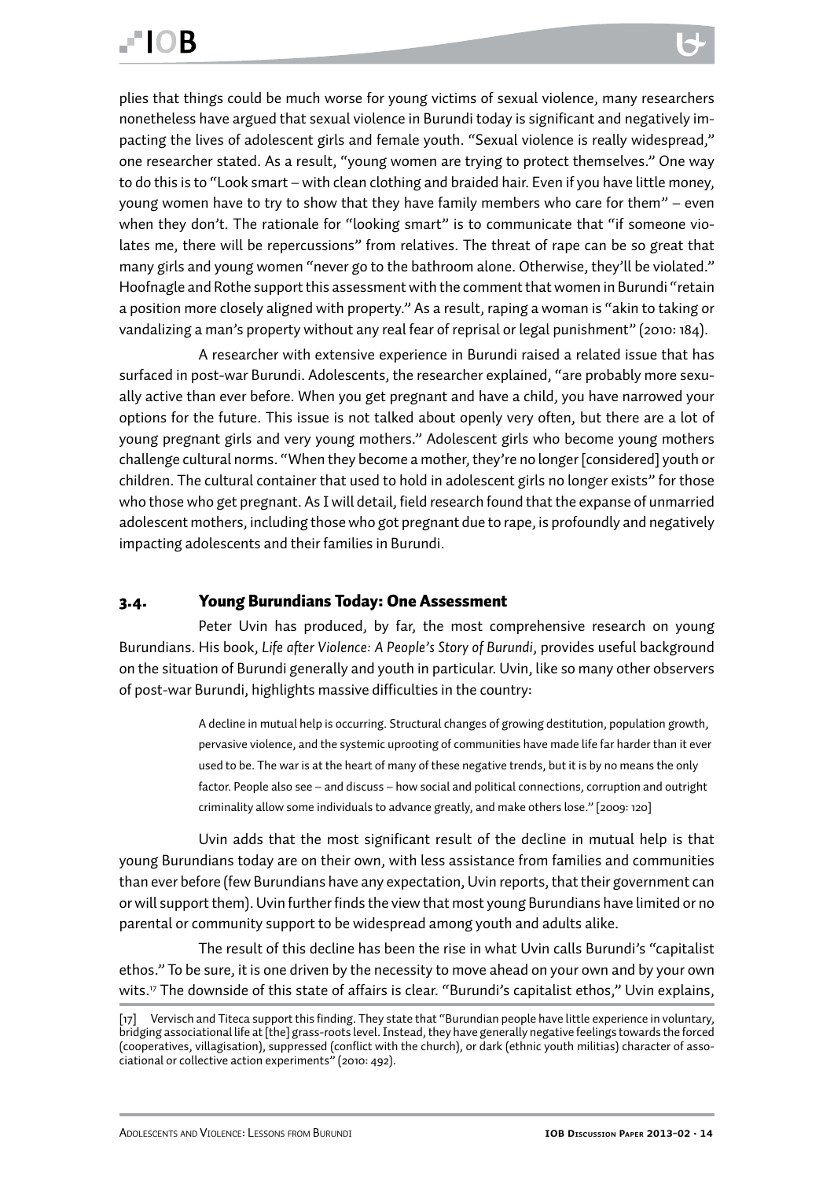plies that things could be much worse for young victims of sexual violence, many researchers nonetheless have argued that sexual violence in Burundi today is significant and negatively impacting the lives of adolescent girls and female youth. "Sexual violence is really widespread," one researcher stated. As a result, "young women are trying to protect themselves." One way to do this is to "Look smart – with clean clothing and braided hair. Even if you have little money, young women have to try to show that they have family members who care for them" – even when they don't. The rationale for "looking smart" is to communicate that "if someone violates me, there will be repercussions" from relatives. The threat of rape can be so great that many girls and young women "never go to the bathroom alone. Otherwise, they'll be violated." Hoofnagle and Rothe support this assessment with the comment that women in Burundi "retain a position more closely aligned with property." As a result, raping a woman is "akin to taking or vandalizing a man's property without any real fear of reprisal or legal punishment" (2010: 184).

A researcher with extensive experience in Burundi raised a related issue that has surfaced in post-war Burundi. Adolescents, the researcher explained, "are probably more sexually active than ever before. When you get pregnant and have a child, you have narrowed your options for the future. This issue is not talked about openly very often, but there are a lot of young pregnant girls and very young mothers." Adolescent girls who become young mothers challenge cultural norms. "When they become a mother, they're no longer [considered] youth or children. The cultural container that used to hold in adolescent girls no longer exists" for those who those who get pregnant. As I will detail, field research found that the expanse of unmarried adolescent mothers, including those who got pregnant due to rape, is profoundly and negatively impacting adolescents and their families in Burundi.

## 3.4. Young Burundians Today: One Assessment

Peter Uvin has produced, by far, the most comprehensive research on young Burundians. His book, *Life after Violence: A People's Story of Burundi*, provides useful background on the situation of Burundi generally and youth in particular. Uvin, like so many other observers of post-war Burundi, highlights massive difficulties in the country:

> A decline in mutual help is occurring. Structural changes of growing destitution, population growth, pervasive violence, and the systemic uprooting of communities have made life far harder than it ever used to be. The war is at the heart of many of these negative trends, but it is by no means the only factor. People also see – and discuss – how social and political connections, corruption and outright criminality allow some individuals to advance greatly, and make others lose." [2009: 120]

Uvin adds that the most significant result of the decline in mutual help is that young Burundians today are on their own, with less assistance from families and communities than ever before (few Burundians have any expectation, Uvin reports, that their government can or will support them). Uvin further finds the view that most young Burundians have limited or no parental or community support to be widespread among youth and adults alike.

The result of this decline has been the rise in what Uvin calls Burundi's "capitalist ethos." To be sure, it is one driven by the necessity to move ahead on your own and by your own wits.[17] The downside of this state of affairs is clear. "Burundi's capitalist ethos," Uvin explains,

[17] Vervisch and Titeca support this finding. They state that "Burundian people have little experience in voluntary, bridging associational life at [the] grass-roots level. Instead, they have generally negative feelings towards the forced (cooperatives, villagisation), suppressed (conflict with the church), or dark (ethnic youth militias) character of associational or collective action experiments" (2010: 492).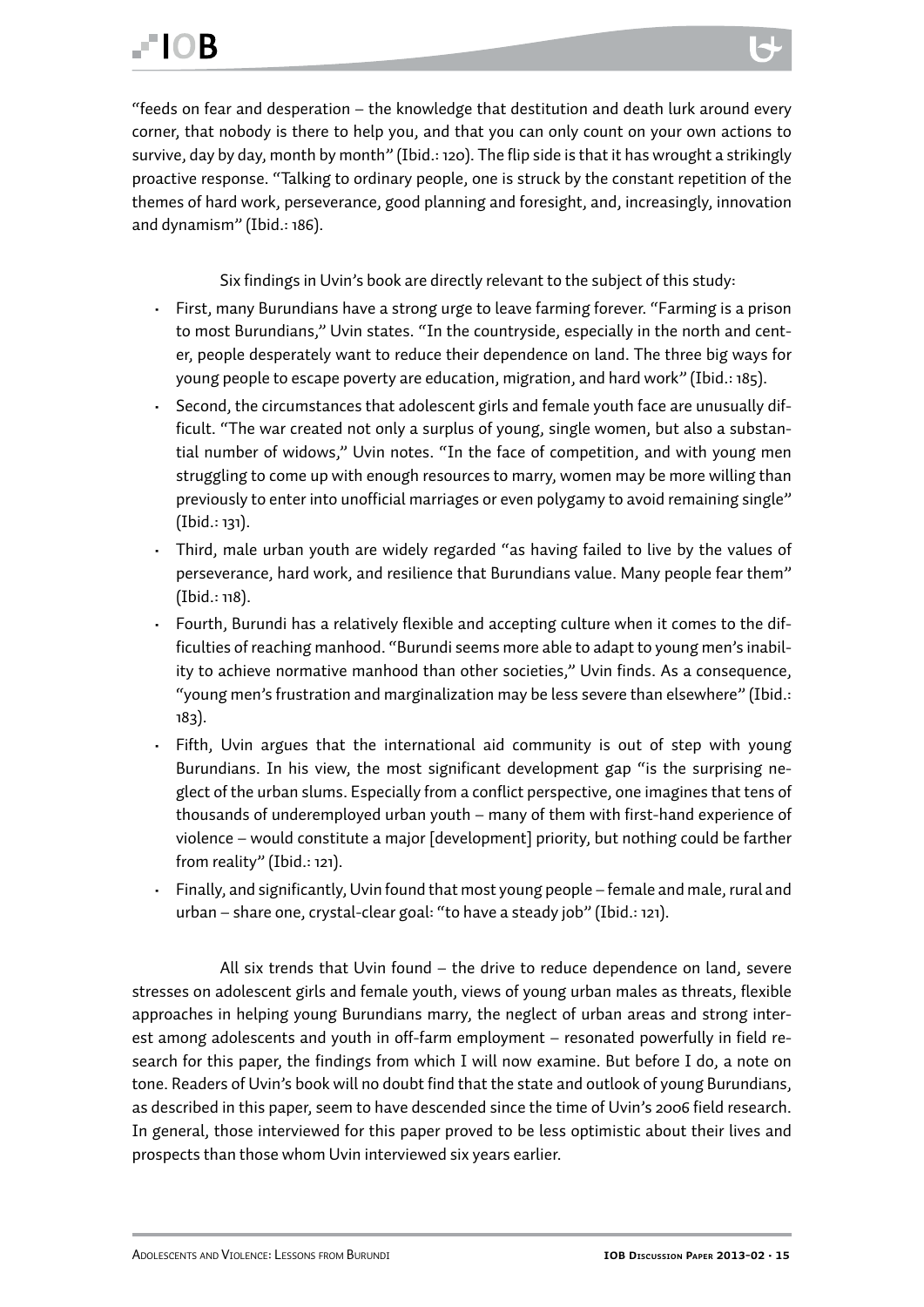"feeds on fear and desperation – the knowledge that destitution and death lurk around every corner, that nobody is there to help you, and that you can only count on your own actions to survive, day by day, month by month" (Ibid.: 120). The flip side is that it has wrought a strikingly proactive response. "Talking to ordinary people, one is struck by the constant repetition of the themes of hard work, perseverance, good planning and foresight, and, increasingly, innovation and dynamism" (Ibid.: 186).

Six findings in Uvin's book are directly relevant to the subject of this study:

- First, many Burundians have a strong urge to leave farming forever. "Farming is a prison to most Burundians," Uvin states. "In the countryside, especially in the north and center, people desperately want to reduce their dependence on land. The three big ways for young people to escape poverty are education, migration, and hard work" (Ibid.: 185).
- Second, the circumstances that adolescent girls and female youth face are unusually difficult. "The war created not only a surplus of young, single women, but also a substantial number of widows," Uvin notes. "In the face of competition, and with young men struggling to come up with enough resources to marry, women may be more willing than previously to enter into unofficial marriages or even polygamy to avoid remaining single" (Ibid.: 131).
- Third, male urban youth are widely regarded "as having failed to live by the values of perseverance, hard work, and resilience that Burundians value. Many people fear them" (Ibid.: 118).
- Fourth, Burundi has a relatively flexible and accepting culture when it comes to the difficulties of reaching manhood. "Burundi seems more able to adapt to young men's inability to achieve normative manhood than other societies," Uvin finds. As a consequence, "young men's frustration and marginalization may be less severe than elsewhere" (Ibid.: 183).
- Fifth, Uvin argues that the international aid community is out of step with young Burundians. In his view, the most significant development gap "is the surprising neglect of the urban slums. Especially from a conflict perspective, one imagines that tens of thousands of underemployed urban youth – many of them with first-hand experience of violence – would constitute a major [development] priority, but nothing could be farther from reality" (Ibid.: 121).
- Finally, and significantly, Uvin found that most young people – female and male, rural and urban – share one, crystal-clear goal: "to have a steady job" (Ibid.: 121).

All six trends that Uvin found – the drive to reduce dependence on land, severe stresses on adolescent girls and female youth, views of young urban males as threats, flexible approaches in helping young Burundians marry, the neglect of urban areas and strong interest among adolescents and youth in off-farm employment – resonated powerfully in field research for this paper, the findings from which I will now examine. But before I do, a note on tone. Readers of Uvin's book will no doubt find that the state and outlook of young Burundians, as described in this paper, seem to have descended since the time of Uvin's 2006 field research. In general, those interviewed for this paper proved to be less optimistic about their lives and prospects than those whom Uvin interviewed six years earlier.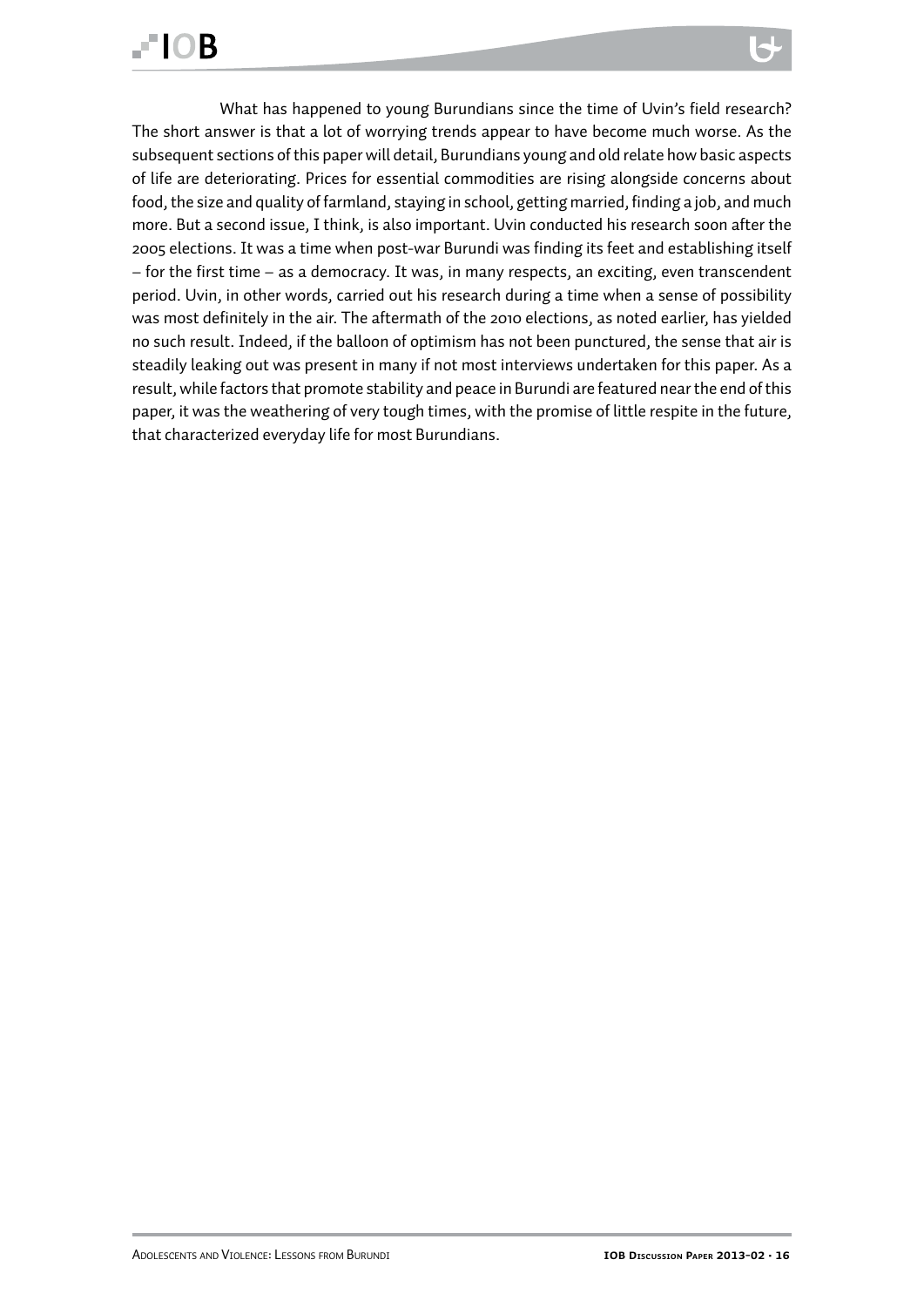What has happened to young Burundians since the time of Uvin's field research? The short answer is that a lot of worrying trends appear to have become much worse. As the subsequent sections of this paper will detail, Burundians young and old relate how basic aspects of life are deteriorating. Prices for essential commodities are rising alongside concerns about food, the size and quality of farmland, staying in school, getting married, finding a job, and much more. But a second issue, I think, is also important. Uvin conducted his research soon after the 2005 elections. It was a time when post-war Burundi was finding its feet and establishing itself – for the first time – as a democracy. It was, in many respects, an exciting, even transcendent period. Uvin, in other words, carried out his research during a time when a sense of possibility was most definitely in the air. The aftermath of the 2010 elections, as noted earlier, has yielded no such result. Indeed, if the balloon of optimism has not been punctured, the sense that air is steadily leaking out was present in many if not most interviews undertaken for this paper. As a result, while factors that promote stability and peace in Burundi are featured near the end of this paper, it was the weathering of very tough times, with the promise of little respite in the future, that characterized everyday life for most Burundians.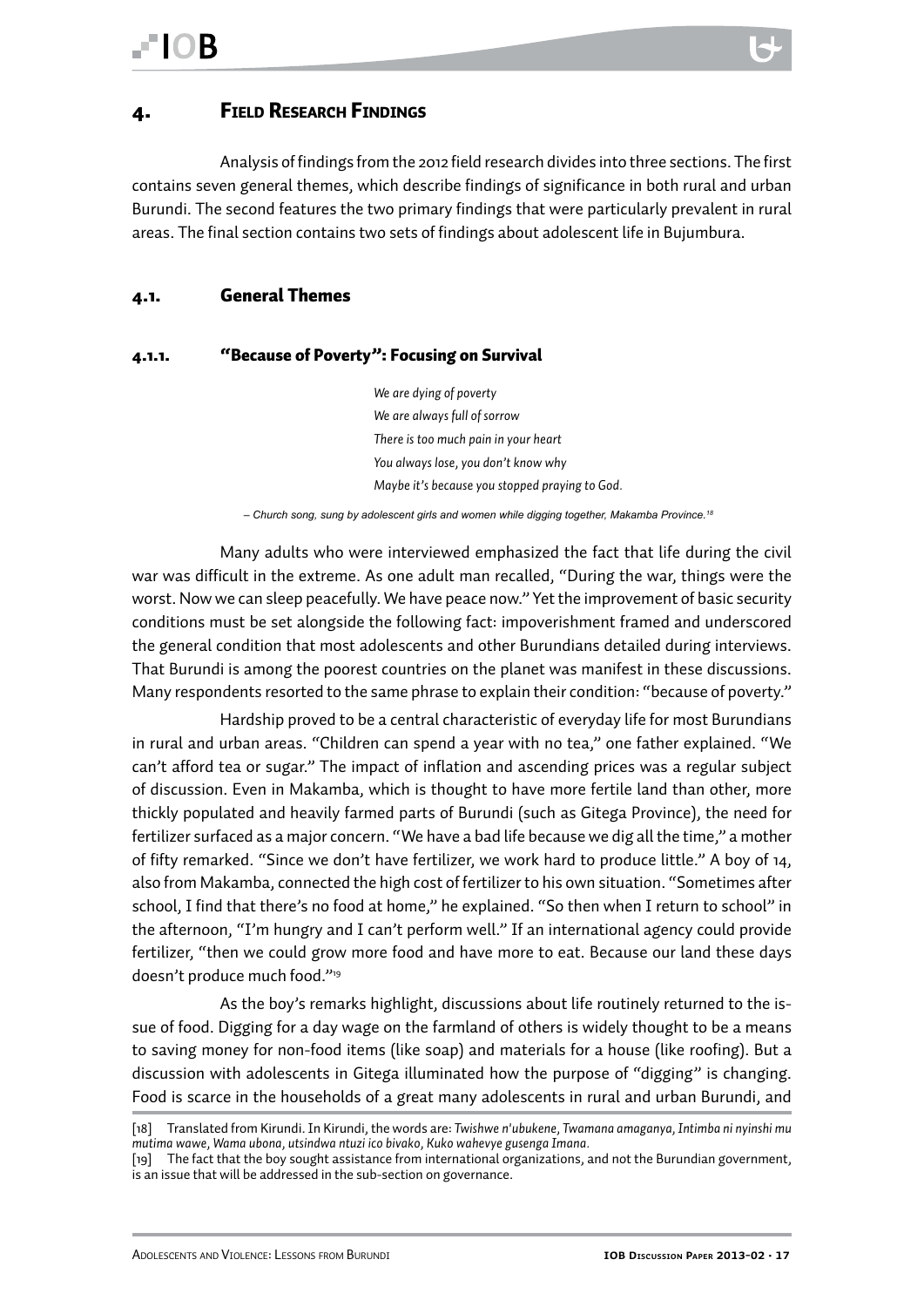# 4. Field Research Findings

Analysis of findings from the 2012 field research divides into three sections. The first contains seven general themes, which describe findings of significance in both rural and urban Burundi. The second features the two primary findings that were particularly prevalent in rural areas. The final section contains two sets of findings about adolescent life in Bujumbura.

## 4.1. General Themes

### 4.1.1. "Because of Poverty": Focusing on Survival

> *We are dying of poverty*
> *We are always full of sorrow*
> *There is too much pain in your heart*
> *You always lose, you don't know why*
> *Maybe it's because you stopped praying to God.*
>
> *– Church song, sung by adolescent girls and women while digging together, Makamba Province.*[18]

Many adults who were interviewed emphasized the fact that life during the civil war was difficult in the extreme. As one adult man recalled, "During the war, things were the worst. Now we can sleep peacefully. We have peace now." Yet the improvement of basic security conditions must be set alongside the following fact: impoverishment framed and underscored the general condition that most adolescents and other Burundians detailed during interviews. That Burundi is among the poorest countries on the planet was manifest in these discussions. Many respondents resorted to the same phrase to explain their condition: "because of poverty."

Hardship proved to be a central characteristic of everyday life for most Burundians in rural and urban areas. "Children can spend a year with no tea," one father explained. "We can't afford tea or sugar." The impact of inflation and ascending prices was a regular subject of discussion. Even in Makamba, which is thought to have more fertile land than other, more thickly populated and heavily farmed parts of Burundi (such as Gitega Province), the need for fertilizer surfaced as a major concern. "We have a bad life because we dig all the time," a mother of fifty remarked. "Since we don't have fertilizer, we work hard to produce little." A boy of 14, also from Makamba, connected the high cost of fertilizer to his own situation. "Sometimes after school, I find that there's no food at home," he explained. "So then when I return to school" in the afternoon, "I'm hungry and I can't perform well." If an international agency could provide fertilizer, "then we could grow more food and have more to eat. Because our land these days doesn't produce much food."[19]

As the boy's remarks highlight, discussions about life routinely returned to the issue of food. Digging for a day wage on the farmland of others is widely thought to be a means to saving money for non-food items (like soap) and materials for a house (like roofing). But a discussion with adolescents in Gitega illuminated how the purpose of "digging" is changing. Food is scarce in the households of a great many adolescents in rural and urban Burundi, and

---

[18] Translated from Kirundi. In Kirundi, the words are: *Twishwe n'ubukene, Twamana amaganya, Intimba ni nyinshi mu mutima wawe, Wama ubona, utsindwa ntuzi ico bivako, Kuko wahevye gusenga Imana.*

[19] The fact that the boy sought assistance from international organizations, and not the Burundian government, is an issue that will be addressed in the sub-section on governance.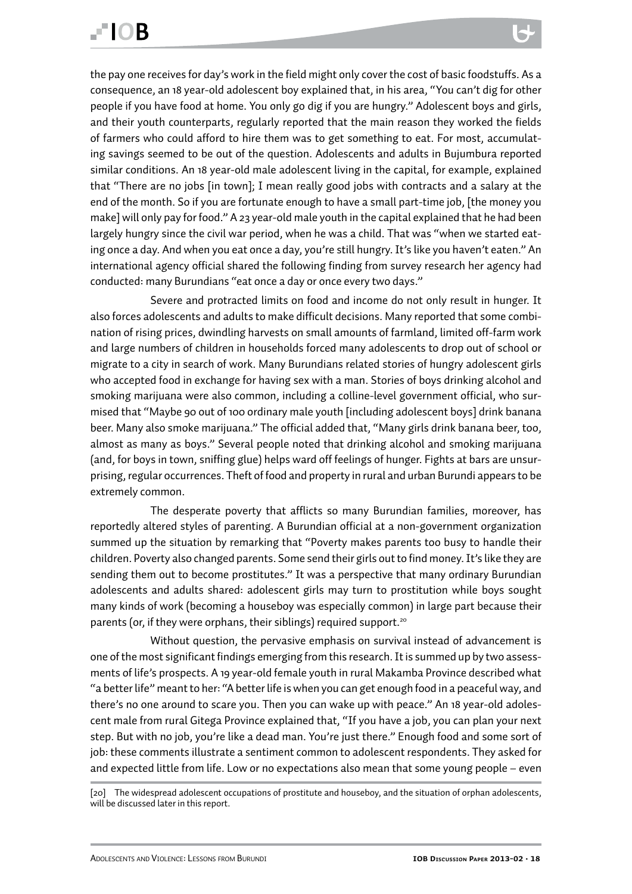the pay one receives for day's work in the field might only cover the cost of basic foodstuffs. As a consequence, an 18 year-old adolescent boy explained that, in his area, "You can't dig for other people if you have food at home. You only go dig if you are hungry." Adolescent boys and girls, and their youth counterparts, regularly reported that the main reason they worked the fields of farmers who could afford to hire them was to get something to eat. For most, accumulating savings seemed to be out of the question. Adolescents and adults in Bujumbura reported similar conditions. An 18 year-old male adolescent living in the capital, for example, explained that "There are no jobs [in town]; I mean really good jobs with contracts and a salary at the end of the month. So if you are fortunate enough to have a small part-time job, [the money you make] will only pay for food." A 23 year-old male youth in the capital explained that he had been largely hungry since the civil war period, when he was a child. That was "when we started eating once a day. And when you eat once a day, you're still hungry. It's like you haven't eaten." An international agency official shared the following finding from survey research her agency had conducted: many Burundians "eat once a day or once every two days."

Severe and protracted limits on food and income do not only result in hunger. It also forces adolescents and adults to make difficult decisions. Many reported that some combination of rising prices, dwindling harvests on small amounts of farmland, limited off-farm work and large numbers of children in households forced many adolescents to drop out of school or migrate to a city in search of work. Many Burundians related stories of hungry adolescent girls who accepted food in exchange for having sex with a man. Stories of boys drinking alcohol and smoking marijuana were also common, including a colline-level government official, who surmised that "Maybe 90 out of 100 ordinary male youth [including adolescent boys] drink banana beer. Many also smoke marijuana." The official added that, "Many girls drink banana beer, too, almost as many as boys." Several people noted that drinking alcohol and smoking marijuana (and, for boys in town, sniffing glue) helps ward off feelings of hunger. Fights at bars are unsurprising, regular occurrences. Theft of food and property in rural and urban Burundi appears to be extremely common.

The desperate poverty that afflicts so many Burundian families, moreover, has reportedly altered styles of parenting. A Burundian official at a non-government organization summed up the situation by remarking that "Poverty makes parents too busy to handle their children. Poverty also changed parents. Some send their girls out to find money. It's like they are sending them out to become prostitutes." It was a perspective that many ordinary Burundian adolescents and adults shared: adolescent girls may turn to prostitution while boys sought many kinds of work (becoming a houseboy was especially common) in large part because their parents (or, if they were orphans, their siblings) required support.[20]

Without question, the pervasive emphasis on survival instead of advancement is one of the most significant findings emerging from this research. It is summed up by two assessments of life's prospects. A 19 year-old female youth in rural Makamba Province described what "a better life" meant to her: "A better life is when you can get enough food in a peaceful way, and there's no one around to scare you. Then you can wake up with peace." An 18 year-old adolescent male from rural Gitega Province explained that, "If you have a job, you can plan your next step. But with no job, you're like a dead man. You're just there." Enough food and some sort of job: these comments illustrate a sentiment common to adolescent respondents. They asked for and expected little from life. Low or no expectations also mean that some young people – even

[20] The widespread adolescent occupations of prostitute and houseboy, and the situation of orphan adolescents, will be discussed later in this report.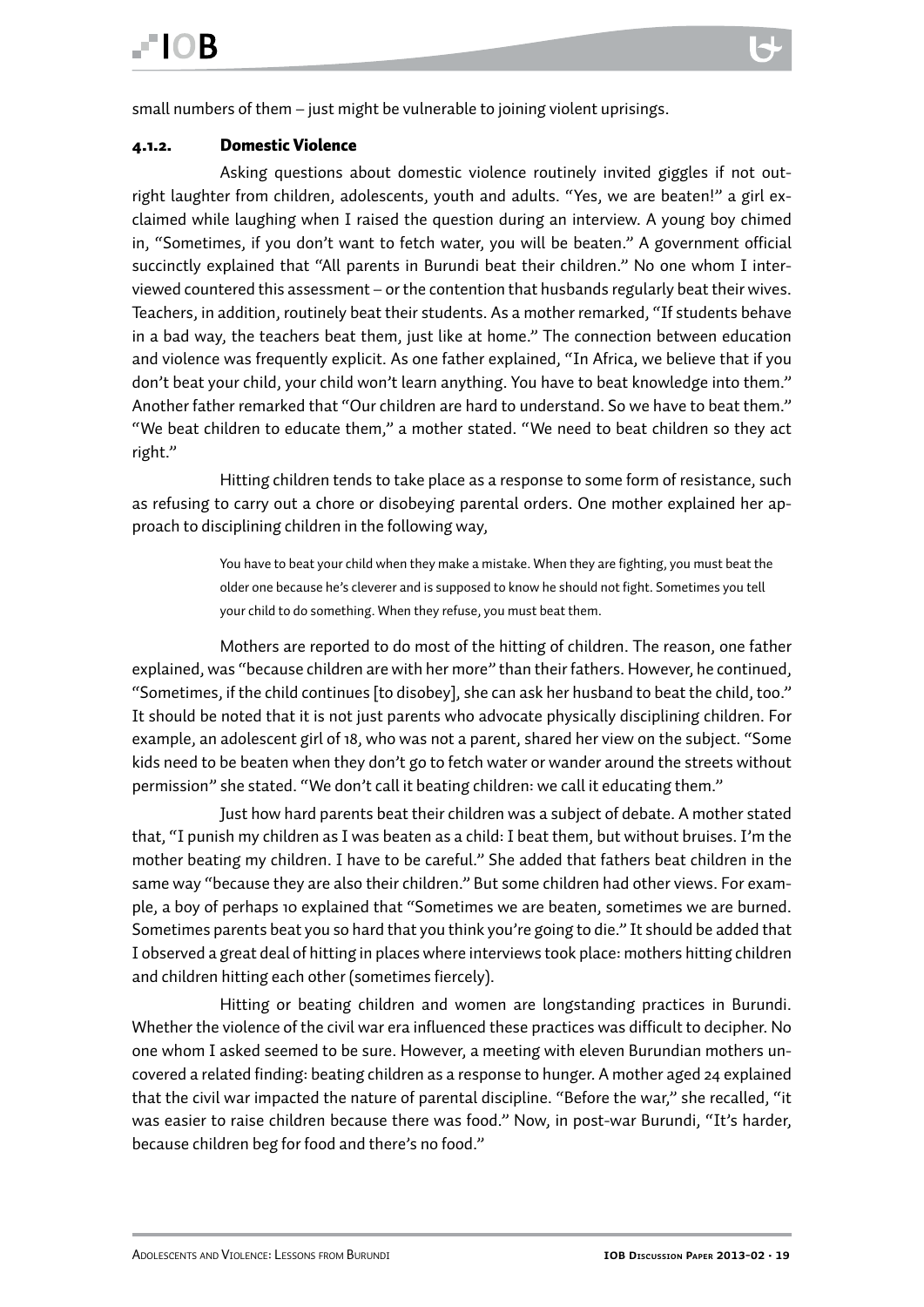small numbers of them – just might be vulnerable to joining violent uprisings.

### 4.1.2. Domestic Violence

Asking questions about domestic violence routinely invited giggles if not outright laughter from children, adolescents, youth and adults. "Yes, we are beaten!" a girl exclaimed while laughing when I raised the question during an interview. A young boy chimed in, "Sometimes, if you don't want to fetch water, you will be beaten." A government official succinctly explained that "All parents in Burundi beat their children." No one whom I interviewed countered this assessment – or the contention that husbands regularly beat their wives. Teachers, in addition, routinely beat their students. As a mother remarked, "If students behave in a bad way, the teachers beat them, just like at home." The connection between education and violence was frequently explicit. As one father explained, "In Africa, we believe that if you don't beat your child, your child won't learn anything. You have to beat knowledge into them." Another father remarked that "Our children are hard to understand. So we have to beat them." "We beat children to educate them," a mother stated. "We need to beat children so they act right."

Hitting children tends to take place as a response to some form of resistance, such as refusing to carry out a chore or disobeying parental orders. One mother explained her approach to disciplining children in the following way,

> You have to beat your child when they make a mistake. When they are fighting, you must beat the older one because he's cleverer and is supposed to know he should not fight. Sometimes you tell your child to do something. When they refuse, you must beat them.

Mothers are reported to do most of the hitting of children. The reason, one father explained, was "because children are with her more" than their fathers. However, he continued, "Sometimes, if the child continues [to disobey], she can ask her husband to beat the child, too." It should be noted that it is not just parents who advocate physically disciplining children. For example, an adolescent girl of 18, who was not a parent, shared her view on the subject. "Some kids need to be beaten when they don't go to fetch water or wander around the streets without permission" she stated. "We don't call it beating children: we call it educating them."

Just how hard parents beat their children was a subject of debate. A mother stated that, "I punish my children as I was beaten as a child: I beat them, but without bruises. I'm the mother beating my children. I have to be careful." She added that fathers beat children in the same way "because they are also their children." But some children had other views. For example, a boy of perhaps 10 explained that "Sometimes we are beaten, sometimes we are burned. Sometimes parents beat you so hard that you think you're going to die." It should be added that I observed a great deal of hitting in places where interviews took place: mothers hitting children and children hitting each other (sometimes fiercely).

Hitting or beating children and women are longstanding practices in Burundi. Whether the violence of the civil war era influenced these practices was difficult to decipher. No one whom I asked seemed to be sure. However, a meeting with eleven Burundian mothers uncovered a related finding: beating children as a response to hunger. A mother aged 24 explained that the civil war impacted the nature of parental discipline. "Before the war," she recalled, "it was easier to raise children because there was food." Now, in post-war Burundi, "It's harder, because children beg for food and there's no food."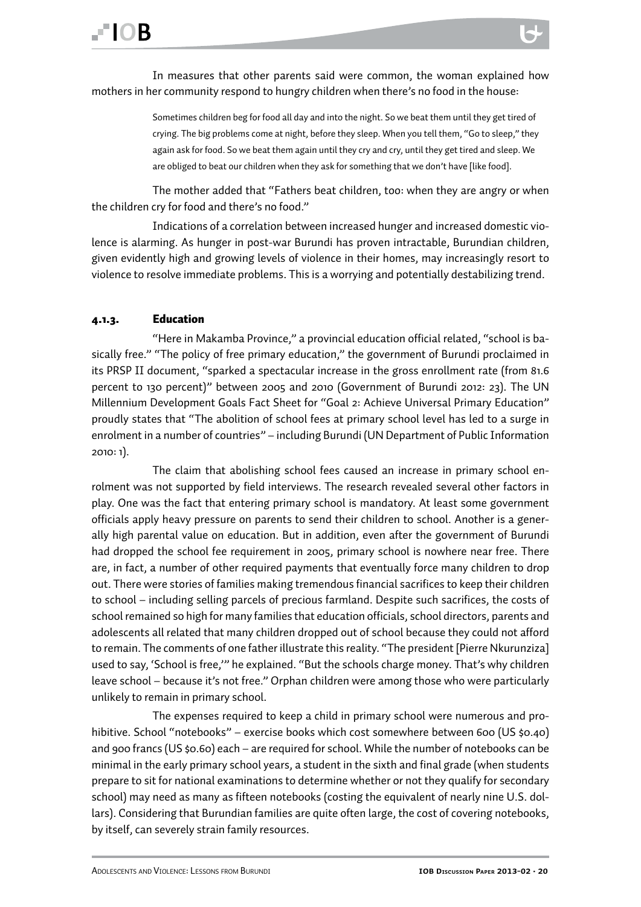In measures that other parents said were common, the woman explained how mothers in her community respond to hungry children when there's no food in the house:

> Sometimes children beg for food all day and into the night. So we beat them until they get tired of crying. The big problems come at night, before they sleep. When you tell them, "Go to sleep," they again ask for food. So we beat them again until they cry and cry, until they get tired and sleep. We are obliged to beat our children when they ask for something that we don't have [like food].

The mother added that "Fathers beat children, too: when they are angry or when the children cry for food and there's no food."

Indications of a correlation between increased hunger and increased domestic violence is alarming. As hunger in post-war Burundi has proven intractable, Burundian children, given evidently high and growing levels of violence in their homes, may increasingly resort to violence to resolve immediate problems. This is a worrying and potentially destabilizing trend.

### 4.1.3. Education

"Here in Makamba Province," a provincial education official related, "school is basically free." "The policy of free primary education," the government of Burundi proclaimed in its PRSP II document, "sparked a spectacular increase in the gross enrollment rate (from 81.6 percent to 130 percent)" between 2005 and 2010 (Government of Burundi 2012: 23). The UN Millennium Development Goals Fact Sheet for "Goal 2: Achieve Universal Primary Education" proudly states that "The abolition of school fees at primary school level has led to a surge in enrolment in a number of countries" – including Burundi (UN Department of Public Information 2010: 1).

The claim that abolishing school fees caused an increase in primary school enrolment was not supported by field interviews. The research revealed several other factors in play. One was the fact that entering primary school is mandatory. At least some government officials apply heavy pressure on parents to send their children to school. Another is a generally high parental value on education. But in addition, even after the government of Burundi had dropped the school fee requirement in 2005, primary school is nowhere near free. There are, in fact, a number of other required payments that eventually force many children to drop out. There were stories of families making tremendous financial sacrifices to keep their children to school – including selling parcels of precious farmland. Despite such sacrifices, the costs of school remained so high for many families that education officials, school directors, parents and adolescents all related that many children dropped out of school because they could not afford to remain. The comments of one father illustrate this reality. "The president [Pierre Nkurunziza] used to say, 'School is free,'" he explained. "But the schools charge money. That's why children leave school – because it's not free." Orphan children were among those who were particularly unlikely to remain in primary school.

The expenses required to keep a child in primary school were numerous and prohibitive. School "notebooks" – exercise books which cost somewhere between 600 (US $0.40) and 900 francs (US $0.60) each – are required for school. While the number of notebooks can be minimal in the early primary school years, a student in the sixth and final grade (when students prepare to sit for national examinations to determine whether or not they qualify for secondary school) may need as many as fifteen notebooks (costing the equivalent of nearly nine U.S. dollars). Considering that Burundian families are quite often large, the cost of covering notebooks, by itself, can severely strain family resources.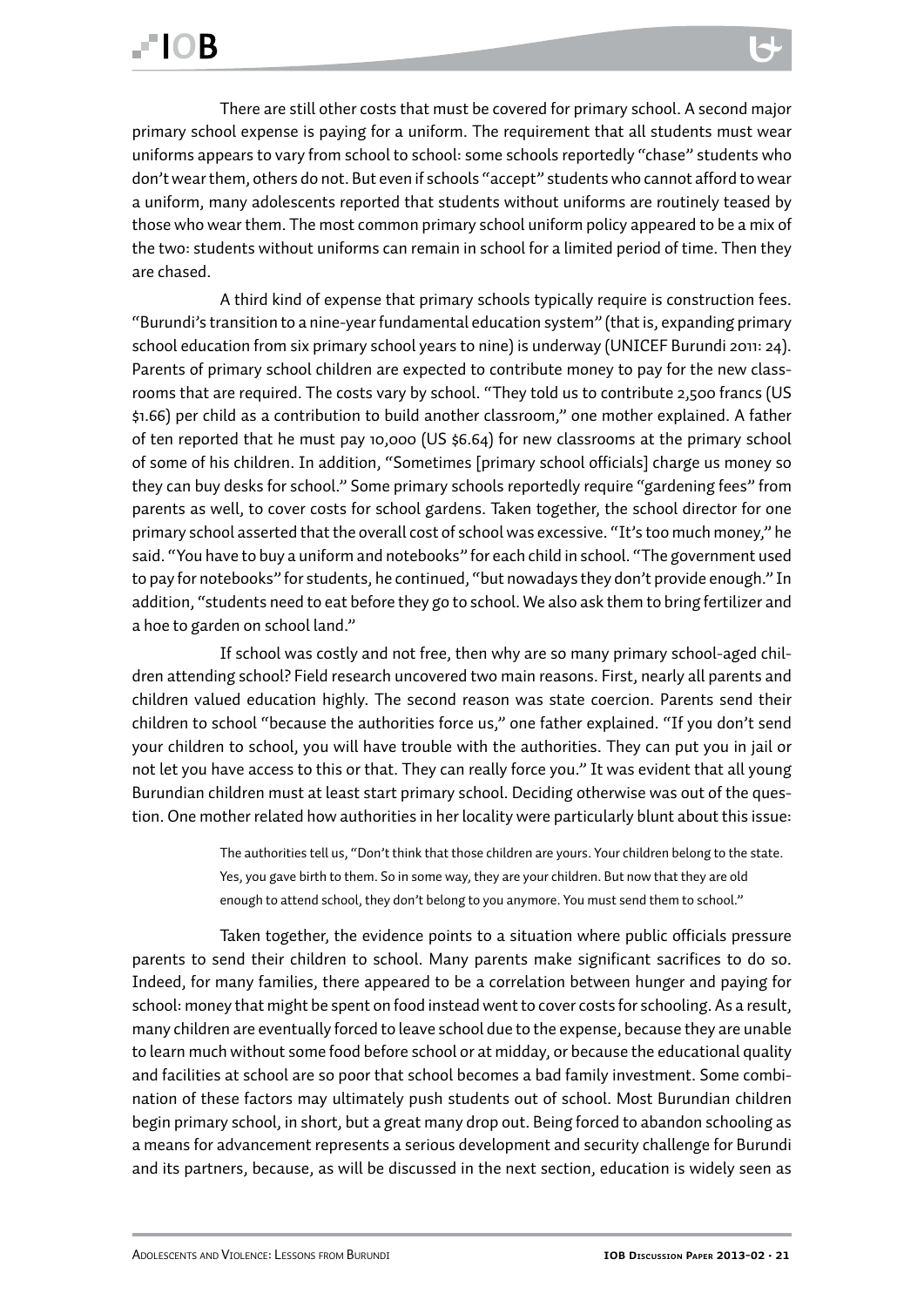There are still other costs that must be covered for primary school. A second major primary school expense is paying for a uniform. The requirement that all students must wear uniforms appears to vary from school to school: some schools reportedly "chase" students who don't wear them, others do not. But even if schools "accept" students who cannot afford to wear a uniform, many adolescents reported that students without uniforms are routinely teased by those who wear them. The most common primary school uniform policy appeared to be a mix of the two: students without uniforms can remain in school for a limited period of time. Then they are chased.

A third kind of expense that primary schools typically require is construction fees. "Burundi's transition to a nine-year fundamental education system" (that is, expanding primary school education from six primary school years to nine) is underway (UNICEF Burundi 2011: 24). Parents of primary school children are expected to contribute money to pay for the new classrooms that are required. The costs vary by school. "They told us to contribute 2,500 francs (US $1.66) per child as a contribution to build another classroom," one mother explained. A father of ten reported that he must pay 10,000 (US $6.64) for new classrooms at the primary school of some of his children. In addition, "Sometimes [primary school officials] charge us money so they can buy desks for school." Some primary schools reportedly require "gardening fees" from parents as well, to cover costs for school gardens. Taken together, the school director for one primary school asserted that the overall cost of school was excessive. "It's too much money," he said. "You have to buy a uniform and notebooks" for each child in school. "The government used to pay for notebooks" for students, he continued, "but nowadays they don't provide enough." In addition, "students need to eat before they go to school. We also ask them to bring fertilizer and a hoe to garden on school land."

If school was costly and not free, then why are so many primary school-aged children attending school? Field research uncovered two main reasons. First, nearly all parents and children valued education highly. The second reason was state coercion. Parents send their children to school "because the authorities force us," one father explained. "If you don't send your children to school, you will have trouble with the authorities. They can put you in jail or not let you have access to this or that. They can really force you." It was evident that all young Burundian children must at least start primary school. Deciding otherwise was out of the question. One mother related how authorities in her locality were particularly blunt about this issue:

> The authorities tell us, "Don't think that those children are yours. Your children belong to the state. Yes, you gave birth to them. So in some way, they are your children. But now that they are old enough to attend school, they don't belong to you anymore. You must send them to school."

Taken together, the evidence points to a situation where public officials pressure parents to send their children to school. Many parents make significant sacrifices to do so. Indeed, for many families, there appeared to be a correlation between hunger and paying for school: money that might be spent on food instead went to cover costs for schooling. As a result, many children are eventually forced to leave school due to the expense, because they are unable to learn much without some food before school or at midday, or because the educational quality and facilities at school are so poor that school becomes a bad family investment. Some combination of these factors may ultimately push students out of school. Most Burundian children begin primary school, in short, but a great many drop out. Being forced to abandon schooling as a means for advancement represents a serious development and security challenge for Burundi and its partners, because, as will be discussed in the next section, education is widely seen as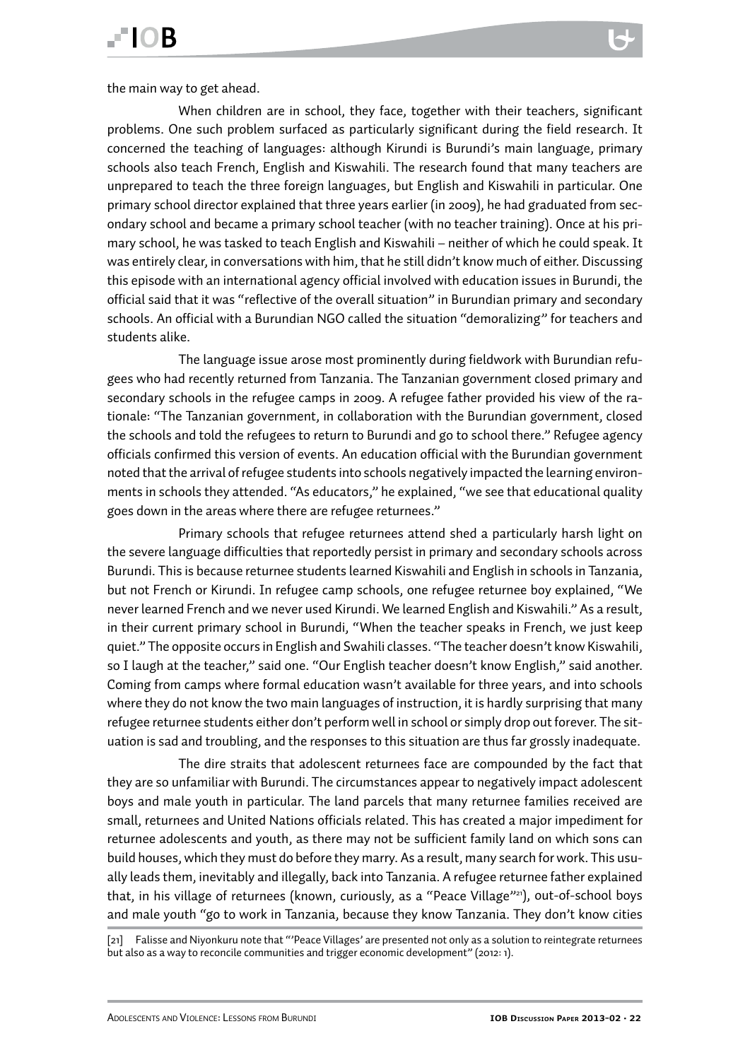the main way to get ahead.

When children are in school, they face, together with their teachers, significant problems. One such problem surfaced as particularly significant during the field research. It concerned the teaching of languages: although Kirundi is Burundi's main language, primary schools also teach French, English and Kiswahili. The research found that many teachers are unprepared to teach the three foreign languages, but English and Kiswahili in particular. One primary school director explained that three years earlier (in 2009), he had graduated from secondary school and became a primary school teacher (with no teacher training). Once at his primary school, he was tasked to teach English and Kiswahili – neither of which he could speak. It was entirely clear, in conversations with him, that he still didn't know much of either. Discussing this episode with an international agency official involved with education issues in Burundi, the official said that it was "reflective of the overall situation" in Burundian primary and secondary schools. An official with a Burundian NGO called the situation "demoralizing" for teachers and students alike.

The language issue arose most prominently during fieldwork with Burundian refugees who had recently returned from Tanzania. The Tanzanian government closed primary and secondary schools in the refugee camps in 2009. A refugee father provided his view of the rationale: "The Tanzanian government, in collaboration with the Burundian government, closed the schools and told the refugees to return to Burundi and go to school there." Refugee agency officials confirmed this version of events. An education official with the Burundian government noted that the arrival of refugee students into schools negatively impacted the learning environments in schools they attended. "As educators," he explained, "we see that educational quality goes down in the areas where there are refugee returnees."

Primary schools that refugee returnees attend shed a particularly harsh light on the severe language difficulties that reportedly persist in primary and secondary schools across Burundi. This is because returnee students learned Kiswahili and English in schools in Tanzania, but not French or Kirundi. In refugee camp schools, one refugee returnee boy explained, "We never learned French and we never used Kirundi. We learned English and Kiswahili." As a result, in their current primary school in Burundi, "When the teacher speaks in French, we just keep quiet." The opposite occurs in English and Swahili classes. "The teacher doesn't know Kiswahili, so I laugh at the teacher," said one. "Our English teacher doesn't know English," said another. Coming from camps where formal education wasn't available for three years, and into schools where they do not know the two main languages of instruction, it is hardly surprising that many refugee returnee students either don't perform well in school or simply drop out forever. The situation is sad and troubling, and the responses to this situation are thus far grossly inadequate.

The dire straits that adolescent returnees face are compounded by the fact that they are so unfamiliar with Burundi. The circumstances appear to negatively impact adolescent boys and male youth in particular. The land parcels that many returnee families received are small, returnees and United Nations officials related. This has created a major impediment for returnee adolescents and youth, as there may not be sufficient family land on which sons can build houses, which they must do before they marry. As a result, many search for work. This usually leads them, inevitably and illegally, back into Tanzania. A refugee returnee father explained that, in his village of returnees (known, curiously, as a "Peace Village"[21]), out-of-school boys and male youth "go to work in Tanzania, because they know Tanzania. They don't know cities

[21] Falisse and Niyonkuru note that "'Peace Villages' are presented not only as a solution to reintegrate returnees but also as a way to reconcile communities and trigger economic development" (2012: 1).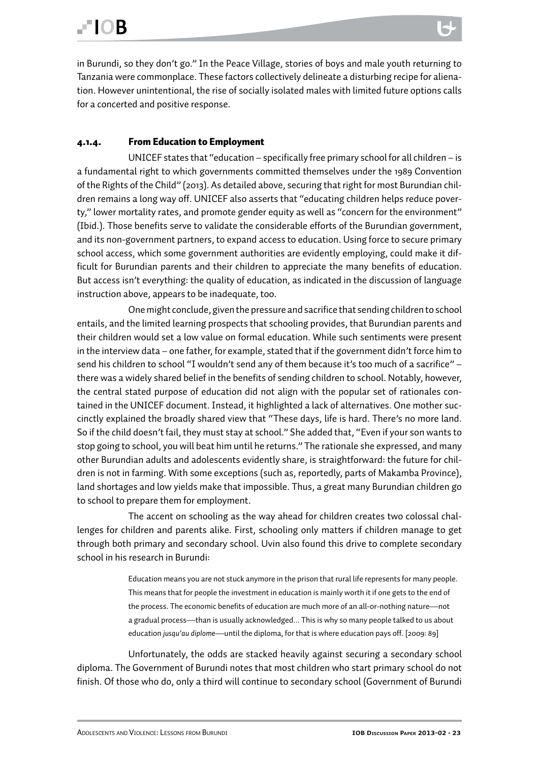in Burundi, so they don't go." In the Peace Village, stories of boys and male youth returning to Tanzania were commonplace. These factors collectively delineate a disturbing recipe for alienation. However unintentional, the rise of socially isolated males with limited future options calls for a concerted and positive response.

#### 4.1.4. From Education to Employment

UNICEF states that "education – specifically free primary school for all children – is a fundamental right to which governments committed themselves under the 1989 Convention of the Rights of the Child" (2013). As detailed above, securing that right for most Burundian children remains a long way off. UNICEF also asserts that "educating children helps reduce poverty," lower mortality rates, and promote gender equity as well as "concern for the environment" (Ibid.). Those benefits serve to validate the considerable efforts of the Burundian government, and its non-government partners, to expand access to education. Using force to secure primary school access, which some government authorities are evidently employing, could make it difficult for Burundian parents and their children to appreciate the many benefits of education. But access isn't everything: the quality of education, as indicated in the discussion of language instruction above, appears to be inadequate, too.

One might conclude, given the pressure and sacrifice that sending children to school entails, and the limited learning prospects that schooling provides, that Burundian parents and their children would set a low value on formal education. While such sentiments were present in the interview data – one father, for example, stated that if the government didn't force him to send his children to school "I wouldn't send any of them because it's too much of a sacrifice" – there was a widely shared belief in the benefits of sending children to school. Notably, however, the central stated purpose of education did not align with the popular set of rationales contained in the UNICEF document. Instead, it highlighted a lack of alternatives. One mother succinctly explained the broadly shared view that "These days, life is hard. There's no more land. So if the child doesn't fail, they must stay at school." She added that, "Even if your son wants to stop going to school, you will beat him until he returns." The rationale she expressed, and many other Burundian adults and adolescents evidently share, is straightforward: the future for children is not in farming. With some exceptions (such as, reportedly, parts of Makamba Province), land shortages and low yields make that impossible. Thus, a great many Burundian children go to school to prepare them for employment.

The accent on schooling as the way ahead for children creates two colossal challenges for children and parents alike. First, schooling only matters if children manage to get through both primary and secondary school. Uvin also found this drive to complete secondary school in his research in Burundi:

> Education means you are not stuck anymore in the prison that rural life represents for many people. This means that for people the investment in education is mainly worth it if one gets to the end of the process. The economic benefits of education are much more of an all-or-nothing nature—not a gradual process—than is usually acknowledged… This is why so many people talked to us about education *jusqu'au diplome*—until the diploma, for that is where education pays off. [2009: 89]

Unfortunately, the odds are stacked heavily against securing a secondary school diploma. The Government of Burundi notes that most children who start primary school do not finish. Of those who do, only a third will continue to secondary school (Government of Burundi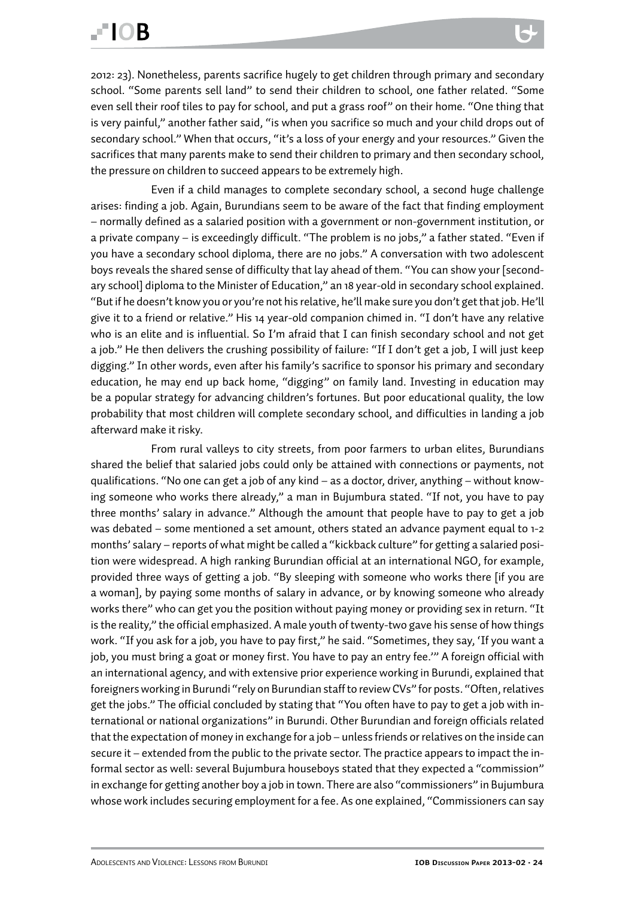2012: 23). Nonetheless, parents sacrifice hugely to get children through primary and secondary school. "Some parents sell land" to send their children to school, one father related. "Some even sell their roof tiles to pay for school, and put a grass roof" on their home. "One thing that is very painful," another father said, "is when you sacrifice so much and your child drops out of secondary school." When that occurs, "it's a loss of your energy and your resources." Given the sacrifices that many parents make to send their children to primary and then secondary school, the pressure on children to succeed appears to be extremely high.

Even if a child manages to complete secondary school, a second huge challenge arises: finding a job. Again, Burundians seem to be aware of the fact that finding employment – normally defined as a salaried position with a government or non-government institution, or a private company – is exceedingly difficult. "The problem is no jobs," a father stated. "Even if you have a secondary school diploma, there are no jobs." A conversation with two adolescent boys reveals the shared sense of difficulty that lay ahead of them. "You can show your [secondary school] diploma to the Minister of Education," an 18 year-old in secondary school explained. "But if he doesn't know you or you're not his relative, he'll make sure you don't get that job. He'll give it to a friend or relative." His 14 year-old companion chimed in. "I don't have any relative who is an elite and is influential. So I'm afraid that I can finish secondary school and not get a job." He then delivers the crushing possibility of failure: "If I don't get a job, I will just keep digging." In other words, even after his family's sacrifice to sponsor his primary and secondary education, he may end up back home, "digging" on family land. Investing in education may be a popular strategy for advancing children's fortunes. But poor educational quality, the low probability that most children will complete secondary school, and difficulties in landing a job afterward make it risky.

From rural valleys to city streets, from poor farmers to urban elites, Burundians shared the belief that salaried jobs could only be attained with connections or payments, not qualifications. "No one can get a job of any kind – as a doctor, driver, anything – without knowing someone who works there already," a man in Bujumbura stated. "If not, you have to pay three months' salary in advance." Although the amount that people have to pay to get a job was debated – some mentioned a set amount, others stated an advance payment equal to 1-2 months' salary – reports of what might be called a "kickback culture" for getting a salaried position were widespread. A high ranking Burundian official at an international NGO, for example, provided three ways of getting a job. "By sleeping with someone who works there [if you are a woman], by paying some months of salary in advance, or by knowing someone who already works there" who can get you the position without paying money or providing sex in return. "It is the reality," the official emphasized. A male youth of twenty-two gave his sense of how things work. "If you ask for a job, you have to pay first," he said. "Sometimes, they say, 'If you want a job, you must bring a goat or money first. You have to pay an entry fee.'" A foreign official with an international agency, and with extensive prior experience working in Burundi, explained that foreigners working in Burundi "rely on Burundian staff to review CVs" for posts. "Often, relatives get the jobs." The official concluded by stating that "You often have to pay to get a job with international or national organizations" in Burundi. Other Burundian and foreign officials related that the expectation of money in exchange for a job – unless friends or relatives on the inside can secure it – extended from the public to the private sector. The practice appears to impact the informal sector as well: several Bujumbura houseboys stated that they expected a "commission" in exchange for getting another boy a job in town. There are also "commissioners" in Bujumbura whose work includes securing employment for a fee. As one explained, "Commissioners can say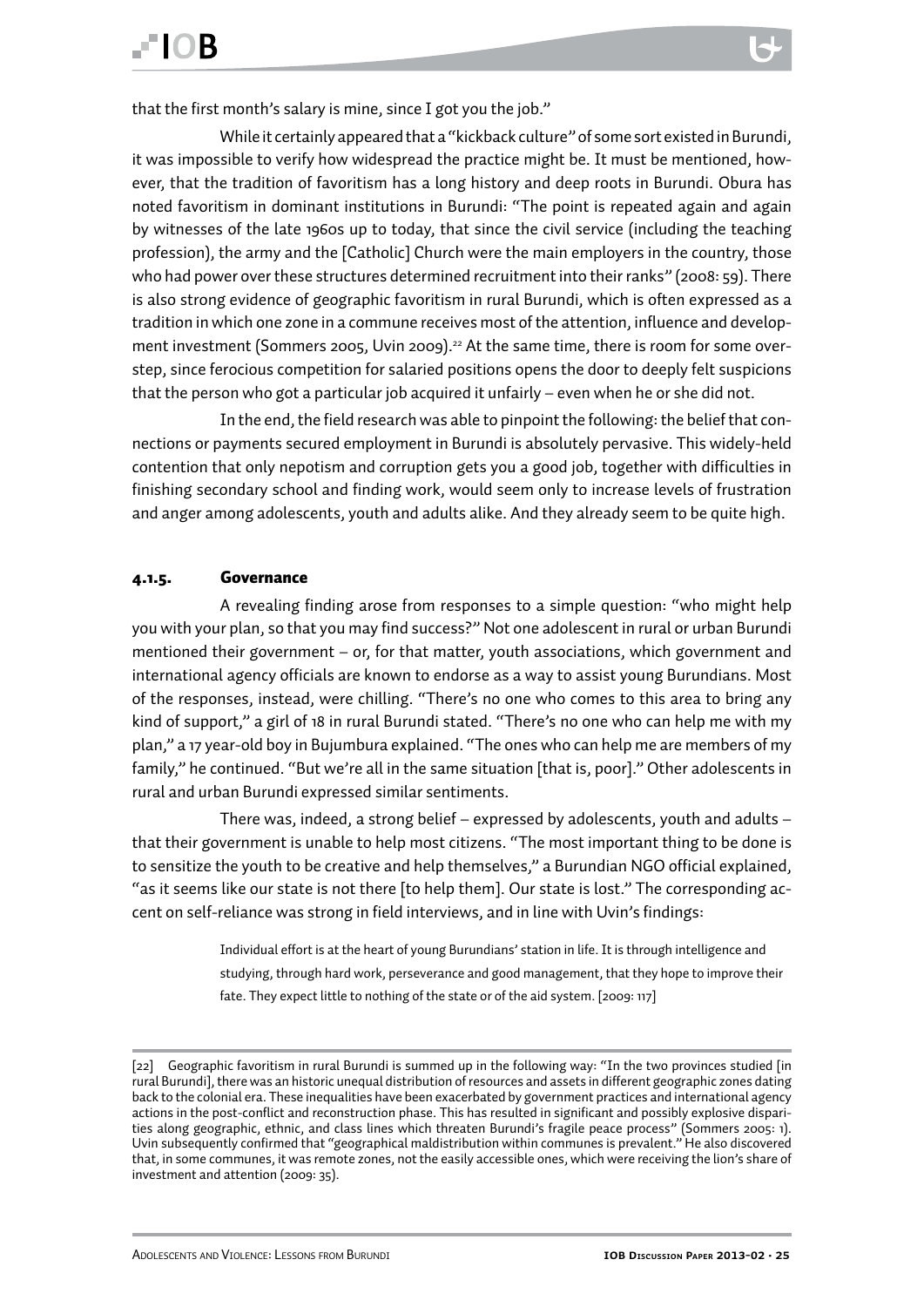that the first month's salary is mine, since I got you the job."

While it certainly appeared that a "kickback culture" of some sort existed in Burundi, it was impossible to verify how widespread the practice might be. It must be mentioned, however, that the tradition of favoritism has a long history and deep roots in Burundi. Obura has noted favoritism in dominant institutions in Burundi: "The point is repeated again and again by witnesses of the late 1960s up to today, that since the civil service (including the teaching profession), the army and the [Catholic] Church were the main employers in the country, those who had power over these structures determined recruitment into their ranks" (2008: 59). There is also strong evidence of geographic favoritism in rural Burundi, which is often expressed as a tradition in which one zone in a commune receives most of the attention, influence and development investment (Sommers 2005, Uvin 2009).[22] At the same time, there is room for some overstep, since ferocious competition for salaried positions opens the door to deeply felt suspicions that the person who got a particular job acquired it unfairly – even when he or she did not.

In the end, the field research was able to pinpoint the following: the belief that connections or payments secured employment in Burundi is absolutely pervasive. This widely-held contention that only nepotism and corruption gets you a good job, together with difficulties in finishing secondary school and finding work, would seem only to increase levels of frustration and anger among adolescents, youth and adults alike. And they already seem to be quite high.

#### 4.1.5. Governance

A revealing finding arose from responses to a simple question: "who might help you with your plan, so that you may find success?" Not one adolescent in rural or urban Burundi mentioned their government – or, for that matter, youth associations, which government and international agency officials are known to endorse as a way to assist young Burundians. Most of the responses, instead, were chilling. "There's no one who comes to this area to bring any kind of support," a girl of 18 in rural Burundi stated. "There's no one who can help me with my plan," a 17 year-old boy in Bujumbura explained. "The ones who can help me are members of my family," he continued. "But we're all in the same situation [that is, poor]." Other adolescents in rural and urban Burundi expressed similar sentiments.

There was, indeed, a strong belief – expressed by adolescents, youth and adults – that their government is unable to help most citizens. "The most important thing to be done is to sensitize the youth to be creative and help themselves," a Burundian NGO official explained, "as it seems like our state is not there [to help them]. Our state is lost." The corresponding accent on self-reliance was strong in field interviews, and in line with Uvin's findings:

> Individual effort is at the heart of young Burundians' station in life. It is through intelligence and studying, through hard work, perseverance and good management, that they hope to improve their fate. They expect little to nothing of the state or of the aid system. [2009: 117]

[22] Geographic favoritism in rural Burundi is summed up in the following way: "In the two provinces studied [in rural Burundi], there was an historic unequal distribution of resources and assets in different geographic zones dating back to the colonial era. These inequalities have been exacerbated by government practices and international agency actions in the post-conflict and reconstruction phase. This has resulted in significant and possibly explosive disparities along geographic, ethnic, and class lines which threaten Burundi's fragile peace process" (Sommers 2005: 1). Uvin subsequently confirmed that "geographical maldistribution within communes is prevalent." He also discovered that, in some communes, it was remote zones, not the easily accessible ones, which were receiving the lion's share of investment and attention (2009: 35).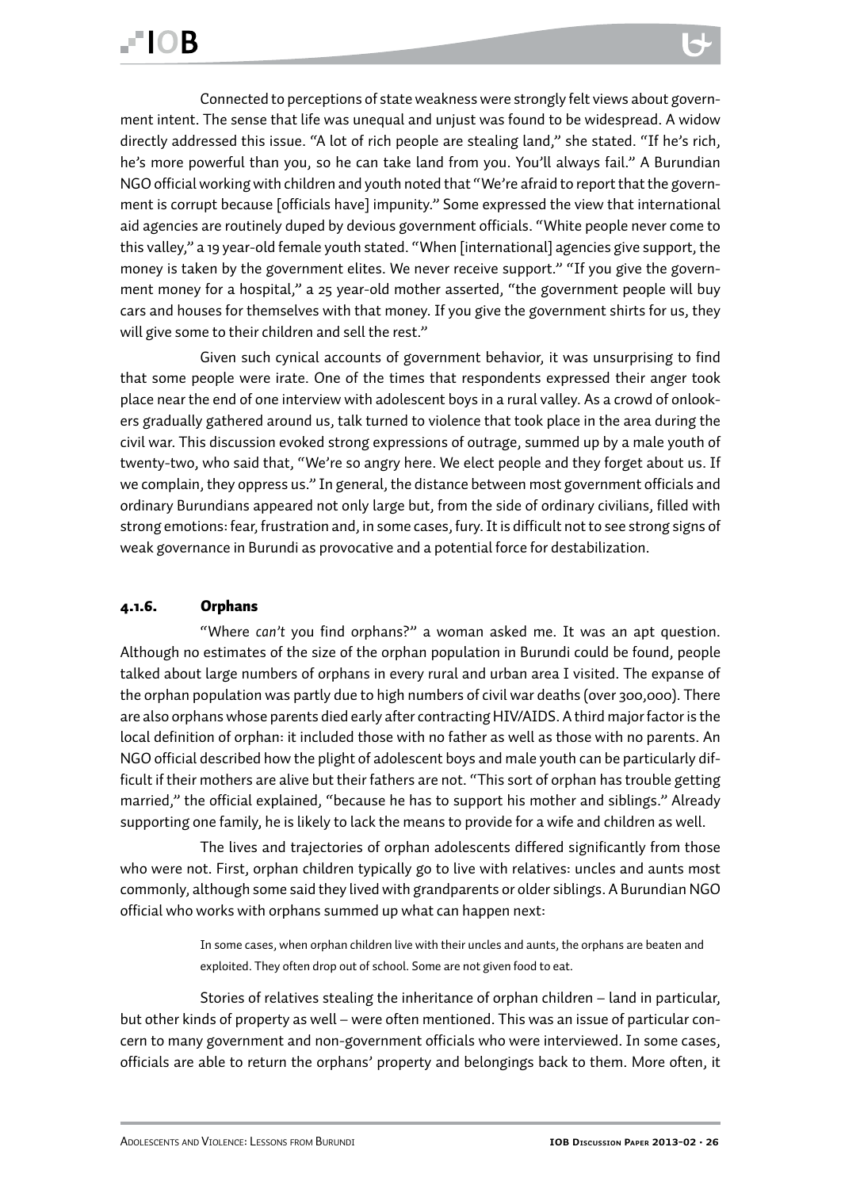Connected to perceptions of state weakness were strongly felt views about government intent. The sense that life was unequal and unjust was found to be widespread. A widow directly addressed this issue. "A lot of rich people are stealing land," she stated. "If he's rich, he's more powerful than you, so he can take land from you. You'll always fail." A Burundian NGO official working with children and youth noted that "We're afraid to report that the government is corrupt because [officials have] impunity." Some expressed the view that international aid agencies are routinely duped by devious government officials. "White people never come to this valley," a 19 year-old female youth stated. "When [international] agencies give support, the money is taken by the government elites. We never receive support." "If you give the government money for a hospital," a 25 year-old mother asserted, "the government people will buy cars and houses for themselves with that money. If you give the government shirts for us, they will give some to their children and sell the rest."

Given such cynical accounts of government behavior, it was unsurprising to find that some people were irate. One of the times that respondents expressed their anger took place near the end of one interview with adolescent boys in a rural valley. As a crowd of onlookers gradually gathered around us, talk turned to violence that took place in the area during the civil war. This discussion evoked strong expressions of outrage, summed up by a male youth of twenty-two, who said that, "We're so angry here. We elect people and they forget about us. If we complain, they oppress us." In general, the distance between most government officials and ordinary Burundians appeared not only large but, from the side of ordinary civilians, filled with strong emotions: fear, frustration and, in some cases, fury. It is difficult not to see strong signs of weak governance in Burundi as provocative and a potential force for destabilization.

#### 4.1.6. Orphans

"Where *can't* you find orphans?" a woman asked me. It was an apt question. Although no estimates of the size of the orphan population in Burundi could be found, people talked about large numbers of orphans in every rural and urban area I visited. The expanse of the orphan population was partly due to high numbers of civil war deaths (over 300,000). There are also orphans whose parents died early after contracting HIV/AIDS. A third major factor is the local definition of orphan: it included those with no father as well as those with no parents. An NGO official described how the plight of adolescent boys and male youth can be particularly difficult if their mothers are alive but their fathers are not. "This sort of orphan has trouble getting married," the official explained, "because he has to support his mother and siblings." Already supporting one family, he is likely to lack the means to provide for a wife and children as well.

The lives and trajectories of orphan adolescents differed significantly from those who were not. First, orphan children typically go to live with relatives: uncles and aunts most commonly, although some said they lived with grandparents or older siblings. A Burundian NGO official who works with orphans summed up what can happen next:

> In some cases, when orphan children live with their uncles and aunts, the orphans are beaten and exploited. They often drop out of school. Some are not given food to eat.

Stories of relatives stealing the inheritance of orphan children – land in particular, but other kinds of property as well – were often mentioned. This was an issue of particular concern to many government and non-government officials who were interviewed. In some cases, officials are able to return the orphans' property and belongings back to them. More often, it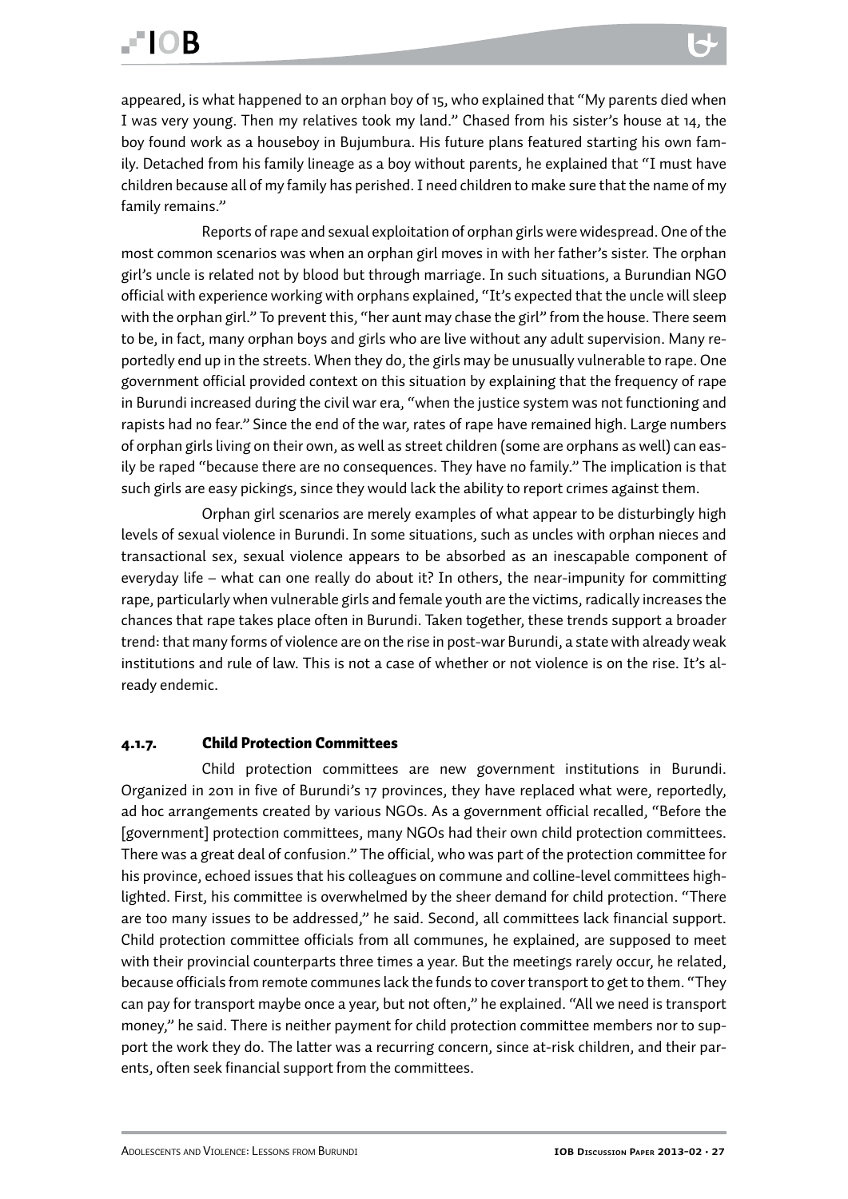appeared, is what happened to an orphan boy of 15, who explained that "My parents died when I was very young. Then my relatives took my land." Chased from his sister's house at 14, the boy found work as a houseboy in Bujumbura. His future plans featured starting his own family. Detached from his family lineage as a boy without parents, he explained that "I must have children because all of my family has perished. I need children to make sure that the name of my family remains."

Reports of rape and sexual exploitation of orphan girls were widespread. One of the most common scenarios was when an orphan girl moves in with her father's sister. The orphan girl's uncle is related not by blood but through marriage. In such situations, a Burundian NGO official with experience working with orphans explained, "It's expected that the uncle will sleep with the orphan girl." To prevent this, "her aunt may chase the girl" from the house. There seem to be, in fact, many orphan boys and girls who are live without any adult supervision. Many reportedly end up in the streets. When they do, the girls may be unusually vulnerable to rape. One government official provided context on this situation by explaining that the frequency of rape in Burundi increased during the civil war era, "when the justice system was not functioning and rapists had no fear." Since the end of the war, rates of rape have remained high. Large numbers of orphan girls living on their own, as well as street children (some are orphans as well) can easily be raped "because there are no consequences. They have no family." The implication is that such girls are easy pickings, since they would lack the ability to report crimes against them.

Orphan girl scenarios are merely examples of what appear to be disturbingly high levels of sexual violence in Burundi. In some situations, such as uncles with orphan nieces and transactional sex, sexual violence appears to be absorbed as an inescapable component of everyday life – what can one really do about it? In others, the near-impunity for committing rape, particularly when vulnerable girls and female youth are the victims, radically increases the chances that rape takes place often in Burundi. Taken together, these trends support a broader trend: that many forms of violence are on the rise in post-war Burundi, a state with already weak institutions and rule of law. This is not a case of whether or not violence is on the rise. It's already endemic.

### 4.1.7. Child Protection Committees

Child protection committees are new government institutions in Burundi. Organized in 2011 in five of Burundi's 17 provinces, they have replaced what were, reportedly, ad hoc arrangements created by various NGOs. As a government official recalled, "Before the [government] protection committees, many NGOs had their own child protection committees. There was a great deal of confusion." The official, who was part of the protection committee for his province, echoed issues that his colleagues on commune and colline-level committees highlighted. First, his committee is overwhelmed by the sheer demand for child protection. "There are too many issues to be addressed," he said. Second, all committees lack financial support. Child protection committee officials from all communes, he explained, are supposed to meet with their provincial counterparts three times a year. But the meetings rarely occur, he related, because officials from remote communes lack the funds to cover transport to get to them. "They can pay for transport maybe once a year, but not often," he explained. "All we need is transport money," he said. There is neither payment for child protection committee members nor to support the work they do. The latter was a recurring concern, since at-risk children, and their parents, often seek financial support from the committees.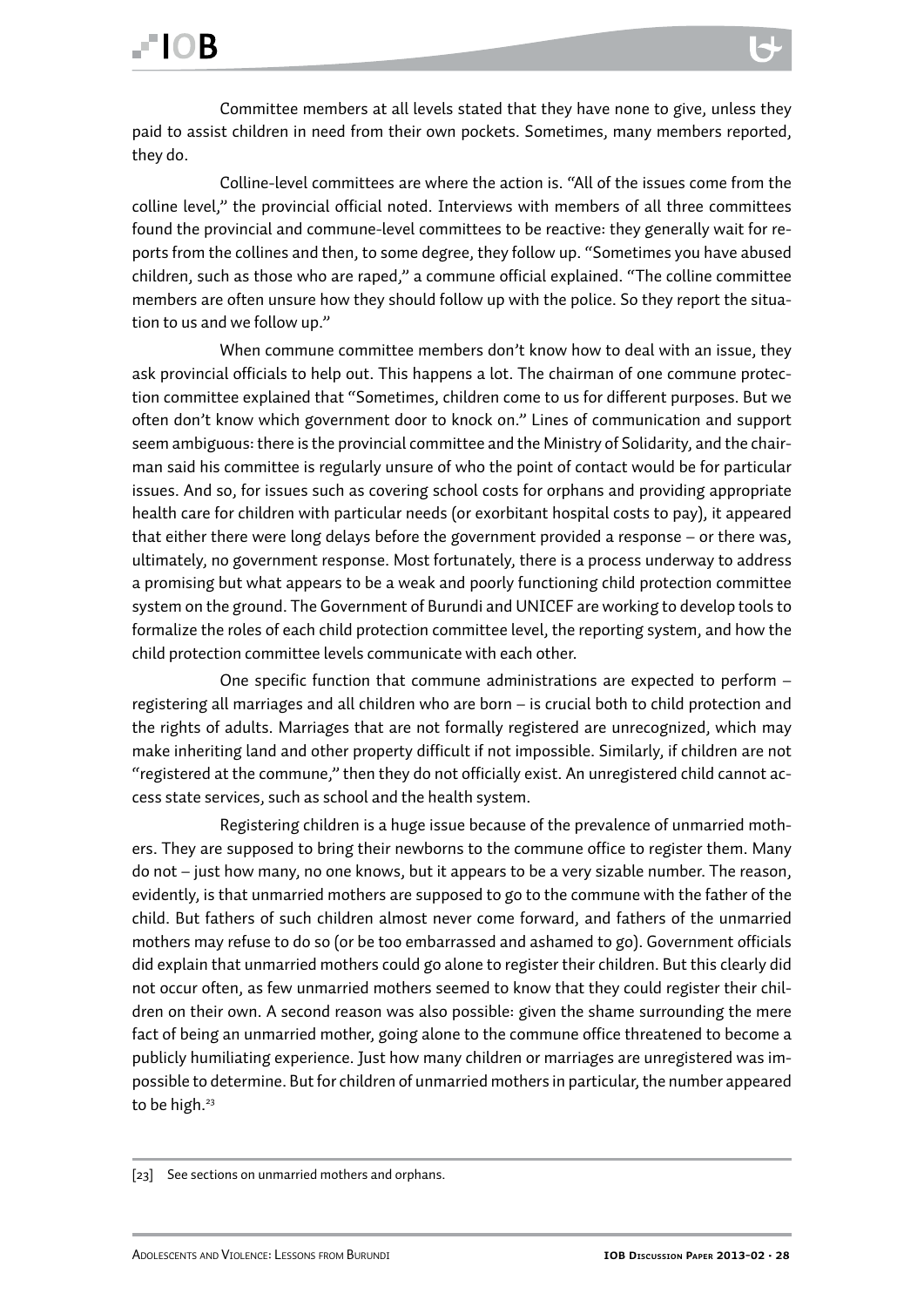Committee members at all levels stated that they have none to give, unless they paid to assist children in need from their own pockets. Sometimes, many members reported, they do.

Colline-level committees are where the action is. "All of the issues come from the colline level," the provincial official noted. Interviews with members of all three committees found the provincial and commune-level committees to be reactive: they generally wait for reports from the collines and then, to some degree, they follow up. "Sometimes you have abused children, such as those who are raped," a commune official explained. "The colline committee members are often unsure how they should follow up with the police. So they report the situation to us and we follow up."

When commune committee members don't know how to deal with an issue, they ask provincial officials to help out. This happens a lot. The chairman of one commune protection committee explained that "Sometimes, children come to us for different purposes. But we often don't know which government door to knock on." Lines of communication and support seem ambiguous: there is the provincial committee and the Ministry of Solidarity, and the chairman said his committee is regularly unsure of who the point of contact would be for particular issues. And so, for issues such as covering school costs for orphans and providing appropriate health care for children with particular needs (or exorbitant hospital costs to pay), it appeared that either there were long delays before the government provided a response – or there was, ultimately, no government response. Most fortunately, there is a process underway to address a promising but what appears to be a weak and poorly functioning child protection committee system on the ground. The Government of Burundi and UNICEF are working to develop tools to formalize the roles of each child protection committee level, the reporting system, and how the child protection committee levels communicate with each other.

One specific function that commune administrations are expected to perform – registering all marriages and all children who are born – is crucial both to child protection and the rights of adults. Marriages that are not formally registered are unrecognized, which may make inheriting land and other property difficult if not impossible. Similarly, if children are not "registered at the commune," then they do not officially exist. An unregistered child cannot access state services, such as school and the health system.

Registering children is a huge issue because of the prevalence of unmarried mothers. They are supposed to bring their newborns to the commune office to register them. Many do not – just how many, no one knows, but it appears to be a very sizable number. The reason, evidently, is that unmarried mothers are supposed to go to the commune with the father of the child. But fathers of such children almost never come forward, and fathers of the unmarried mothers may refuse to do so (or be too embarrassed and ashamed to go). Government officials did explain that unmarried mothers could go alone to register their children. But this clearly did not occur often, as few unmarried mothers seemed to know that they could register their children on their own. A second reason was also possible: given the shame surrounding the mere fact of being an unmarried mother, going alone to the commune office threatened to become a publicly humiliating experience. Just how many children or marriages are unregistered was impossible to determine. But for children of unmarried mothers in particular, the number appeared to be high.[23]

---

[23] See sections on unmarried mothers and orphans.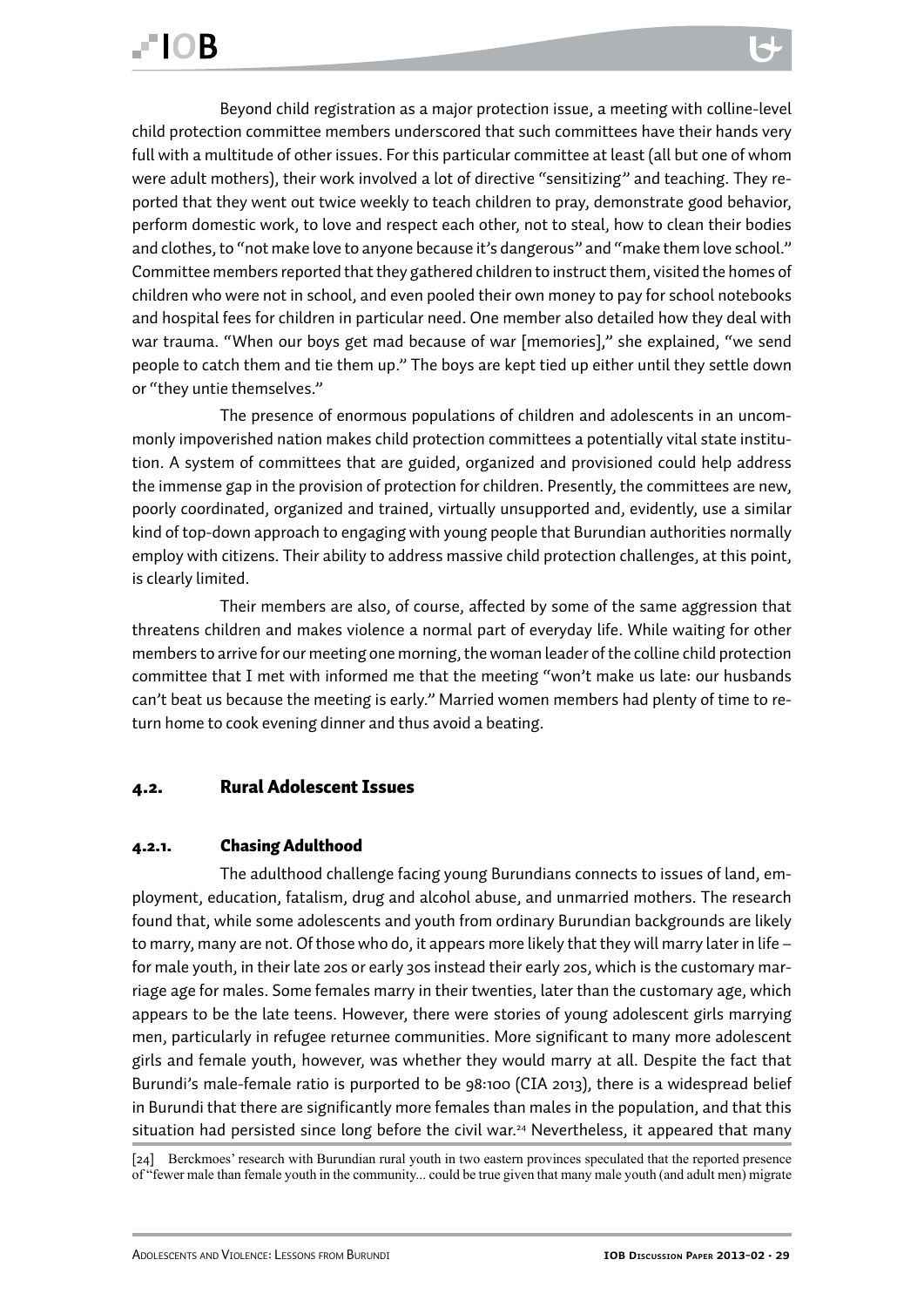Beyond child registration as a major protection issue, a meeting with colline-level child protection committee members underscored that such committees have their hands very full with a multitude of other issues. For this particular committee at least (all but one of whom were adult mothers), their work involved a lot of directive "sensitizing" and teaching. They reported that they went out twice weekly to teach children to pray, demonstrate good behavior, perform domestic work, to love and respect each other, not to steal, how to clean their bodies and clothes, to "not make love to anyone because it's dangerous" and "make them love school." Committee members reported that they gathered children to instruct them, visited the homes of children who were not in school, and even pooled their own money to pay for school notebooks and hospital fees for children in particular need. One member also detailed how they deal with war trauma. "When our boys get mad because of war [memories]," she explained, "we send people to catch them and tie them up." The boys are kept tied up either until they settle down or "they untie themselves."

The presence of enormous populations of children and adolescents in an uncommonly impoverished nation makes child protection committees a potentially vital state institution. A system of committees that are guided, organized and provisioned could help address the immense gap in the provision of protection for children. Presently, the committees are new, poorly coordinated, organized and trained, virtually unsupported and, evidently, use a similar kind of top-down approach to engaging with young people that Burundian authorities normally employ with citizens. Their ability to address massive child protection challenges, at this point, is clearly limited.

Their members are also, of course, affected by some of the same aggression that threatens children and makes violence a normal part of everyday life. While waiting for other members to arrive for our meeting one morning, the woman leader of the colline child protection committee that I met with informed me that the meeting "won't make us late: our husbands can't beat us because the meeting is early." Married women members had plenty of time to return home to cook evening dinner and thus avoid a beating.

## 4.2. Rural Adolescent Issues

### 4.2.1. Chasing Adulthood

The adulthood challenge facing young Burundians connects to issues of land, employment, education, fatalism, drug and alcohol abuse, and unmarried mothers. The research found that, while some adolescents and youth from ordinary Burundian backgrounds are likely to marry, many are not. Of those who do, it appears more likely that they will marry later in life – for male youth, in their late 20s or early 30s instead their early 20s, which is the customary marriage age for males. Some females marry in their twenties, later than the customary age, which appears to be the late teens. However, there were stories of young adolescent girls marrying men, particularly in refugee returnee communities. More significant to many more adolescent girls and female youth, however, was whether they would marry at all. Despite the fact that Burundi's male-female ratio is purported to be 98:100 (CIA 2013), there is a widespread belief in Burundi that there are significantly more females than males in the population, and that this situation had persisted since long before the civil war.[24] Nevertheless, it appeared that many

[24] Berckmoes' research with Burundian rural youth in two eastern provinces speculated that the reported presence of "fewer male than female youth in the community... could be true given that many male youth (and adult men) migrate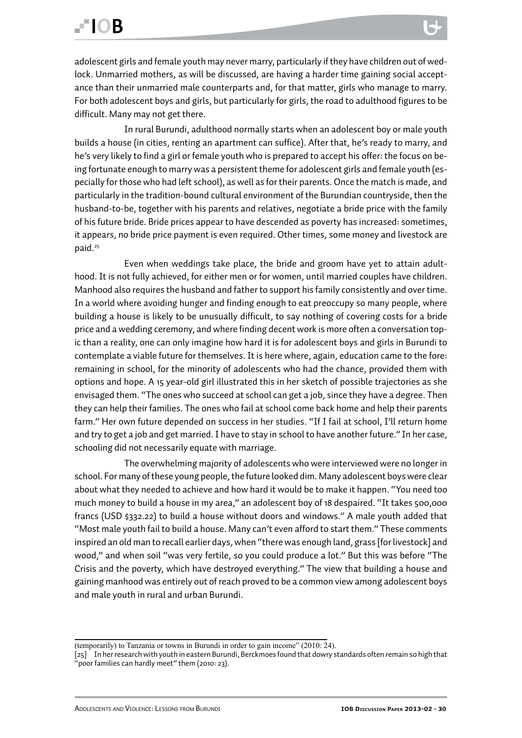adolescent girls and female youth may never marry, particularly if they have children out of wedlock. Unmarried mothers, as will be discussed, are having a harder time gaining social acceptance than their unmarried male counterparts and, for that matter, girls who manage to marry. For both adolescent boys and girls, but particularly for girls, the road to adulthood figures to be difficult. Many may not get there.

In rural Burundi, adulthood normally starts when an adolescent boy or male youth builds a house (in cities, renting an apartment can suffice). After that, he's ready to marry, and he's very likely to find a girl or female youth who is prepared to accept his offer: the focus on being fortunate enough to marry was a persistent theme for adolescent girls and female youth (especially for those who had left school), as well as for their parents. Once the match is made, and particularly in the tradition-bound cultural environment of the Burundian countryside, then the husband-to-be, together with his parents and relatives, negotiate a bride price with the family of his future bride. Bride prices appear to have descended as poverty has increased: sometimes, it appears, no bride price payment is even required. Other times, some money and livestock are paid.[25]

Even when weddings take place, the bride and groom have yet to attain adulthood. It is not fully achieved, for either men or for women, until married couples have children. Manhood also requires the husband and father to support his family consistently and over time. In a world where avoiding hunger and finding enough to eat preoccupy so many people, where building a house is likely to be unusually difficult, to say nothing of covering costs for a bride price and a wedding ceremony, and where finding decent work is more often a conversation topic than a reality, one can only imagine how hard it is for adolescent boys and girls in Burundi to contemplate a viable future for themselves. It is here where, again, education came to the fore: remaining in school, for the minority of adolescents who had the chance, provided them with options and hope. A 15 year-old girl illustrated this in her sketch of possible trajectories as she envisaged them. "The ones who succeed at school can get a job, since they have a degree. Then they can help their families. The ones who fail at school come back home and help their parents farm." Her own future depended on success in her studies. "If I fail at school, I'll return home and try to get a job and get married. I have to stay in school to have another future." In her case, schooling did not necessarily equate with marriage.

The overwhelming majority of adolescents who were interviewed were no longer in school. For many of these young people, the future looked dim. Many adolescent boys were clear about what they needed to achieve and how hard it would be to make it happen. "You need too much money to build a house in my area," an adolescent boy of 18 despaired. "It takes 500,000 francs (USD $332.22) to build a house without doors and windows." A male youth added that "Most male youth fail to build a house. Many can't even afford to start them." These comments inspired an old man to recall earlier days, when "there was enough land, grass [for livestock] and wood," and when soil "was very fertile, so you could produce a lot." But this was before "The Crisis and the poverty, which have destroyed everything." The view that building a house and gaining manhood was entirely out of reach proved to be a common view among adolescent boys and male youth in rural and urban Burundi.

---

(temporarily) to Tanzania or towns in Burundi in order to gain income" (2010: 24).

[25] In her research with youth in eastern Burundi, Berckmoes found that dowry standards often remain so high that "poor families can hardly meet" them (2010: 23).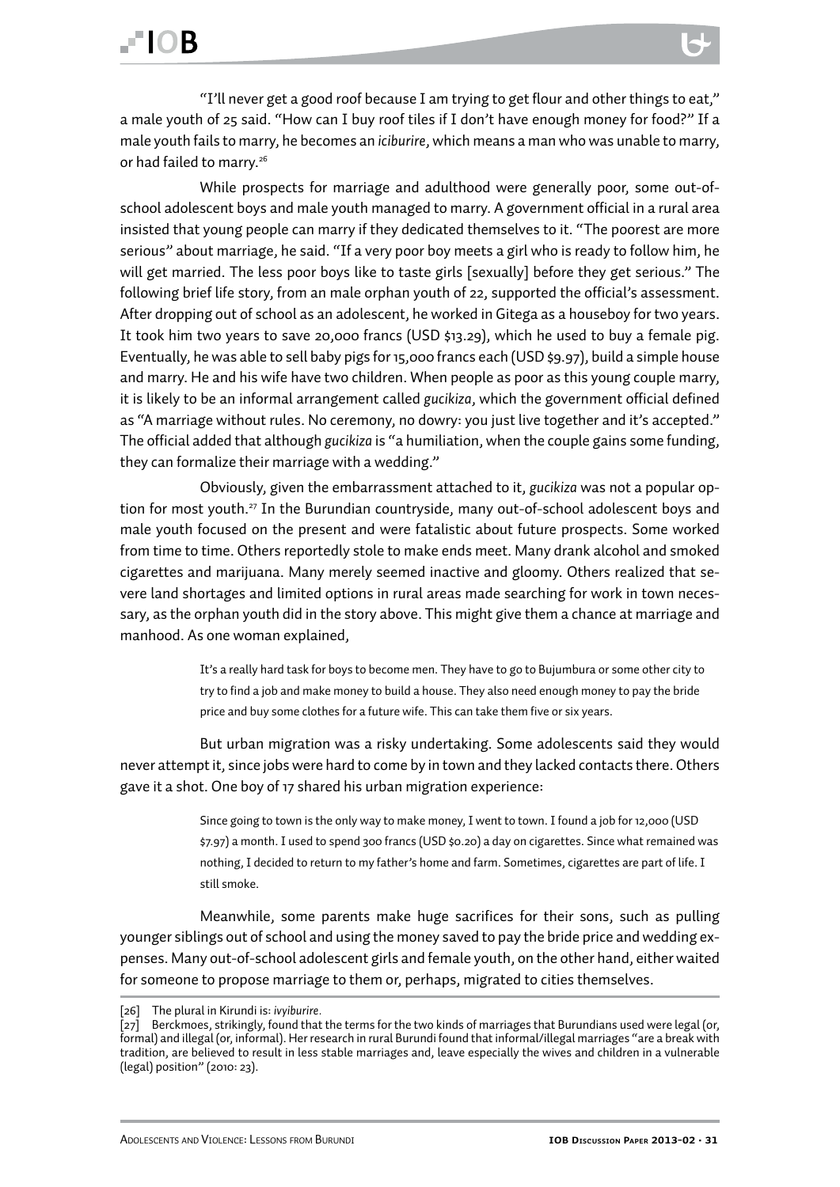"I'll never get a good roof because I am trying to get flour and other things to eat," a male youth of 25 said. "How can I buy roof tiles if I don't have enough money for food?" If a male youth fails to marry, he becomes an *iciburire*, which means a man who was unable to marry, or had failed to marry.[26]

While prospects for marriage and adulthood were generally poor, some out-of-school adolescent boys and male youth managed to marry. A government official in a rural area insisted that young people can marry if they dedicated themselves to it. "The poorest are more serious" about marriage, he said. "If a very poor boy meets a girl who is ready to follow him, he will get married. The less poor boys like to taste girls [sexually] before they get serious." The following brief life story, from an male orphan youth of 22, supported the official's assessment. After dropping out of school as an adolescent, he worked in Gitega as a houseboy for two years. It took him two years to save 20,000 francs (USD $13.29), which he used to buy a female pig. Eventually, he was able to sell baby pigs for 15,000 francs each (USD $9.97), build a simple house and marry. He and his wife have two children. When people as poor as this young couple marry, it is likely to be an informal arrangement called *gucikiza*, which the government official defined as "A marriage without rules. No ceremony, no dowry: you just live together and it's accepted." The official added that although *gucikiza* is "a humiliation, when the couple gains some funding, they can formalize their marriage with a wedding."

Obviously, given the embarrassment attached to it, *gucikiza* was not a popular option for most youth.[27] In the Burundian countryside, many out-of-school adolescent boys and male youth focused on the present and were fatalistic about future prospects. Some worked from time to time. Others reportedly stole to make ends meet. Many drank alcohol and smoked cigarettes and marijuana. Many merely seemed inactive and gloomy. Others realized that severe land shortages and limited options in rural areas made searching for work in town necessary, as the orphan youth did in the story above. This might give them a chance at marriage and manhood. As one woman explained,

> It's a really hard task for boys to become men. They have to go to Bujumbura or some other city to try to find a job and make money to build a house. They also need enough money to pay the bride price and buy some clothes for a future wife. This can take them five or six years.

But urban migration was a risky undertaking. Some adolescents said they would never attempt it, since jobs were hard to come by in town and they lacked contacts there. Others gave it a shot. One boy of 17 shared his urban migration experience:

> Since going to town is the only way to make money, I went to town. I found a job for 12,000 (USD $7.97) a month. I used to spend 300 francs (USD $0.20) a day on cigarettes. Since what remained was nothing, I decided to return to my father's home and farm. Sometimes, cigarettes are part of life. I still smoke.

Meanwhile, some parents make huge sacrifices for their sons, such as pulling younger siblings out of school and using the money saved to pay the bride price and wedding expenses. Many out-of-school adolescent girls and female youth, on the other hand, either waited for someone to propose marriage to them or, perhaps, migrated to cities themselves.

[26] The plural in Kirundi is: *ivyiburire*.

[27] Berckmoes, strikingly, found that the terms for the two kinds of marriages that Burundians used were legal (or, formal) and illegal (or, informal). Her research in rural Burundi found that informal/illegal marriages "are a break with tradition, are believed to result in less stable marriages and, leave especially the wives and children in a vulnerable (legal) position" (2010: 23).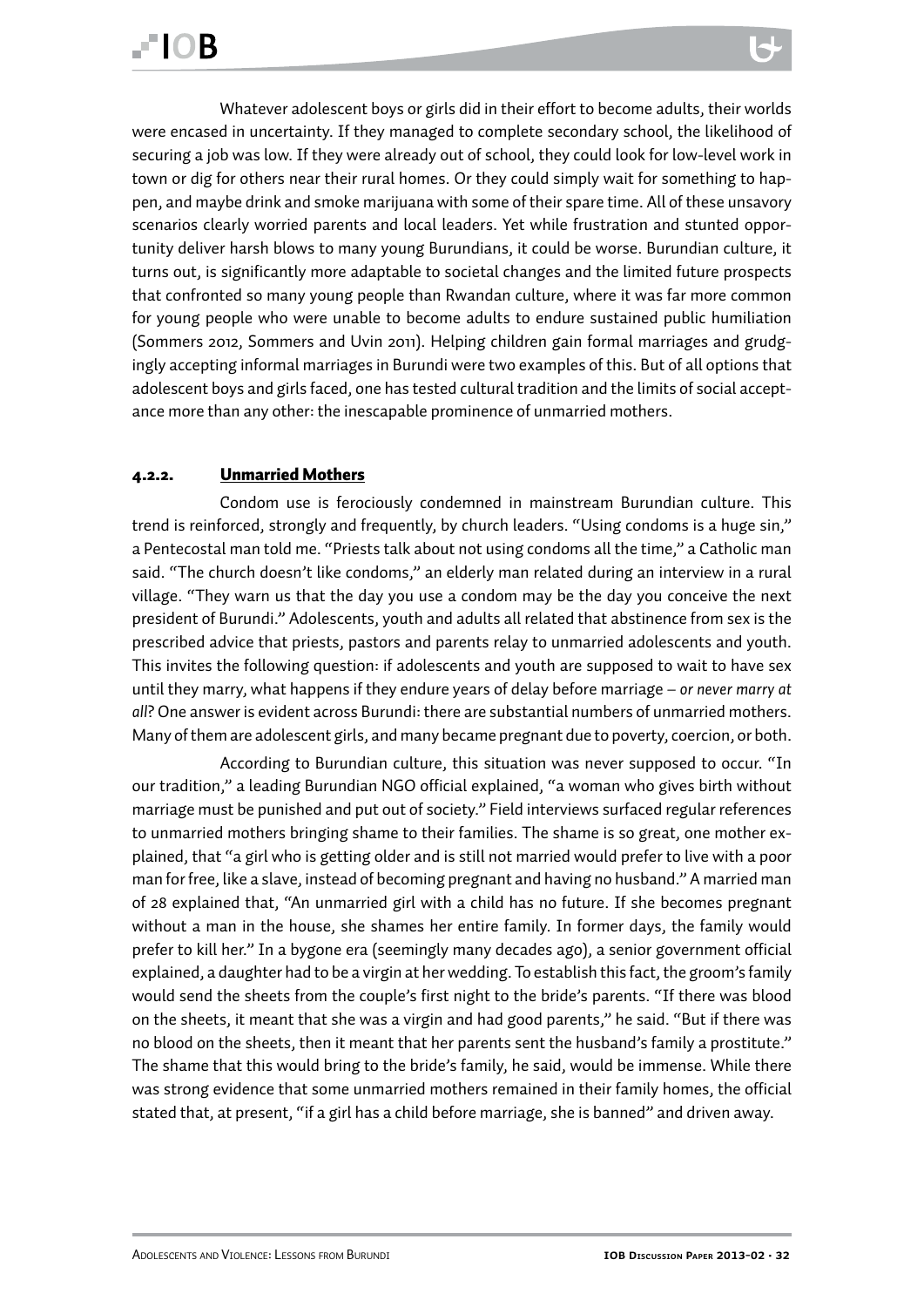Whatever adolescent boys or girls did in their effort to become adults, their worlds were encased in uncertainty. If they managed to complete secondary school, the likelihood of securing a job was low. If they were already out of school, they could look for low-level work in town or dig for others near their rural homes. Or they could simply wait for something to happen, and maybe drink and smoke marijuana with some of their spare time. All of these unsavory scenarios clearly worried parents and local leaders. Yet while frustration and stunted opportunity deliver harsh blows to many young Burundians, it could be worse. Burundian culture, it turns out, is significantly more adaptable to societal changes and the limited future prospects that confronted so many young people than Rwandan culture, where it was far more common for young people who were unable to become adults to endure sustained public humiliation (Sommers 2012, Sommers and Uvin 2011). Helping children gain formal marriages and grudgingly accepting informal marriages in Burundi were two examples of this. But of all options that adolescent boys and girls faced, one has tested cultural tradition and the limits of social acceptance more than any other: the inescapable prominence of unmarried mothers.

### 4.2.2. Unmarried Mothers

Condom use is ferociously condemned in mainstream Burundian culture. This trend is reinforced, strongly and frequently, by church leaders. "Using condoms is a huge sin," a Pentecostal man told me. "Priests talk about not using condoms all the time," a Catholic man said. "The church doesn't like condoms," an elderly man related during an interview in a rural village. "They warn us that the day you use a condom may be the day you conceive the next president of Burundi." Adolescents, youth and adults all related that abstinence from sex is the prescribed advice that priests, pastors and parents relay to unmarried adolescents and youth. This invites the following question: if adolescents and youth are supposed to wait to have sex until they marry, what happens if they endure years of delay before marriage – *or never marry at all*? One answer is evident across Burundi: there are substantial numbers of unmarried mothers. Many of them are adolescent girls, and many became pregnant due to poverty, coercion, or both.

According to Burundian culture, this situation was never supposed to occur. "In our tradition," a leading Burundian NGO official explained, "a woman who gives birth without marriage must be punished and put out of society." Field interviews surfaced regular references to unmarried mothers bringing shame to their families. The shame is so great, one mother explained, that "a girl who is getting older and is still not married would prefer to live with a poor man for free, like a slave, instead of becoming pregnant and having no husband." A married man of 28 explained that, "An unmarried girl with a child has no future. If she becomes pregnant without a man in the house, she shames her entire family. In former days, the family would prefer to kill her." In a bygone era (seemingly many decades ago), a senior government official explained, a daughter had to be a virgin at her wedding. To establish this fact, the groom's family would send the sheets from the couple's first night to the bride's parents. "If there was blood on the sheets, it meant that she was a virgin and had good parents," he said. "But if there was no blood on the sheets, then it meant that her parents sent the husband's family a prostitute." The shame that this would bring to the bride's family, he said, would be immense. While there was strong evidence that some unmarried mothers remained in their family homes, the official stated that, at present, "if a girl has a child before marriage, she is banned" and driven away.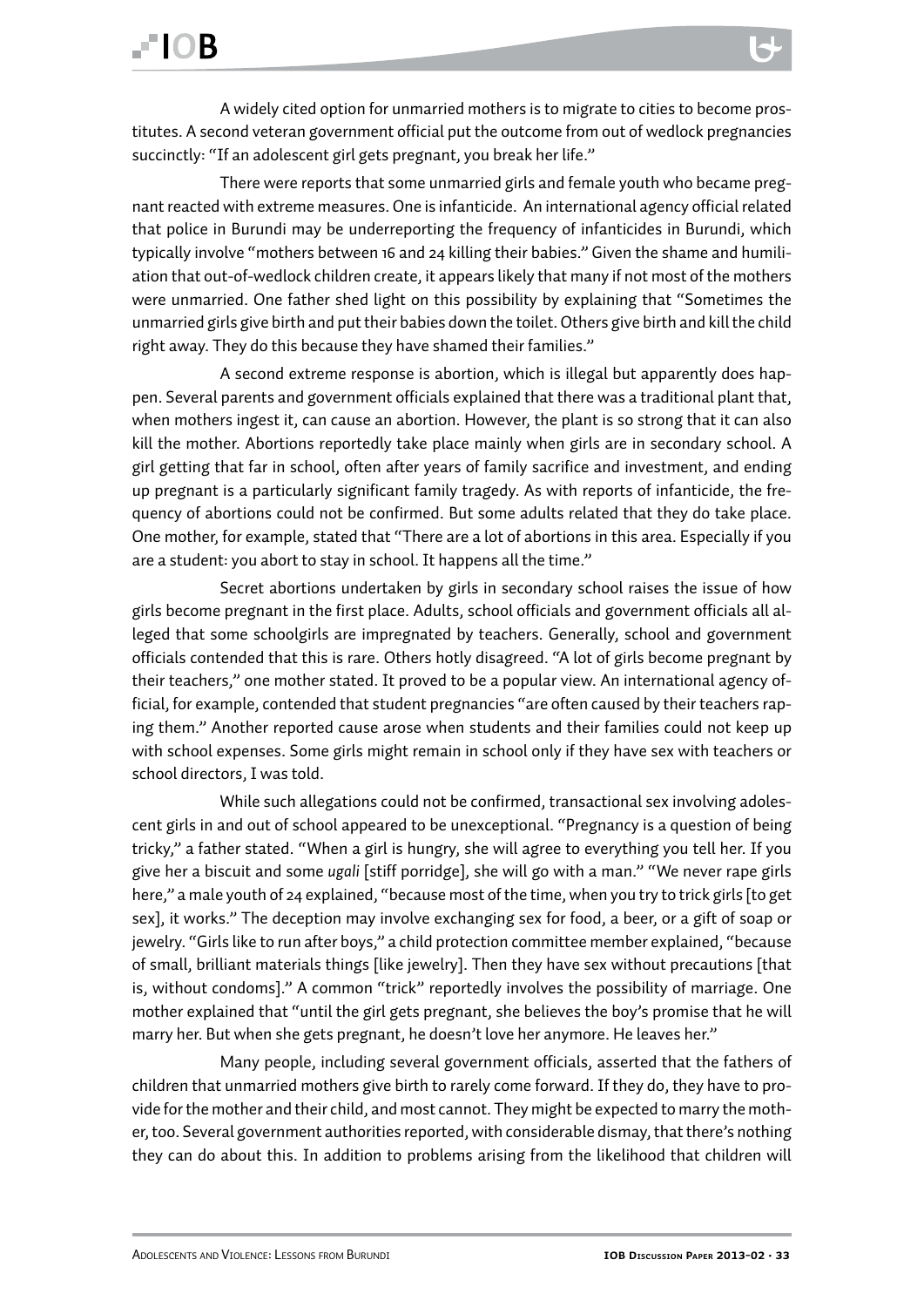A widely cited option for unmarried mothers is to migrate to cities to become prostitutes. A second veteran government official put the outcome from out of wedlock pregnancies succinctly: "If an adolescent girl gets pregnant, you break her life."

There were reports that some unmarried girls and female youth who became pregnant reacted with extreme measures. One is infanticide. An international agency official related that police in Burundi may be underreporting the frequency of infanticides in Burundi, which typically involve "mothers between 16 and 24 killing their babies." Given the shame and humiliation that out-of-wedlock children create, it appears likely that many if not most of the mothers were unmarried. One father shed light on this possibility by explaining that "Sometimes the unmarried girls give birth and put their babies down the toilet. Others give birth and kill the child right away. They do this because they have shamed their families."

A second extreme response is abortion, which is illegal but apparently does happen. Several parents and government officials explained that there was a traditional plant that, when mothers ingest it, can cause an abortion. However, the plant is so strong that it can also kill the mother. Abortions reportedly take place mainly when girls are in secondary school. A girl getting that far in school, often after years of family sacrifice and investment, and ending up pregnant is a particularly significant family tragedy. As with reports of infanticide, the frequency of abortions could not be confirmed. But some adults related that they do take place. One mother, for example, stated that "There are a lot of abortions in this area. Especially if you are a student: you abort to stay in school. It happens all the time."

Secret abortions undertaken by girls in secondary school raises the issue of how girls become pregnant in the first place. Adults, school officials and government officials all alleged that some schoolgirls are impregnated by teachers. Generally, school and government officials contended that this is rare. Others hotly disagreed. "A lot of girls become pregnant by their teachers," one mother stated. It proved to be a popular view. An international agency official, for example, contended that student pregnancies "are often caused by their teachers raping them." Another reported cause arose when students and their families could not keep up with school expenses. Some girls might remain in school only if they have sex with teachers or school directors, I was told.

While such allegations could not be confirmed, transactional sex involving adolescent girls in and out of school appeared to be unexceptional. "Pregnancy is a question of being tricky," a father stated. "When a girl is hungry, she will agree to everything you tell her. If you give her a biscuit and some *ugali* [stiff porridge], she will go with a man." "We never rape girls here," a male youth of 24 explained, "because most of the time, when you try to trick girls [to get sex], it works." The deception may involve exchanging sex for food, a beer, or a gift of soap or jewelry. "Girls like to run after boys," a child protection committee member explained, "because of small, brilliant materials things [like jewelry]. Then they have sex without precautions [that is, without condoms]." A common "trick" reportedly involves the possibility of marriage. One mother explained that "until the girl gets pregnant, she believes the boy's promise that he will marry her. But when she gets pregnant, he doesn't love her anymore. He leaves her."

Many people, including several government officials, asserted that the fathers of children that unmarried mothers give birth to rarely come forward. If they do, they have to provide for the mother and their child, and most cannot. They might be expected to marry the mother, too. Several government authorities reported, with considerable dismay, that there's nothing they can do about this. In addition to problems arising from the likelihood that children will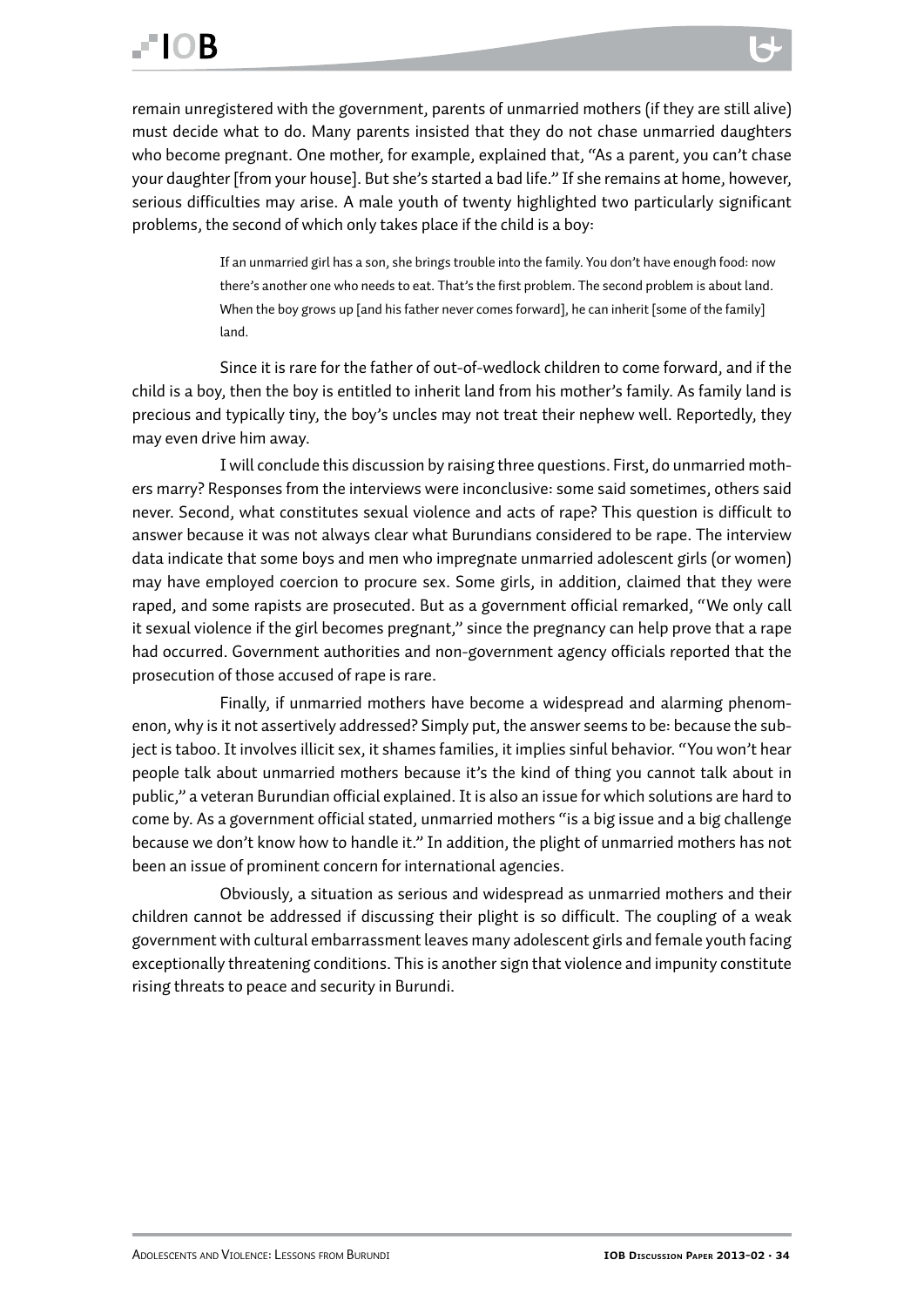remain unregistered with the government, parents of unmarried mothers (if they are still alive) must decide what to do. Many parents insisted that they do not chase unmarried daughters who become pregnant. One mother, for example, explained that, "As a parent, you can't chase your daughter [from your house]. But she's started a bad life." If she remains at home, however, serious difficulties may arise. A male youth of twenty highlighted two particularly significant problems, the second of which only takes place if the child is a boy:

> If an unmarried girl has a son, she brings trouble into the family. You don't have enough food: now there's another one who needs to eat. That's the first problem. The second problem is about land. When the boy grows up [and his father never comes forward], he can inherit [some of the family] land.

Since it is rare for the father of out-of-wedlock children to come forward, and if the child is a boy, then the boy is entitled to inherit land from his mother's family. As family land is precious and typically tiny, the boy's uncles may not treat their nephew well. Reportedly, they may even drive him away.

I will conclude this discussion by raising three questions. First, do unmarried mothers marry? Responses from the interviews were inconclusive: some said sometimes, others said never. Second, what constitutes sexual violence and acts of rape? This question is difficult to answer because it was not always clear what Burundians considered to be rape. The interview data indicate that some boys and men who impregnate unmarried adolescent girls (or women) may have employed coercion to procure sex. Some girls, in addition, claimed that they were raped, and some rapists are prosecuted. But as a government official remarked, "We only call it sexual violence if the girl becomes pregnant," since the pregnancy can help prove that a rape had occurred. Government authorities and non-government agency officials reported that the prosecution of those accused of rape is rare.

Finally, if unmarried mothers have become a widespread and alarming phenomenon, why is it not assertively addressed? Simply put, the answer seems to be: because the subject is taboo. It involves illicit sex, it shames families, it implies sinful behavior. "You won't hear people talk about unmarried mothers because it's the kind of thing you cannot talk about in public," a veteran Burundian official explained. It is also an issue for which solutions are hard to come by. As a government official stated, unmarried mothers "is a big issue and a big challenge because we don't know how to handle it." In addition, the plight of unmarried mothers has not been an issue of prominent concern for international agencies.

Obviously, a situation as serious and widespread as unmarried mothers and their children cannot be addressed if discussing their plight is so difficult. The coupling of a weak government with cultural embarrassment leaves many adolescent girls and female youth facing exceptionally threatening conditions. This is another sign that violence and impunity constitute rising threats to peace and security in Burundi.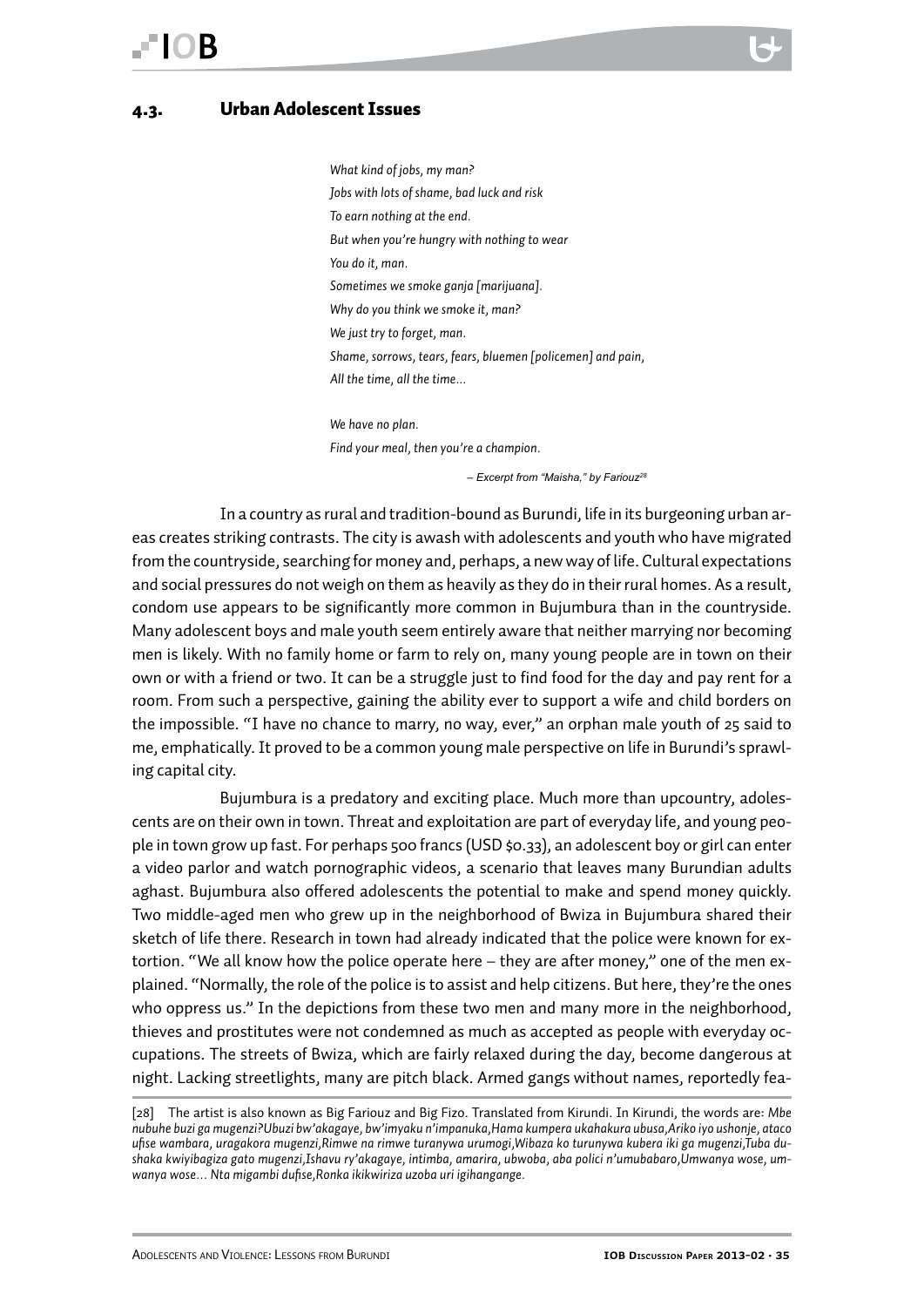## 4.3. Urban Adolescent Issues

*What kind of jobs, my man?*
*Jobs with lots of shame, bad luck and risk*
*To earn nothing at the end.*
*But when you're hungry with nothing to wear*
*You do it, man.*
*Sometimes we smoke ganja [marijuana].*
*Why do you think we smoke it, man?*
*We just try to forget, man.*
*Shame, sorrows, tears, fears, bluemen [policemen] and pain,*
*All the time, all the time...*

*We have no plan.*
*Find your meal, then you're a champion.*

*– Excerpt from "Maisha," by Fariouz*[28]

In a country as rural and tradition-bound as Burundi, life in its burgeoning urban areas creates striking contrasts. The city is awash with adolescents and youth who have migrated from the countryside, searching for money and, perhaps, a new way of life. Cultural expectations and social pressures do not weigh on them as heavily as they do in their rural homes. As a result, condom use appears to be significantly more common in Bujumbura than in the countryside. Many adolescent boys and male youth seem entirely aware that neither marrying nor becoming men is likely. With no family home or farm to rely on, many young people are in town on their own or with a friend or two. It can be a struggle just to find food for the day and pay rent for a room. From such a perspective, gaining the ability ever to support a wife and child borders on the impossible. "I have no chance to marry, no way, ever," an orphan male youth of 25 said to me, emphatically. It proved to be a common young male perspective on life in Burundi's sprawling capital city.

Bujumbura is a predatory and exciting place. Much more than upcountry, adolescents are on their own in town. Threat and exploitation are part of everyday life, and young people in town grow up fast. For perhaps 500 francs (USD $0.33), an adolescent boy or girl can enter a video parlor and watch pornographic videos, a scenario that leaves many Burundian adults aghast. Bujumbura also offered adolescents the potential to make and spend money quickly. Two middle-aged men who grew up in the neighborhood of Bwiza in Bujumbura shared their sketch of life there. Research in town had already indicated that the police were known for extortion. "We all know how the police operate here – they are after money," one of the men explained. "Normally, the role of the police is to assist and help citizens. But here, they're the ones who oppress us." In the depictions from these two men and many more in the neighborhood, thieves and prostitutes were not condemned as much as accepted as people with everyday occupations. The streets of Bwiza, which are fairly relaxed during the day, become dangerous at night. Lacking streetlights, many are pitch black. Armed gangs without names, reportedly fea-

[28] The artist is also known as Big Fariouz and Big Fizo. Translated from Kirundi. In Kirundi, the words are: *Mbe nubuhe buzi ga mugenzi?Ubuzi bw'akagaye, bw'imyaku n'impanuka,Hama kumpera ukahakura ubusa,Ariko iyo ushonje, ataco ufise wambara, uragakora mugenzi,Rimwe na rimwe turanywa urumogi,Wibaza ko turunywa kubera iki ga mugenzi,Tuba dushaka kwiyibagiza gato mugenzi,Ishavu ry'akagaye, intimba, amarira, ubwoba, aba polici n'umubabaro,Umwanya wose, umwanya wose... Nta migambi dufise,Ronka ikikwiriza uzoba uri igihangange.*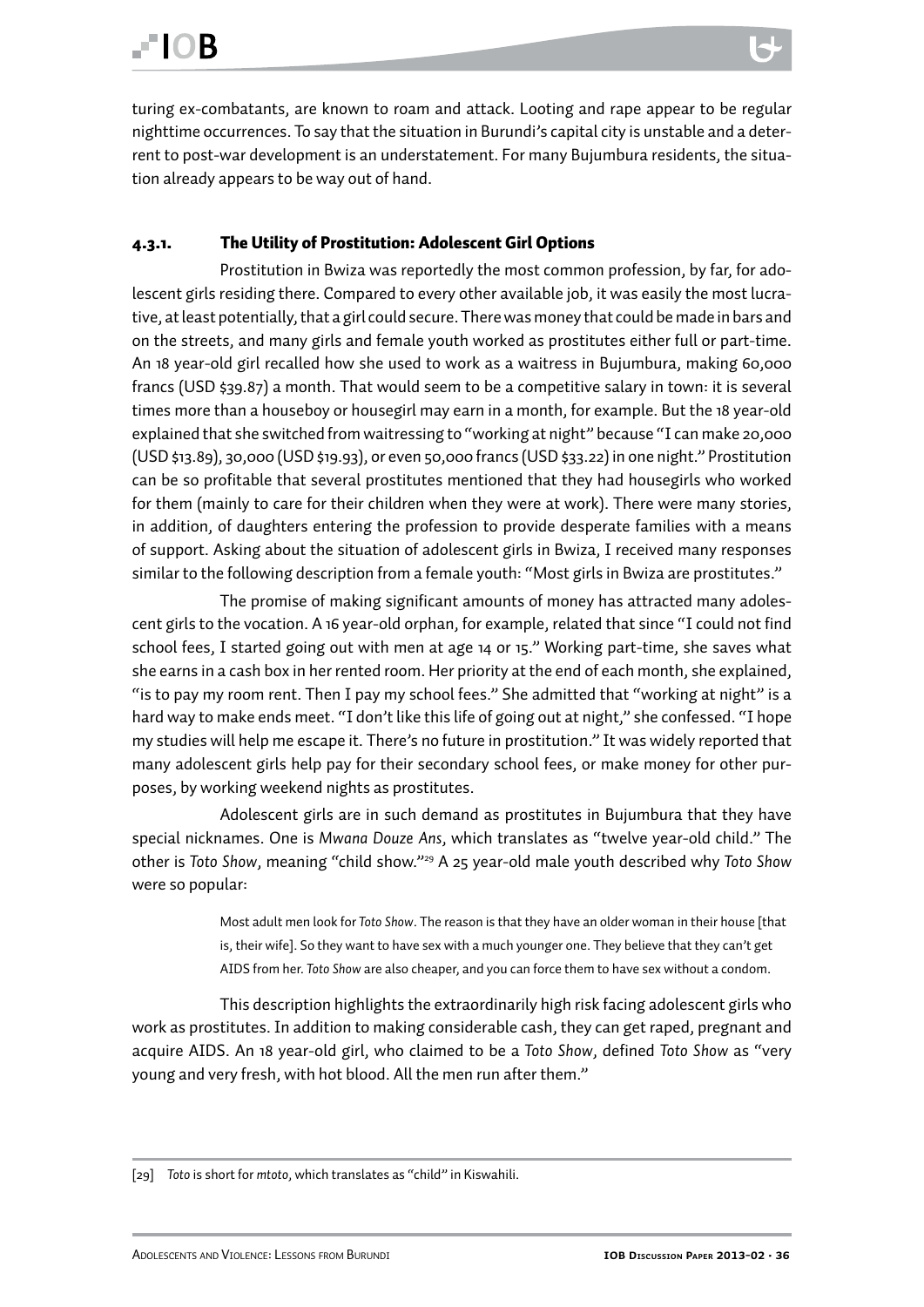turing ex-combatants, are known to roam and attack. Looting and rape appear to be regular nighttime occurrences. To say that the situation in Burundi's capital city is unstable and a deterrent to post-war development is an understatement. For many Bujumbura residents, the situation already appears to be way out of hand.

### 4.3.1. The Utility of Prostitution: Adolescent Girl Options

Prostitution in Bwiza was reportedly the most common profession, by far, for adolescent girls residing there. Compared to every other available job, it was easily the most lucrative, at least potentially, that a girl could secure. There was money that could be made in bars and on the streets, and many girls and female youth worked as prostitutes either full or part-time. An 18 year-old girl recalled how she used to work as a waitress in Bujumbura, making 60,000 francs (USD $39.87) a month. That would seem to be a competitive salary in town: it is several times more than a houseboy or housegirl may earn in a month, for example. But the 18 year-old explained that she switched from waitressing to "working at night" because "I can make 20,000 (USD $13.89), 30,000 (USD $19.93), or even 50,000 francs (USD $33.22) in one night." Prostitution can be so profitable that several prostitutes mentioned that they had housegirls who worked for them (mainly to care for their children when they were at work). There were many stories, in addition, of daughters entering the profession to provide desperate families with a means of support. Asking about the situation of adolescent girls in Bwiza, I received many responses similar to the following description from a female youth: "Most girls in Bwiza are prostitutes."

The promise of making significant amounts of money has attracted many adolescent girls to the vocation. A 16 year-old orphan, for example, related that since "I could not find school fees, I started going out with men at age 14 or 15." Working part-time, she saves what she earns in a cash box in her rented room. Her priority at the end of each month, she explained, "is to pay my room rent. Then I pay my school fees." She admitted that "working at night" is a hard way to make ends meet. "I don't like this life of going out at night," she confessed. "I hope my studies will help me escape it. There's no future in prostitution." It was widely reported that many adolescent girls help pay for their secondary school fees, or make money for other purposes, by working weekend nights as prostitutes.

Adolescent girls are in such demand as prostitutes in Bujumbura that they have special nicknames. One is *Mwana Douze Ans*, which translates as "twelve year-old child." The other is *Toto Show*, meaning "child show."[29] A 25 year-old male youth described why *Toto Show* were so popular:

> Most adult men look for *Toto Show*. The reason is that they have an older woman in their house [that is, their wife]. So they want to have sex with a much younger one. They believe that they can't get AIDS from her. *Toto Show* are also cheaper, and you can force them to have sex without a condom.

This description highlights the extraordinarily high risk facing adolescent girls who work as prostitutes. In addition to making considerable cash, they can get raped, pregnant and acquire AIDS. An 18 year-old girl, who claimed to be a *Toto Show*, defined *Toto Show* as "very young and very fresh, with hot blood. All the men run after them."

---

[29] *Toto* is short for *mtoto*, which translates as "child" in Kiswahili.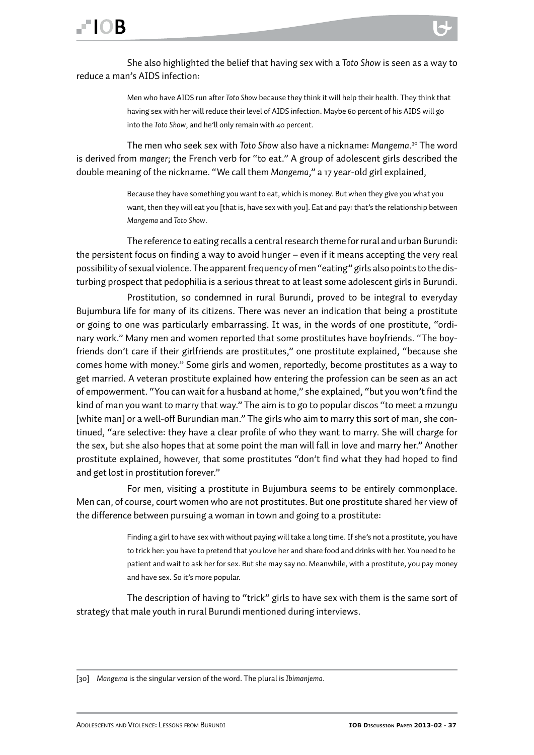She also highlighted the belief that having sex with a *Toto Show* is seen as a way to reduce a man's AIDS infection:

> Men who have AIDS run after *Toto Show* because they think it will help their health. They think that having sex with her will reduce their level of AIDS infection. Maybe 60 percent of his AIDS will go into the *Toto Show*, and he'll only remain with 40 percent.

The men who seek sex with *Toto Show* also have a nickname: *Mangema*.[30] The word is derived from *manger*; the French verb for "to eat." A group of adolescent girls described the double meaning of the nickname. "We call them *Mangema*," a 17 year-old girl explained,

> Because they have something you want to eat, which is money. But when they give you what you want, then they will eat you [that is, have sex with you]. Eat and pay: that's the relationship between *Mangema* and *Toto Show*.

The reference to eating recalls a central research theme for rural and urban Burundi: the persistent focus on finding a way to avoid hunger – even if it means accepting the very real possibility of sexual violence. The apparent frequency of men "eating" girls also points to the disturbing prospect that pedophilia is a serious threat to at least some adolescent girls in Burundi.

Prostitution, so condemned in rural Burundi, proved to be integral to everyday Bujumbura life for many of its citizens. There was never an indication that being a prostitute or going to one was particularly embarrassing. It was, in the words of one prostitute, "ordinary work." Many men and women reported that some prostitutes have boyfriends. "The boyfriends don't care if their girlfriends are prostitutes," one prostitute explained, "because she comes home with money." Some girls and women, reportedly, become prostitutes as a way to get married. A veteran prostitute explained how entering the profession can be seen as an act of empowerment. "You can wait for a husband at home," she explained, "but you won't find the kind of man you want to marry that way." The aim is to go to popular discos "to meet a mzungu [white man] or a well-off Burundian man." The girls who aim to marry this sort of man, she continued, "are selective: they have a clear profile of who they want to marry. She will charge for the sex, but she also hopes that at some point the man will fall in love and marry her." Another prostitute explained, however, that some prostitutes "don't find what they had hoped to find and get lost in prostitution forever."

For men, visiting a prostitute in Bujumbura seems to be entirely commonplace. Men can, of course, court women who are not prostitutes. But one prostitute shared her view of the difference between pursuing a woman in town and going to a prostitute:

> Finding a girl to have sex with without paying will take a long time. If she's not a prostitute, you have to trick her: you have to pretend that you love her and share food and drinks with her. You need to be patient and wait to ask her for sex. But she may say no. Meanwhile, with a prostitute, you pay money and have sex. So it's more popular.

The description of having to "trick" girls to have sex with them is the same sort of strategy that male youth in rural Burundi mentioned during interviews.

---

[30] *Mangema* is the singular version of the word. The plural is *Ibimanjema*.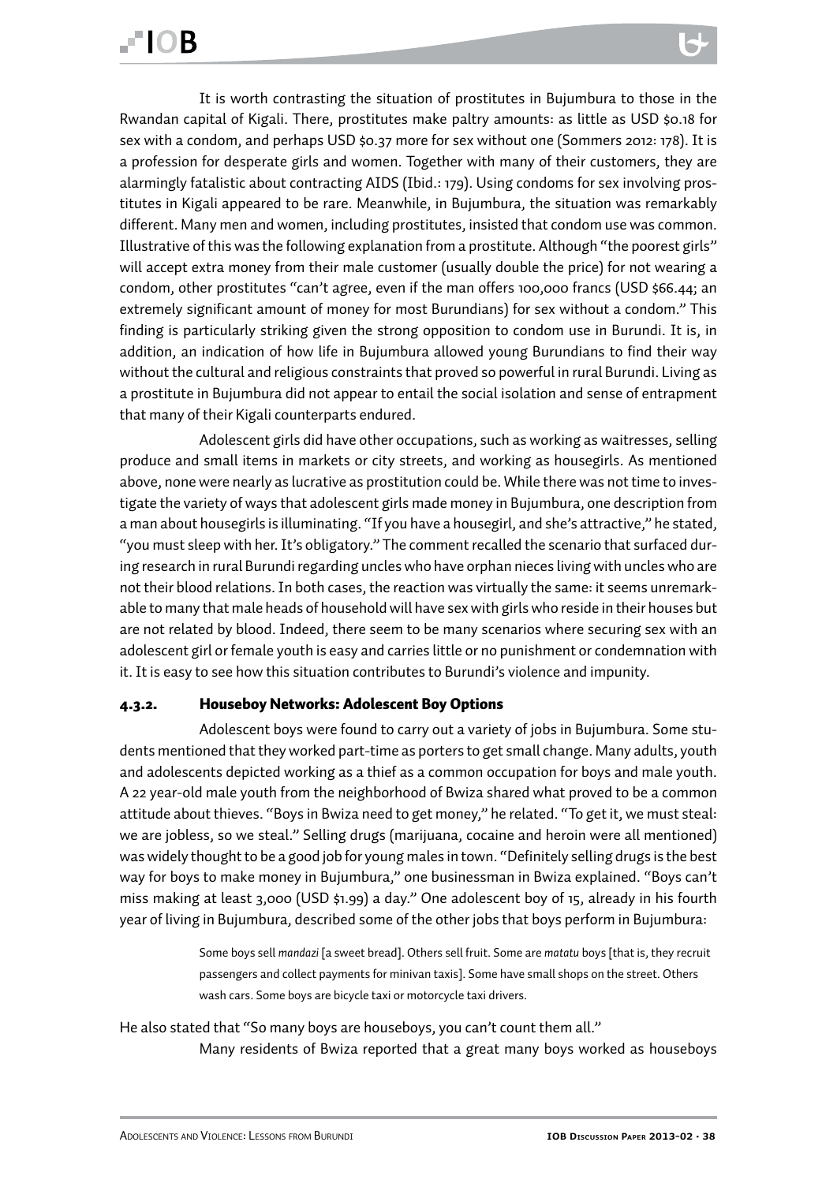It is worth contrasting the situation of prostitutes in Bujumbura to those in the Rwandan capital of Kigali. There, prostitutes make paltry amounts: as little as USD $0.18 for sex with a condom, and perhaps USD $0.37 more for sex without one (Sommers 2012: 178). It is a profession for desperate girls and women. Together with many of their customers, they are alarmingly fatalistic about contracting AIDS (Ibid.: 179). Using condoms for sex involving prostitutes in Kigali appeared to be rare. Meanwhile, in Bujumbura, the situation was remarkably different. Many men and women, including prostitutes, insisted that condom use was common. Illustrative of this was the following explanation from a prostitute. Although "the poorest girls" will accept extra money from their male customer (usually double the price) for not wearing a condom, other prostitutes "can't agree, even if the man offers 100,000 francs (USD $66.44; an extremely significant amount of money for most Burundians) for sex without a condom." This finding is particularly striking given the strong opposition to condom use in Burundi. It is, in addition, an indication of how life in Bujumbura allowed young Burundians to find their way without the cultural and religious constraints that proved so powerful in rural Burundi. Living as a prostitute in Bujumbura did not appear to entail the social isolation and sense of entrapment that many of their Kigali counterparts endured.

Adolescent girls did have other occupations, such as working as waitresses, selling produce and small items in markets or city streets, and working as housegirls. As mentioned above, none were nearly as lucrative as prostitution could be. While there was not time to investigate the variety of ways that adolescent girls made money in Bujumbura, one description from a man about housegirls is illuminating. "If you have a housegirl, and she's attractive," he stated, "you must sleep with her. It's obligatory." The comment recalled the scenario that surfaced during research in rural Burundi regarding uncles who have orphan nieces living with uncles who are not their blood relations. In both cases, the reaction was virtually the same: it seems unremarkable to many that male heads of household will have sex with girls who reside in their houses but are not related by blood. Indeed, there seem to be many scenarios where securing sex with an adolescent girl or female youth is easy and carries little or no punishment or condemnation with it. It is easy to see how this situation contributes to Burundi's violence and impunity.

### 4.3.2. Houseboy Networks: Adolescent Boy Options

Adolescent boys were found to carry out a variety of jobs in Bujumbura. Some students mentioned that they worked part-time as porters to get small change. Many adults, youth and adolescents depicted working as a thief as a common occupation for boys and male youth. A 22 year-old male youth from the neighborhood of Bwiza shared what proved to be a common attitude about thieves. "Boys in Bwiza need to get money," he related. "To get it, we must steal: we are jobless, so we steal." Selling drugs (marijuana, cocaine and heroin were all mentioned) was widely thought to be a good job for young males in town. "Definitely selling drugs is the best way for boys to make money in Bujumbura," one businessman in Bwiza explained. "Boys can't miss making at least 3,000 (USD $1.99) a day." One adolescent boy of 15, already in his fourth year of living in Bujumbura, described some of the other jobs that boys perform in Bujumbura:

> Some boys sell *mandazi* [a sweet bread]. Others sell fruit. Some are *matatu* boys [that is, they recruit passengers and collect payments for minivan taxis]. Some have small shops on the street. Others wash cars. Some boys are bicycle taxi or motorcycle taxi drivers.

He also stated that "So many boys are houseboys, you can't count them all."

Many residents of Bwiza reported that a great many boys worked as houseboys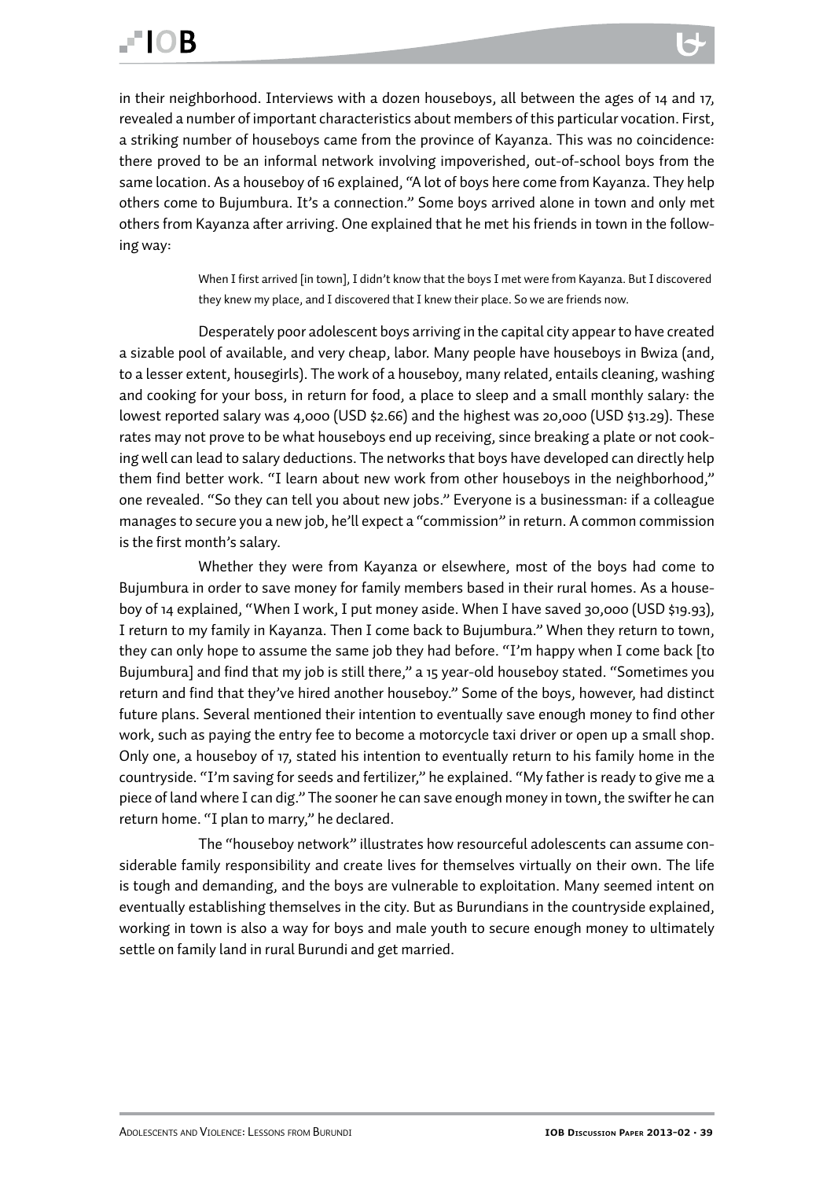in their neighborhood. Interviews with a dozen houseboys, all between the ages of 14 and 17, revealed a number of important characteristics about members of this particular vocation. First, a striking number of houseboys came from the province of Kayanza. This was no coincidence: there proved to be an informal network involving impoverished, out-of-school boys from the same location. As a houseboy of 16 explained, "A lot of boys here come from Kayanza. They help others come to Bujumbura. It's a connection." Some boys arrived alone in town and only met others from Kayanza after arriving. One explained that he met his friends in town in the following way:

> When I first arrived [in town], I didn't know that the boys I met were from Kayanza. But I discovered they knew my place, and I discovered that I knew their place. So we are friends now.

Desperately poor adolescent boys arriving in the capital city appear to have created a sizable pool of available, and very cheap, labor. Many people have houseboys in Bwiza (and, to a lesser extent, housegirls). The work of a houseboy, many related, entails cleaning, washing and cooking for your boss, in return for food, a place to sleep and a small monthly salary: the lowest reported salary was 4,000 (USD $2.66) and the highest was 20,000 (USD $13.29). These rates may not prove to be what houseboys end up receiving, since breaking a plate or not cooking well can lead to salary deductions. The networks that boys have developed can directly help them find better work. "I learn about new work from other houseboys in the neighborhood," one revealed. "So they can tell you about new jobs." Everyone is a businessman: if a colleague manages to secure you a new job, he'll expect a "commission" in return. A common commission is the first month's salary.

Whether they were from Kayanza or elsewhere, most of the boys had come to Bujumbura in order to save money for family members based in their rural homes. As a houseboy of 14 explained, "When I work, I put money aside. When I have saved 30,000 (USD $19.93), I return to my family in Kayanza. Then I come back to Bujumbura." When they return to town, they can only hope to assume the same job they had before. "I'm happy when I come back [to Bujumbura] and find that my job is still there," a 15 year-old houseboy stated. "Sometimes you return and find that they've hired another houseboy." Some of the boys, however, had distinct future plans. Several mentioned their intention to eventually save enough money to find other work, such as paying the entry fee to become a motorcycle taxi driver or open up a small shop. Only one, a houseboy of 17, stated his intention to eventually return to his family home in the countryside. "I'm saving for seeds and fertilizer," he explained. "My father is ready to give me a piece of land where I can dig." The sooner he can save enough money in town, the swifter he can return home. "I plan to marry," he declared.

The "houseboy network" illustrates how resourceful adolescents can assume considerable family responsibility and create lives for themselves virtually on their own. The life is tough and demanding, and the boys are vulnerable to exploitation. Many seemed intent on eventually establishing themselves in the city. But as Burundians in the countryside explained, working in town is also a way for boys and male youth to secure enough money to ultimately settle on family land in rural Burundi and get married.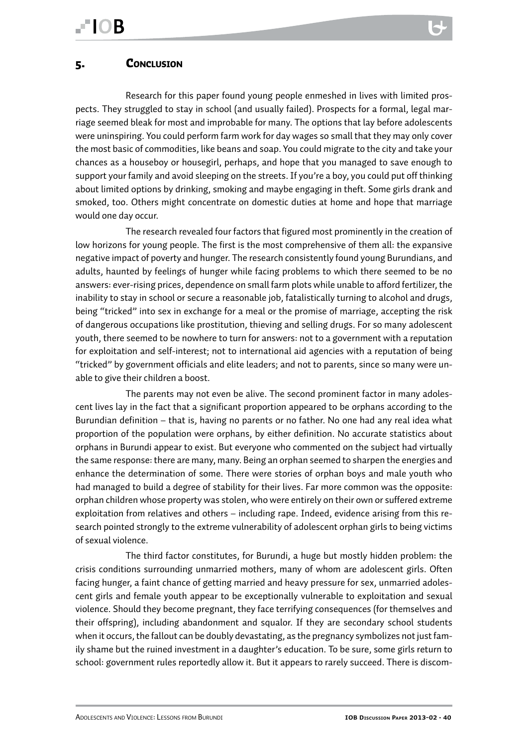## 5. Conclusion

Research for this paper found young people enmeshed in lives with limited prospects. They struggled to stay in school (and usually failed). Prospects for a formal, legal marriage seemed bleak for most and improbable for many. The options that lay before adolescents were uninspiring. You could perform farm work for day wages so small that they may only cover the most basic of commodities, like beans and soap. You could migrate to the city and take your chances as a houseboy or housegirl, perhaps, and hope that you managed to save enough to support your family and avoid sleeping on the streets. If you're a boy, you could put off thinking about limited options by drinking, smoking and maybe engaging in theft. Some girls drank and smoked, too. Others might concentrate on domestic duties at home and hope that marriage would one day occur.

The research revealed four factors that figured most prominently in the creation of low horizons for young people. The first is the most comprehensive of them all: the expansive negative impact of poverty and hunger. The research consistently found young Burundians, and adults, haunted by feelings of hunger while facing problems to which there seemed to be no answers: ever-rising prices, dependence on small farm plots while unable to afford fertilizer, the inability to stay in school or secure a reasonable job, fatalistically turning to alcohol and drugs, being "tricked" into sex in exchange for a meal or the promise of marriage, accepting the risk of dangerous occupations like prostitution, thieving and selling drugs. For so many adolescent youth, there seemed to be nowhere to turn for answers: not to a government with a reputation for exploitation and self-interest; not to international aid agencies with a reputation of being "tricked" by government officials and elite leaders; and not to parents, since so many were unable to give their children a boost.

The parents may not even be alive. The second prominent factor in many adolescent lives lay in the fact that a significant proportion appeared to be orphans according to the Burundian definition – that is, having no parents or no father. No one had any real idea what proportion of the population were orphans, by either definition. No accurate statistics about orphans in Burundi appear to exist. But everyone who commented on the subject had virtually the same response: there are many, many. Being an orphan seemed to sharpen the energies and enhance the determination of some. There were stories of orphan boys and male youth who had managed to build a degree of stability for their lives. Far more common was the opposite: orphan children whose property was stolen, who were entirely on their own or suffered extreme exploitation from relatives and others – including rape. Indeed, evidence arising from this research pointed strongly to the extreme vulnerability of adolescent orphan girls to being victims of sexual violence.

The third factor constitutes, for Burundi, a huge but mostly hidden problem: the crisis conditions surrounding unmarried mothers, many of whom are adolescent girls. Often facing hunger, a faint chance of getting married and heavy pressure for sex, unmarried adolescent girls and female youth appear to be exceptionally vulnerable to exploitation and sexual violence. Should they become pregnant, they face terrifying consequences (for themselves and their offspring), including abandonment and squalor. If they are secondary school students when it occurs, the fallout can be doubly devastating, as the pregnancy symbolizes not just family shame but the ruined investment in a daughter's education. To be sure, some girls return to school: government rules reportedly allow it. But it appears to rarely succeed. There is discom-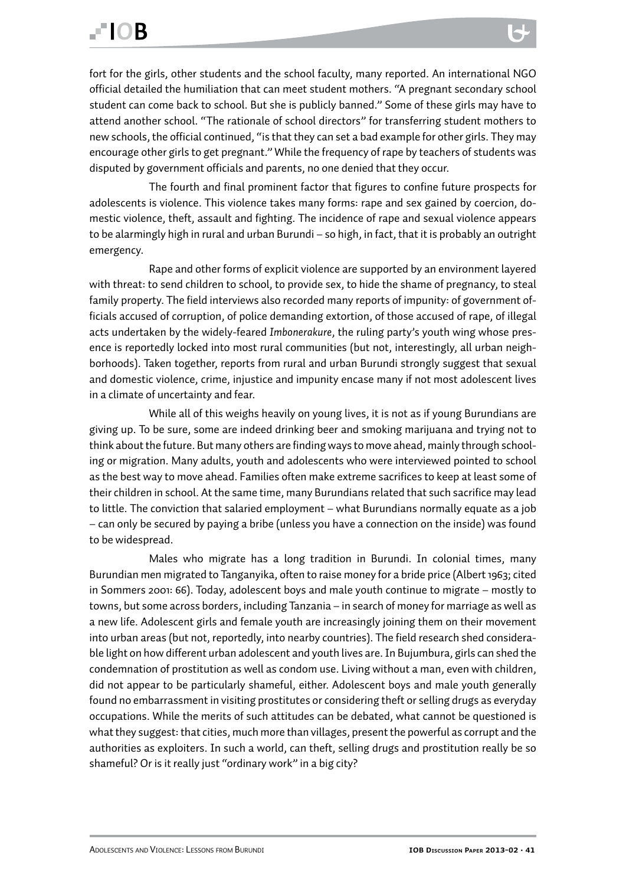fort for the girls, other students and the school faculty, many reported. An international NGO official detailed the humiliation that can meet student mothers. "A pregnant secondary school student can come back to school. But she is publicly banned." Some of these girls may have to attend another school. "The rationale of school directors" for transferring student mothers to new schools, the official continued, "is that they can set a bad example for other girls. They may encourage other girls to get pregnant." While the frequency of rape by teachers of students was disputed by government officials and parents, no one denied that they occur.

The fourth and final prominent factor that figures to confine future prospects for adolescents is violence. This violence takes many forms: rape and sex gained by coercion, domestic violence, theft, assault and fighting. The incidence of rape and sexual violence appears to be alarmingly high in rural and urban Burundi – so high, in fact, that it is probably an outright emergency.

Rape and other forms of explicit violence are supported by an environment layered with threat: to send children to school, to provide sex, to hide the shame of pregnancy, to steal family property. The field interviews also recorded many reports of impunity: of government officials accused of corruption, of police demanding extortion, of those accused of rape, of illegal acts undertaken by the widely-feared *Imbonerakure*, the ruling party's youth wing whose presence is reportedly locked into most rural communities (but not, interestingly, all urban neighborhoods). Taken together, reports from rural and urban Burundi strongly suggest that sexual and domestic violence, crime, injustice and impunity encase many if not most adolescent lives in a climate of uncertainty and fear.

While all of this weighs heavily on young lives, it is not as if young Burundians are giving up. To be sure, some are indeed drinking beer and smoking marijuana and trying not to think about the future. But many others are finding ways to move ahead, mainly through schooling or migration. Many adults, youth and adolescents who were interviewed pointed to school as the best way to move ahead. Families often make extreme sacrifices to keep at least some of their children in school. At the same time, many Burundians related that such sacrifice may lead to little. The conviction that salaried employment – what Burundians normally equate as a job – can only be secured by paying a bribe (unless you have a connection on the inside) was found to be widespread.

Males who migrate has a long tradition in Burundi. In colonial times, many Burundian men migrated to Tanganyika, often to raise money for a bride price (Albert 1963; cited in Sommers 2001: 66). Today, adolescent boys and male youth continue to migrate – mostly to towns, but some across borders, including Tanzania – in search of money for marriage as well as a new life. Adolescent girls and female youth are increasingly joining them on their movement into urban areas (but not, reportedly, into nearby countries). The field research shed considerable light on how different urban adolescent and youth lives are. In Bujumbura, girls can shed the condemnation of prostitution as well as condom use. Living without a man, even with children, did not appear to be particularly shameful, either. Adolescent boys and male youth generally found no embarrassment in visiting prostitutes or considering theft or selling drugs as everyday occupations. While the merits of such attitudes can be debated, what cannot be questioned is what they suggest: that cities, much more than villages, present the powerful as corrupt and the authorities as exploiters. In such a world, can theft, selling drugs and prostitution really be so shameful? Or is it really just "ordinary work" in a big city?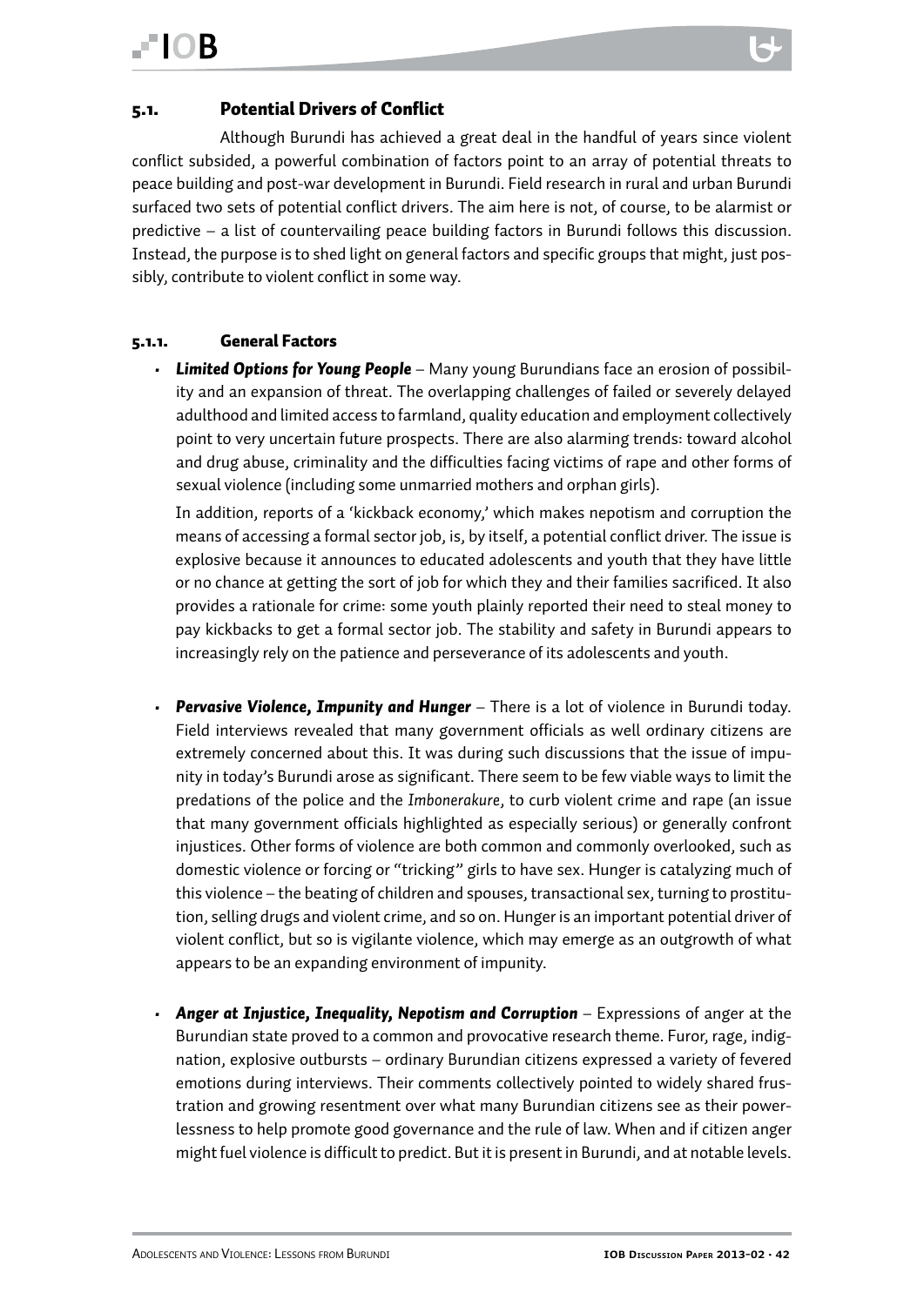## 5.1. Potential Drivers of Conflict

Although Burundi has achieved a great deal in the handful of years since violent conflict subsided, a powerful combination of factors point to an array of potential threats to peace building and post-war development in Burundi. Field research in rural and urban Burundi surfaced two sets of potential conflict drivers. The aim here is not, of course, to be alarmist or predictive – a list of countervailing peace building factors in Burundi follows this discussion. Instead, the purpose is to shed light on general factors and specific groups that might, just possibly, contribute to violent conflict in some way.

### 5.1.1. General Factors

- ***Limited Options for Young People*** – Many young Burundians face an erosion of possibility and an expansion of threat. The overlapping challenges of failed or severely delayed adulthood and limited access to farmland, quality education and employment collectively point to very uncertain future prospects. There are also alarming trends: toward alcohol and drug abuse, criminality and the difficulties facing victims of rape and other forms of sexual violence (including some unmarried mothers and orphan girls).

  In addition, reports of a 'kickback economy,' which makes nepotism and corruption the means of accessing a formal sector job, is, by itself, a potential conflict driver. The issue is explosive because it announces to educated adolescents and youth that they have little or no chance at getting the sort of job for which they and their families sacrificed. It also provides a rationale for crime: some youth plainly reported their need to steal money to pay kickbacks to get a formal sector job. The stability and safety in Burundi appears to increasingly rely on the patience and perseverance of its adolescents and youth.

- ***Pervasive Violence, Impunity and Hunger*** – There is a lot of violence in Burundi today. Field interviews revealed that many government officials as well ordinary citizens are extremely concerned about this. It was during such discussions that the issue of impunity in today's Burundi arose as significant. There seem to be few viable ways to limit the predations of the police and the *Imbonerakure*, to curb violent crime and rape (an issue that many government officials highlighted as especially serious) or generally confront injustices. Other forms of violence are both common and commonly overlooked, such as domestic violence or forcing or "tricking" girls to have sex. Hunger is catalyzing much of this violence – the beating of children and spouses, transactional sex, turning to prostitution, selling drugs and violent crime, and so on. Hunger is an important potential driver of violent conflict, but so is vigilante violence, which may emerge as an outgrowth of what appears to be an expanding environment of impunity.

- ***Anger at Injustice, Inequality, Nepotism and Corruption*** – Expressions of anger at the Burundian state proved to a common and provocative research theme. Furor, rage, indignation, explosive outbursts – ordinary Burundian citizens expressed a variety of fevered emotions during interviews. Their comments collectively pointed to widely shared frustration and growing resentment over what many Burundian citizens see as their powerlessness to help promote good governance and the rule of law. When and if citizen anger might fuel violence is difficult to predict. But it is present in Burundi, and at notable levels.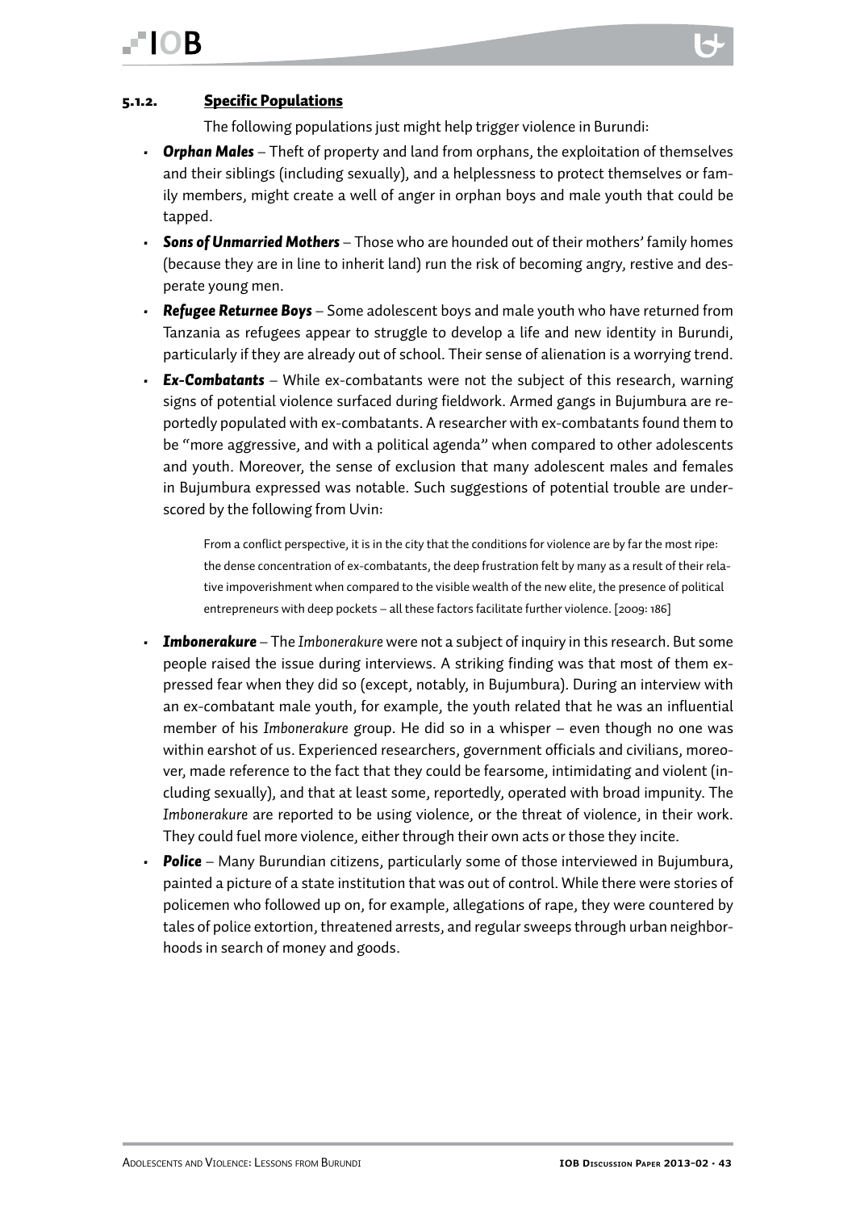#### 5.1.2. Specific Populations

The following populations just might help trigger violence in Burundi:

- ***Orphan Males*** – Theft of property and land from orphans, the exploitation of themselves and their siblings (including sexually), and a helplessness to protect themselves or family members, might create a well of anger in orphan boys and male youth that could be tapped.
- ***Sons of Unmarried Mothers*** – Those who are hounded out of their mothers' family homes (because they are in line to inherit land) run the risk of becoming angry, restive and desperate young men.
- ***Refugee Returnee Boys*** – Some adolescent boys and male youth who have returned from Tanzania as refugees appear to struggle to develop a life and new identity in Burundi, particularly if they are already out of school. Their sense of alienation is a worrying trend.
- ***Ex-Combatants*** – While ex-combatants were not the subject of this research, warning signs of potential violence surfaced during fieldwork. Armed gangs in Bujumbura are reportedly populated with ex-combatants. A researcher with ex-combatants found them to be "more aggressive, and with a political agenda" when compared to other adolescents and youth. Moreover, the sense of exclusion that many adolescent males and females in Bujumbura expressed was notable. Such suggestions of potential trouble are underscored by the following from Uvin:

  > From a conflict perspective, it is in the city that the conditions for violence are by far the most ripe: the dense concentration of ex-combatants, the deep frustration felt by many as a result of their relative impoverishment when compared to the visible wealth of the new elite, the presence of political entrepreneurs with deep pockets – all these factors facilitate further violence. [2009: 186]

- ***Imbonerakure*** – The *Imbonerakure* were not a subject of inquiry in this research. But some people raised the issue during interviews. A striking finding was that most of them expressed fear when they did so (except, notably, in Bujumbura). During an interview with an ex-combatant male youth, for example, the youth related that he was an influential member of his *Imbonerakure* group. He did so in a whisper – even though no one was within earshot of us. Experienced researchers, government officials and civilians, moreover, made reference to the fact that they could be fearsome, intimidating and violent (including sexually), and that at least some, reportedly, operated with broad impunity. The *Imbonerakure* are reported to be using violence, or the threat of violence, in their work. They could fuel more violence, either through their own acts or those they incite.
- ***Police*** – Many Burundian citizens, particularly some of those interviewed in Bujumbura, painted a picture of a state institution that was out of control. While there were stories of policemen who followed up on, for example, allegations of rape, they were countered by tales of police extortion, threatened arrests, and regular sweeps through urban neighborhoods in search of money and goods.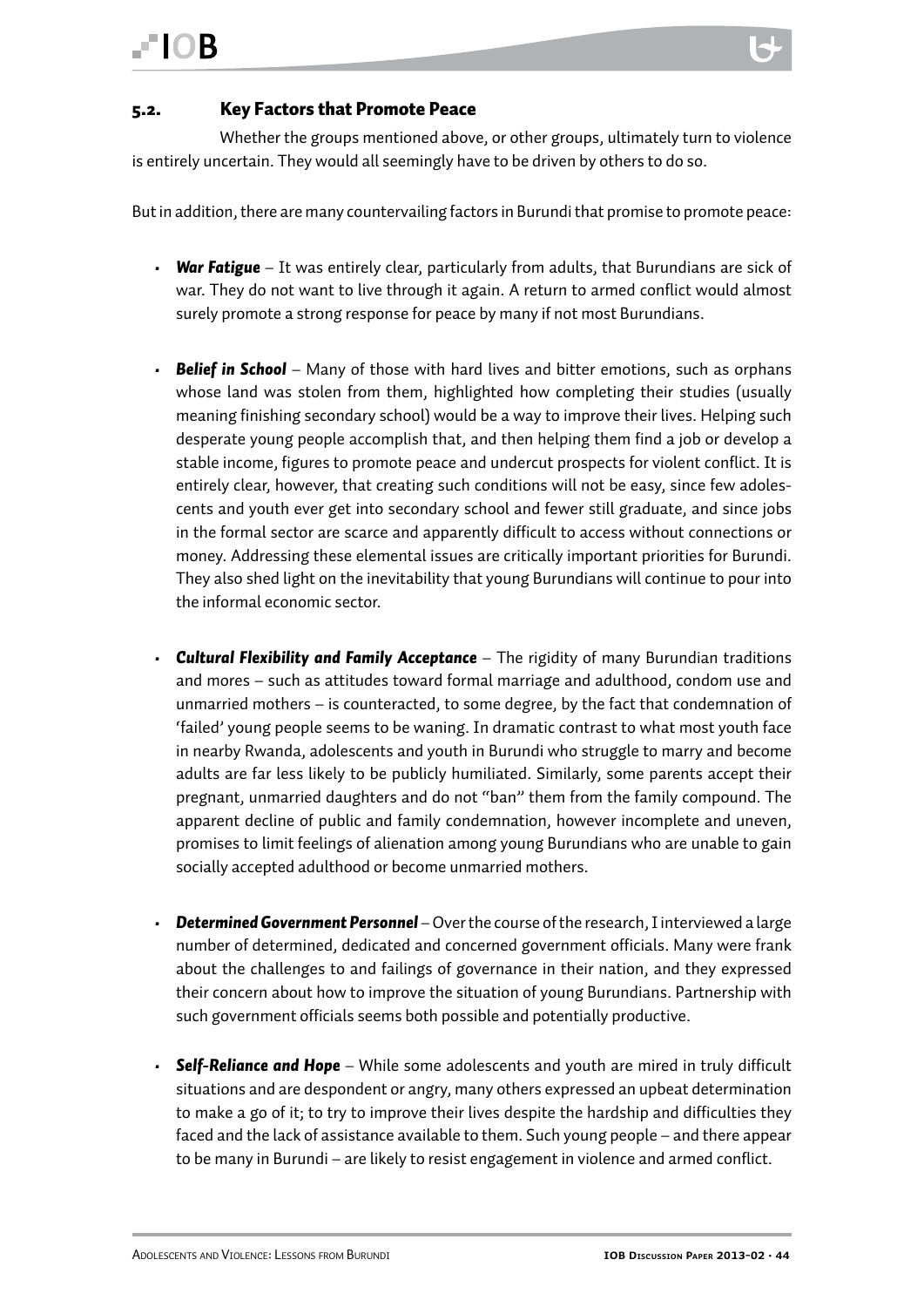## 5.2. Key Factors that Promote Peace

Whether the groups mentioned above, or other groups, ultimately turn to violence is entirely uncertain. They would all seemingly have to be driven by others to do so.

But in addition, there are many countervailing factors in Burundi that promise to promote peace:

- ***War Fatigue*** – It was entirely clear, particularly from adults, that Burundians are sick of war. They do not want to live through it again. A return to armed conflict would almost surely promote a strong response for peace by many if not most Burundians.

- ***Belief in School*** – Many of those with hard lives and bitter emotions, such as orphans whose land was stolen from them, highlighted how completing their studies (usually meaning finishing secondary school) would be a way to improve their lives. Helping such desperate young people accomplish that, and then helping them find a job or develop a stable income, figures to promote peace and undercut prospects for violent conflict. It is entirely clear, however, that creating such conditions will not be easy, since few adolescents and youth ever get into secondary school and fewer still graduate, and since jobs in the formal sector are scarce and apparently difficult to access without connections or money. Addressing these elemental issues are critically important priorities for Burundi. They also shed light on the inevitability that young Burundians will continue to pour into the informal economic sector.

- ***Cultural Flexibility and Family Acceptance*** – The rigidity of many Burundian traditions and mores – such as attitudes toward formal marriage and adulthood, condom use and unmarried mothers – is counteracted, to some degree, by the fact that condemnation of 'failed' young people seems to be waning. In dramatic contrast to what most youth face in nearby Rwanda, adolescents and youth in Burundi who struggle to marry and become adults are far less likely to be publicly humiliated. Similarly, some parents accept their pregnant, unmarried daughters and do not "ban" them from the family compound. The apparent decline of public and family condemnation, however incomplete and uneven, promises to limit feelings of alienation among young Burundians who are unable to gain socially accepted adulthood or become unmarried mothers.

- ***Determined Government Personnel*** – Over the course of the research, I interviewed a large number of determined, dedicated and concerned government officials. Many were frank about the challenges to and failings of governance in their nation, and they expressed their concern about how to improve the situation of young Burundians. Partnership with such government officials seems both possible and potentially productive.

- ***Self-Reliance and Hope*** – While some adolescents and youth are mired in truly difficult situations and are despondent or angry, many others expressed an upbeat determination to make a go of it; to try to improve their lives despite the hardship and difficulties they faced and the lack of assistance available to them. Such young people – and there appear to be many in Burundi – are likely to resist engagement in violence and armed conflict.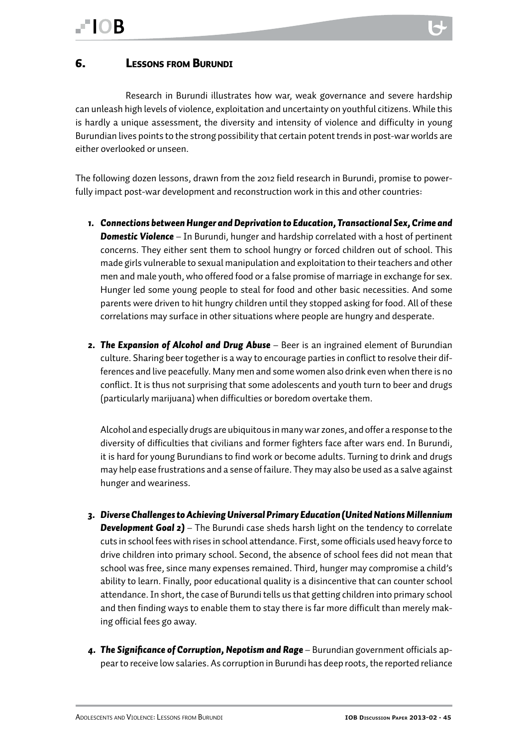# 6. Lessons from Burundi

Research in Burundi illustrates how war, weak governance and severe hardship can unleash high levels of violence, exploitation and uncertainty on youthful citizens. While this is hardly a unique assessment, the diversity and intensity of violence and difficulty in young Burundian lives points to the strong possibility that certain potent trends in post-war worlds are either overlooked or unseen.

The following dozen lessons, drawn from the 2012 field research in Burundi, promise to powerfully impact post-war development and reconstruction work in this and other countries:

1. ***Connections between Hunger and Deprivation to Education, Transactional Sex, Crime and Domestic Violence*** – In Burundi, hunger and hardship correlated with a host of pertinent concerns. They either sent them to school hungry or forced children out of school. This made girls vulnerable to sexual manipulation and exploitation to their teachers and other men and male youth, who offered food or a false promise of marriage in exchange for sex. Hunger led some young people to steal for food and other basic necessities. And some parents were driven to hit hungry children until they stopped asking for food. All of these correlations may surface in other situations where people are hungry and desperate.

2. ***The Expansion of Alcohol and Drug Abuse*** – Beer is an ingrained element of Burundian culture. Sharing beer together is a way to encourage parties in conflict to resolve their differences and live peacefully. Many men and some women also drink even when there is no conflict. It is thus not surprising that some adolescents and youth turn to beer and drugs (particularly marijuana) when difficulties or boredom overtake them.

   Alcohol and especially drugs are ubiquitous in many war zones, and offer a response to the diversity of difficulties that civilians and former fighters face after wars end. In Burundi, it is hard for young Burundians to find work or become adults. Turning to drink and drugs may help ease frustrations and a sense of failure. They may also be used as a salve against hunger and weariness.

3. ***Diverse Challenges to Achieving Universal Primary Education (United Nations Millennium Development Goal 2)*** – The Burundi case sheds harsh light on the tendency to correlate cuts in school fees with rises in school attendance. First, some officials used heavy force to drive children into primary school. Second, the absence of school fees did not mean that school was free, since many expenses remained. Third, hunger may compromise a child's ability to learn. Finally, poor educational quality is a disincentive that can counter school attendance. In short, the case of Burundi tells us that getting children into primary school and then finding ways to enable them to stay there is far more difficult than merely making official fees go away.

4. ***The Significance of Corruption, Nepotism and Rage*** – Burundian government officials appear to receive low salaries. As corruption in Burundi has deep roots, the reported reliance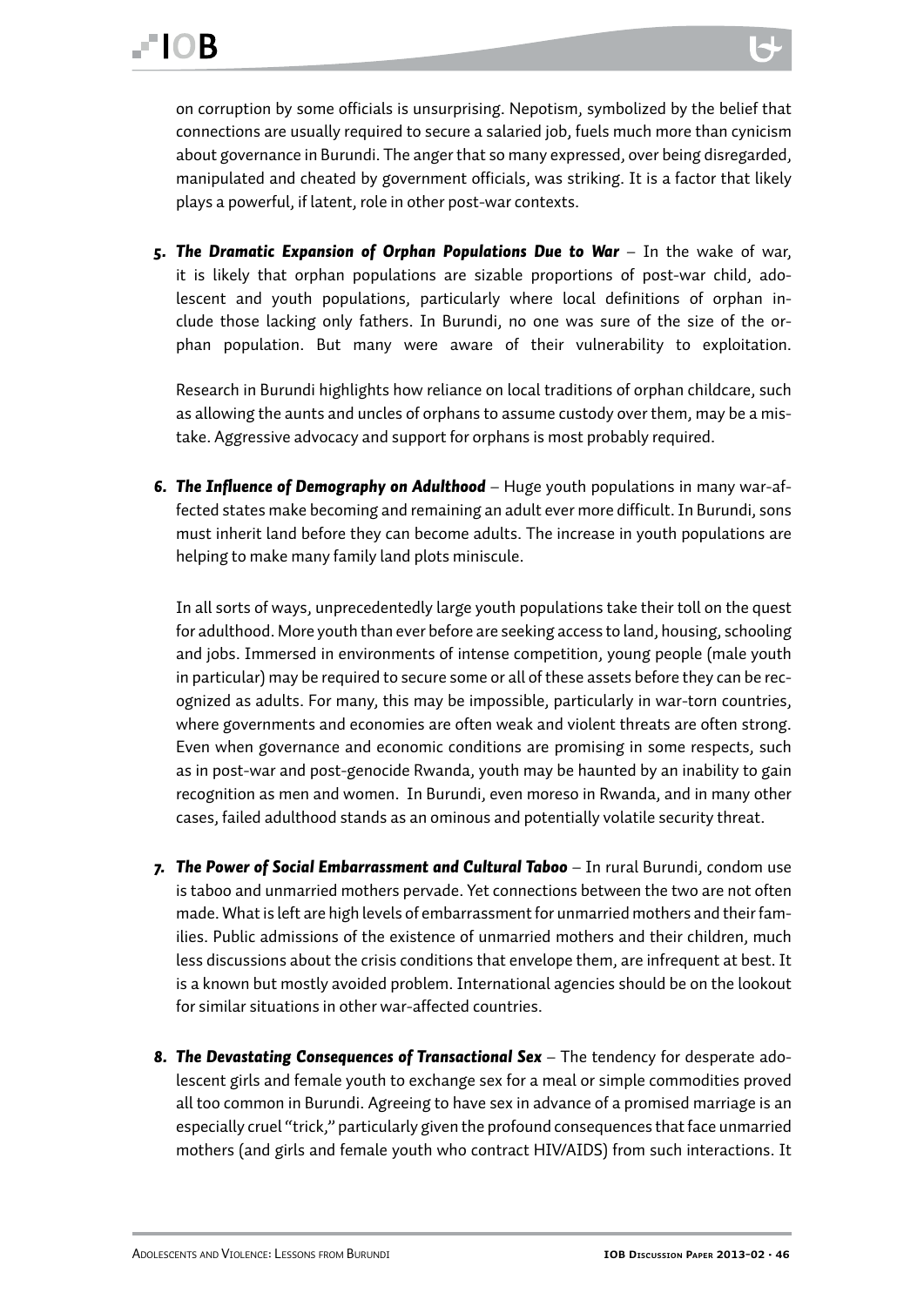on corruption by some officials is unsurprising. Nepotism, symbolized by the belief that connections are usually required to secure a salaried job, fuels much more than cynicism about governance in Burundi. The anger that so many expressed, over being disregarded, manipulated and cheated by government officials, was striking. It is a factor that likely plays a powerful, if latent, role in other post-war contexts.

5. ***The Dramatic Expansion of Orphan Populations Due to War*** – In the wake of war, it is likely that orphan populations are sizable proportions of post-war child, adolescent and youth populations, particularly where local definitions of orphan include those lacking only fathers. In Burundi, no one was sure of the size of the orphan population. But many were aware of their vulnerability to exploitation.

   Research in Burundi highlights how reliance on local traditions of orphan childcare, such as allowing the aunts and uncles of orphans to assume custody over them, may be a mistake. Aggressive advocacy and support for orphans is most probably required.

6. ***The Influence of Demography on Adulthood*** – Huge youth populations in many war-affected states make becoming and remaining an adult ever more difficult. In Burundi, sons must inherit land before they can become adults. The increase in youth populations are helping to make many family land plots miniscule.

   In all sorts of ways, unprecedentedly large youth populations take their toll on the quest for adulthood. More youth than ever before are seeking access to land, housing, schooling and jobs. Immersed in environments of intense competition, young people (male youth in particular) may be required to secure some or all of these assets before they can be recognized as adults. For many, this may be impossible, particularly in war-torn countries, where governments and economies are often weak and violent threats are often strong. Even when governance and economic conditions are promising in some respects, such as in post-war and post-genocide Rwanda, youth may be haunted by an inability to gain recognition as men and women. In Burundi, even moreso in Rwanda, and in many other cases, failed adulthood stands as an ominous and potentially volatile security threat.

7. ***The Power of Social Embarrassment and Cultural Taboo*** – In rural Burundi, condom use is taboo and unmarried mothers pervade. Yet connections between the two are not often made. What is left are high levels of embarrassment for unmarried mothers and their families. Public admissions of the existence of unmarried mothers and their children, much less discussions about the crisis conditions that envelope them, are infrequent at best. It is a known but mostly avoided problem. International agencies should be on the lookout for similar situations in other war-affected countries.

8. ***The Devastating Consequences of Transactional Sex*** – The tendency for desperate adolescent girls and female youth to exchange sex for a meal or simple commodities proved all too common in Burundi. Agreeing to have sex in advance of a promised marriage is an especially cruel "trick," particularly given the profound consequences that face unmarried mothers (and girls and female youth who contract HIV/AIDS) from such interactions. It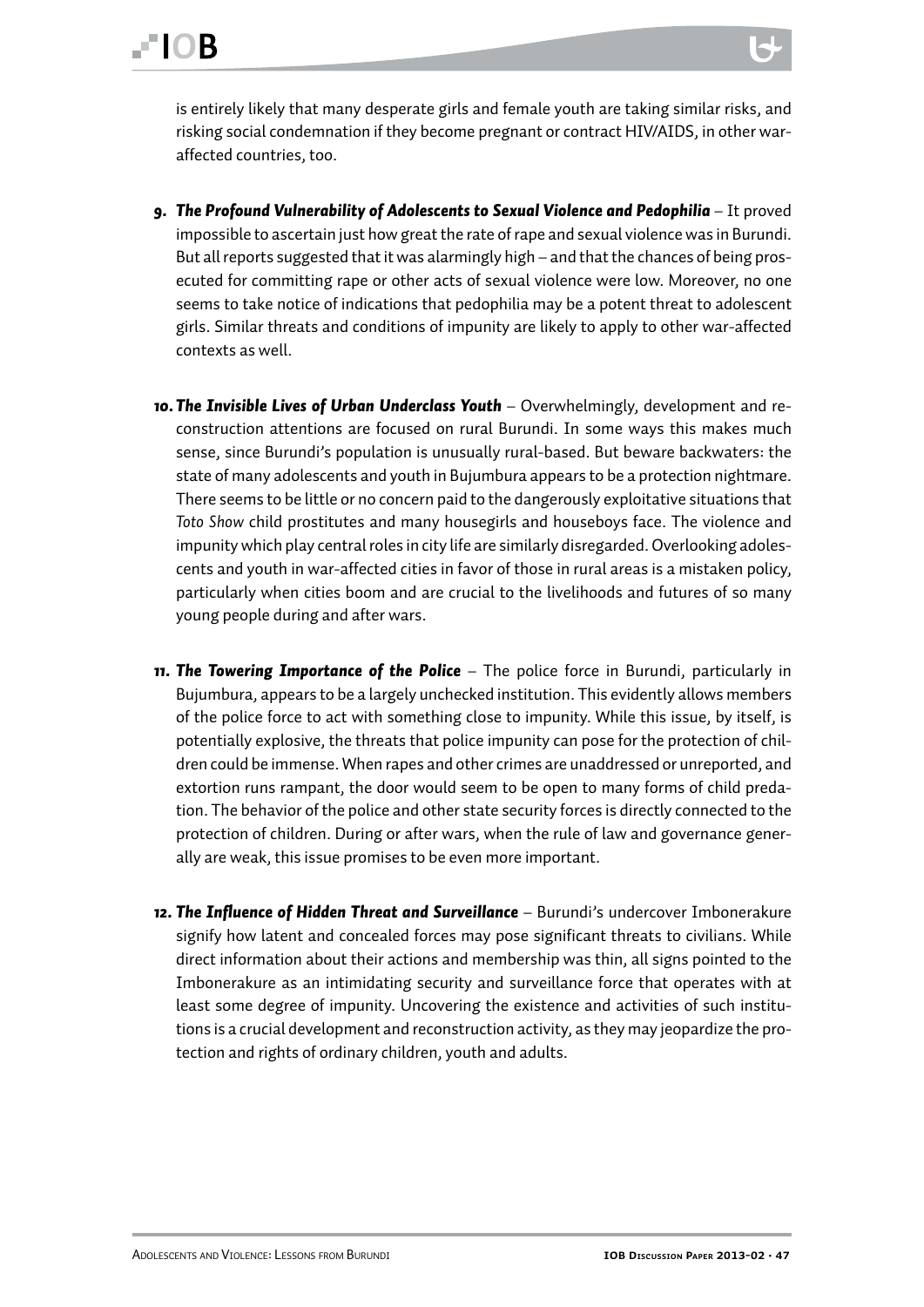is entirely likely that many desperate girls and female youth are taking similar risks, and risking social condemnation if they become pregnant or contract HIV/AIDS, in other war-affected countries, too.

9. ***The Profound Vulnerability of Adolescents to Sexual Violence and Pedophilia*** – It proved impossible to ascertain just how great the rate of rape and sexual violence was in Burundi. But all reports suggested that it was alarmingly high – and that the chances of being prosecuted for committing rape or other acts of sexual violence were low. Moreover, no one seems to take notice of indications that pedophilia may be a potent threat to adolescent girls. Similar threats and conditions of impunity are likely to apply to other war-affected contexts as well.

10. ***The Invisible Lives of Urban Underclass Youth*** – Overwhelmingly, development and reconstruction attentions are focused on rural Burundi. In some ways this makes much sense, since Burundi's population is unusually rural-based. But beware backwaters: the state of many adolescents and youth in Bujumbura appears to be a protection nightmare. There seems to be little or no concern paid to the dangerously exploitative situations that *Toto Show* child prostitutes and many housegirls and houseboys face. The violence and impunity which play central roles in city life are similarly disregarded. Overlooking adolescents and youth in war-affected cities in favor of those in rural areas is a mistaken policy, particularly when cities boom and are crucial to the livelihoods and futures of so many young people during and after wars.

11. ***The Towering Importance of the Police*** – The police force in Burundi, particularly in Bujumbura, appears to be a largely unchecked institution. This evidently allows members of the police force to act with something close to impunity. While this issue, by itself, is potentially explosive, the threats that police impunity can pose for the protection of children could be immense. When rapes and other crimes are unaddressed or unreported, and extortion runs rampant, the door would seem to be open to many forms of child predation. The behavior of the police and other state security forces is directly connected to the protection of children. During or after wars, when the rule of law and governance generally are weak, this issue promises to be even more important.

12. ***The Influence of Hidden Threat and Surveillance*** – Burundi's undercover Imbonerakure signify how latent and concealed forces may pose significant threats to civilians. While direct information about their actions and membership was thin, all signs pointed to the Imbonerakure as an intimidating security and surveillance force that operates with at least some degree of impunity. Uncovering the existence and activities of such institutions is a crucial development and reconstruction activity, as they may jeopardize the protection and rights of ordinary children, youth and adults.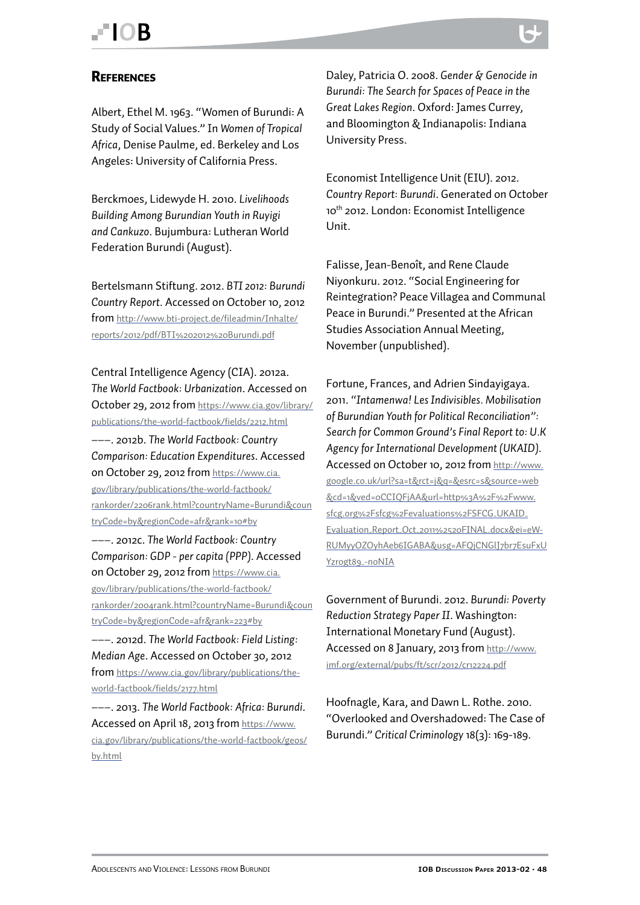## References

Albert, Ethel M. 1963. "Women of Burundi: A Study of Social Values." In *Women of Tropical Africa*, Denise Paulme, ed. Berkeley and Los Angeles: University of California Press.

Berckmoes, Lidewyde H. 2010. *Livelihoods Building Among Burundian Youth in Ruyigi and Cankuzo*. Bujumbura: Lutheran World Federation Burundi (August).

Bertelsmann Stiftung. 2012. *BTI 2012: Burundi Country Report*. Accessed on October 10, 2012 from http://www.bti-project.de/fileadmin/Inhalte/reports/2012/pdf/BTI%202012%20Burundi.pdf

Central Intelligence Agency (CIA). 2012a. *The World Factbook: Urbanization*. Accessed on October 29, 2012 from https://www.cia.gov/library/publications/the-world-factbook/fields/2212.html

———. 2012b. *The World Factbook: Country Comparison: Education Expenditures*. Accessed on October 29, 2012 from https://www.cia.gov/library/publications/the-world-factbook/rankorder/2206rank.html?countryName=Burundi&countryCode=by&regionCode=afr&rank=10#by

———. 2012c. *The World Factbook: Country Comparison: GDP - per capita (PPP)*. Accessed on October 29, 2012 from https://www.cia.gov/library/publications/the-world-factbook/rankorder/2004rank.html?countryName=Burundi&countryCode=by&regionCode=afr&rank=223#by

———. 2012d. *The World Factbook: Field Listing: Median Age*. Accessed on October 30, 2012 from https://www.cia.gov/library/publications/the-world-factbook/fields/2177.html

———. 2013. *The World Factbook: Africa: Burundi*. Accessed on April 18, 2013 from https://www.cia.gov/library/publications/the-world-factbook/geos/by.html

Daley, Patricia O. 2008. *Gender & Genocide in Burundi: The Search for Spaces of Peace in the Great Lakes Region*. Oxford: James Currey, and Bloomington & Indianapolis: Indiana University Press.

Economist Intelligence Unit (EIU). 2012. *Country Report: Burundi*. Generated on October 10th 2012. London: Economist Intelligence Unit.

Falisse, Jean-Benoît, and Rene Claude Niyonkuru. 2012. "Social Engineering for Reintegration? Peace Villagea and Communal Peace in Burundi." Presented at the African Studies Association Annual Meeting, November (unpublished).

Fortune, Frances, and Adrien Sindayigaya. 2011. *"Intamenwa! Les Indivisibles. Mobilisation of Burundian Youth for Political Reconciliation": Search for Common Ground's Final Report to: U.K Agency for International Development (UKAID)*. Accessed on October 10, 2012 from http://www.google.co.uk/url?sa=t&rct=j&q=&esrc=s&source=web&cd=1&ved=0CCIQFjAA&url=http%3A%2F%2Fwww.sfcg.org%2Fsfcg%2Fevaluations%2FSFCG_UKAID_Evaluation_Report_Oct_2011%2520FINAL.docx&ei=eW-RUMyyOZOyhAeb6IGABA&usg=AFQjCNGlJ7br7EsuFxUYzrogt89_-noNIA

Government of Burundi. 2012. *Burundi: Poverty Reduction Strategy Paper II*. Washington: International Monetary Fund (August). Accessed on 8 January, 2013 from http://www.imf.org/external/pubs/ft/scr/2012/cr12224.pdf

Hoofnagle, Kara, and Dawn L. Rothe. 2010. "Overlooked and Overshadowed: The Case of Burundi." *Critical Criminology* 18(3): 169-189.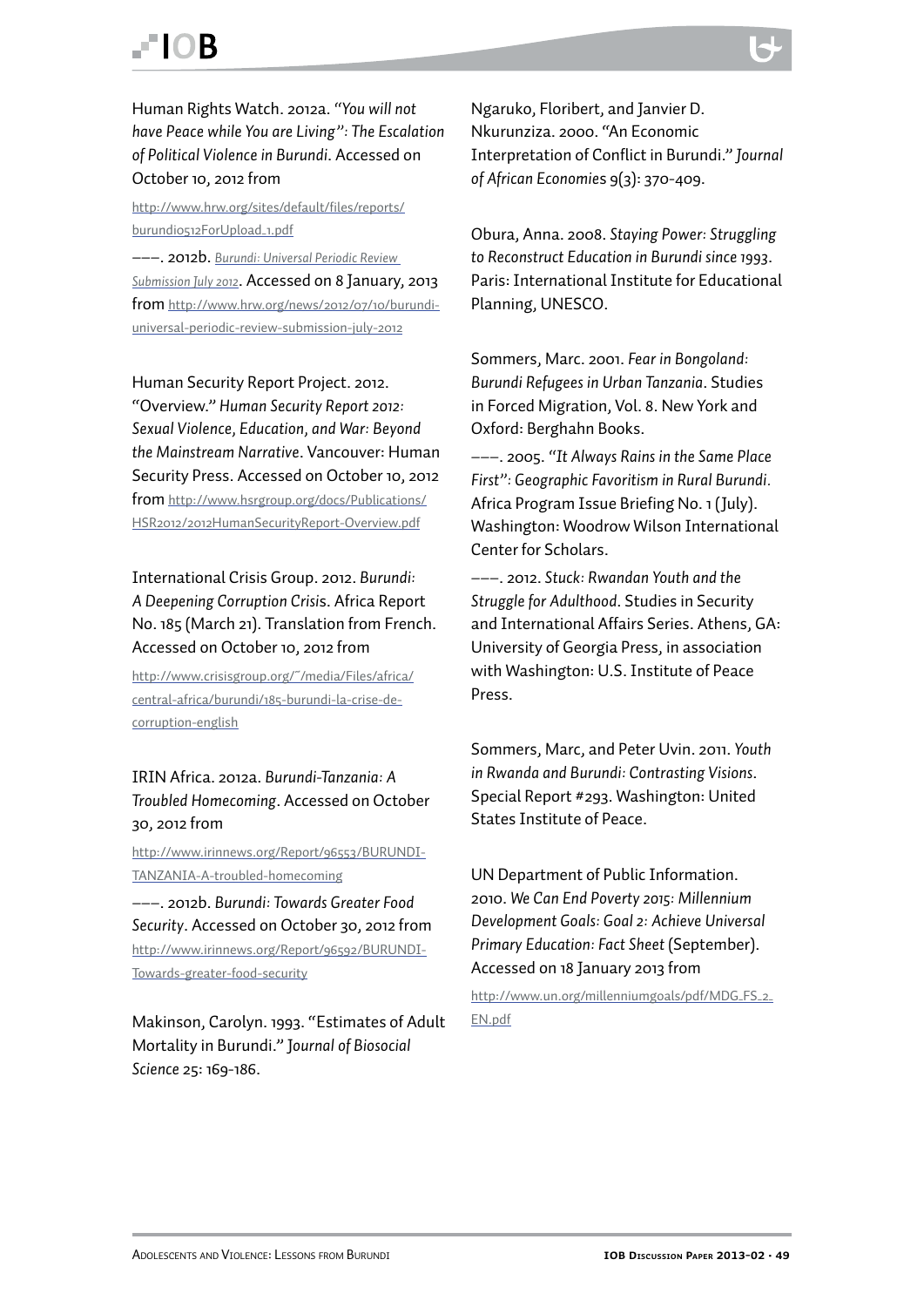Human Rights Watch. 2012a. *"You will not have Peace while You are Living": The Escalation of Political Violence in Burundi*. Accessed on October 10, 2012 from

http://www.hrw.org/sites/default/files/reports/burundi0512ForUpload_1.pdf

–––. 2012b. *Burundi: Universal Periodic Review Submission July 2012*. Accessed on 8 January, 2013 from http://www.hrw.org/news/2012/07/10/burundi-universal-periodic-review-submission-july-2012

Human Security Report Project. 2012. "Overview." *Human Security Report 2012: Sexual Violence, Education, and War: Beyond the Mainstream Narrative*. Vancouver: Human Security Press. Accessed on October 10, 2012 from http://www.hsrgroup.org/docs/Publications/HSR2012/2012HumanSecurityReport-Overview.pdf

International Crisis Group. 2012. *Burundi: A Deepening Corruption Crisis*. Africa Report No. 185 (March 21). Translation from French. Accessed on October 10, 2012 from

http://www.crisisgroup.org/~/media/Files/africa/central-africa/burundi/185-burundi-la-crise-de-corruption-english

IRIN Africa. 2012a. *Burundi-Tanzania: A Troubled Homecoming*. Accessed on October 30, 2012 from

http://www.irinnews.org/Report/96553/BURUNDI-TANZANIA-A-troubled-homecoming

–––. 2012b. *Burundi: Towards Greater Food Security*. Accessed on October 30, 2012 from http://www.irinnews.org/Report/96592/BURUNDI-Towards-greater-food-security

Makinson, Carolyn. 1993. "Estimates of Adult Mortality in Burundi." *Journal of Biosocial Science* 25: 169-186.

Ngaruko, Floribert, and Janvier D. Nkurunziza. 2000. "An Economic Interpretation of Conflict in Burundi." *Journal of African Economies* 9(3): 370-409.

Obura, Anna. 2008. *Staying Power: Struggling to Reconstruct Education in Burundi since 1993*. Paris: International Institute for Educational Planning, UNESCO.

Sommers, Marc. 2001. *Fear in Bongoland: Burundi Refugees in Urban Tanzania*. Studies in Forced Migration, Vol. 8. New York and Oxford: Berghahn Books.

–––. 2005. *"It Always Rains in the Same Place First": Geographic Favoritism in Rural Burundi*. Africa Program Issue Briefing No. 1 (July). Washington: Woodrow Wilson International Center for Scholars.

–––. 2012. *Stuck: Rwandan Youth and the Struggle for Adulthood*. Studies in Security and International Affairs Series. Athens, GA: University of Georgia Press, in association with Washington: U.S. Institute of Peace Press.

Sommers, Marc, and Peter Uvin. 2011. *Youth in Rwanda and Burundi: Contrasting Visions*. Special Report #293. Washington: United States Institute of Peace.

UN Department of Public Information. 2010. *We Can End Poverty 2015: Millennium Development Goals: Goal 2: Achieve Universal Primary Education: Fact Sheet* (September). Accessed on 18 January 2013 from

http://www.un.org/millenniumgoals/pdf/MDG_FS_2_EN.pdf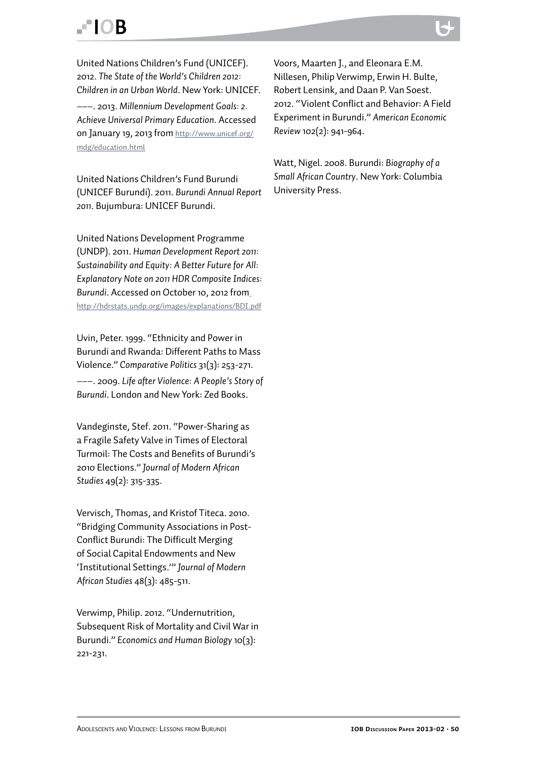United Nations Children's Fund (UNICEF). 2012. *The State of the World's Children 2012: Children in an Urban World*. New York: UNICEF.

–––. 2013. *Millennium Development Goals: 2. Achieve Universal Primary Education*. Accessed on January 19, 2013 from http://www.unicef.org/mdg/education.html

United Nations Children's Fund Burundi (UNICEF Burundi). 2011. *Burundi Annual Report 2011*. Bujumbura: UNICEF Burundi.

United Nations Development Programme (UNDP). 2011. *Human Development Report 2011: Sustainability and Equity: A Better Future for All: Explanatory Note on 2011 HDR Composite Indices: Burundi*. Accessed on October 10, 2012 from http://hdrstats.undp.org/images/explanations/BDI.pdf

Uvin, Peter. 1999. "Ethnicity and Power in Burundi and Rwanda: Different Paths to Mass Violence." *Comparative Politics* 31(3): 253-271.

–––. 2009. *Life after Violence: A People's Story of Burundi*. London and New York: Zed Books.

Vandeginste, Stef. 2011. "Power-Sharing as a Fragile Safety Valve in Times of Electoral Turmoil: The Costs and Benefits of Burundi's 2010 Elections." *Journal of Modern African Studies* 49(2): 315-335.

Vervisch, Thomas, and Kristof Titeca. 2010. "Bridging Community Associations in Post-Conflict Burundi: The Difficult Merging of Social Capital Endowments and New 'Institutional Settings.'" *Journal of Modern African Studies* 48(3): 485-511.

Verwimp, Philip. 2012. "Undernutrition, Subsequent Risk of Mortality and Civil War in Burundi." *Economics and Human Biology* 10(3): 221-231.

Voors, Maarten J., and Eleonara E.M. Nillesen, Philip Verwimp, Erwin H. Bulte, Robert Lensink, and Daan P. Van Soest. 2012. "Violent Conflict and Behavior: A Field Experiment in Burundi." *American Economic Review* 102(2): 941-964.

Watt, Nigel. 2008. Burundi: *Biography of a Small African Country*. New York: Columbia University Press.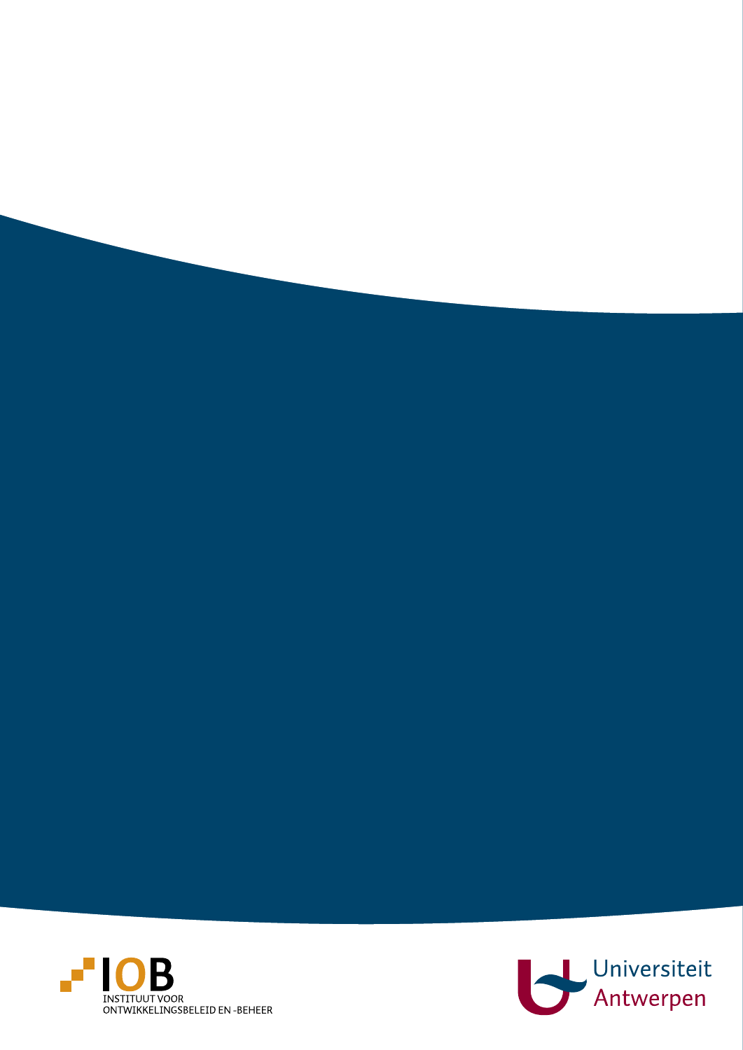IOB

INSTITUUT VOOR
ONTWIKKELINGSBELEID EN -BEHEER

Universiteit
Antwerpen